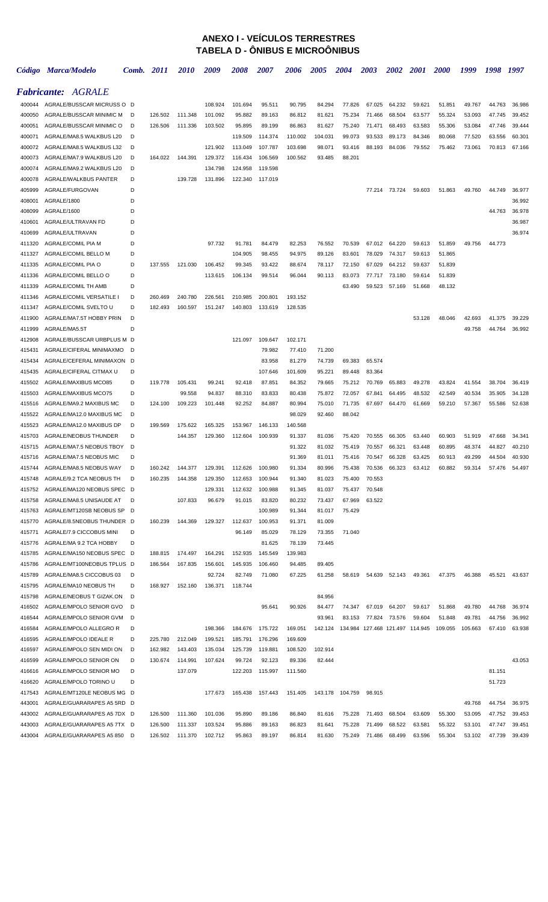# ANEXO I - VEÍCULOS TERRESTRES
# TABELA D - ÔNIBUS E MICROÔNIBUS

| Código | Marca/Modelo | Comb. | 2011 | 2010 | 2009 | 2008 | 2007 | 2006 | 2005 | 2004 | 2003 | 2002 | 2001 | 2000 | 1999 | 1998 | 1997 |
|---|---|---|---|---|---|---|---|---|---|---|---|---|---|---|---|---|---|
| ***Fabricante: AGRALE*** | | | | | | | | | | | | | | | | | |
| 400044 | AGRALE/BUSSCAR MICRUSS O | D | | | 108.924 | 101.694 | 95.511 | 90.795 | 84.294 | 77.826 | 67.025 | 64.232 | 59.621 | 51.851 | 49.767 | 44.763 | 36.986 |
| 400050 | AGRALE/BUSSCAR MINIMIC M | D | 126.502 | 111.348 | 101.092 | 95.882 | 89.163 | 86.812 | 81.621 | 75.234 | 71.466 | 68.504 | 63.577 | 55.324 | 53.093 | 47.745 | 39.452 |
| 400051 | AGRALE/BUSSCAR MINIMIC O | D | 126.506 | 111.336 | 103.502 | 95.895 | 89.199 | 86.863 | 81.627 | 75.240 | 71.471 | 68.493 | 63.583 | 55.306 | 53.084 | 47.746 | 39.444 |
| 400071 | AGRALE/MA8.5 WALKBUS L20 | D | | | | 119.509 | 114.374 | 110.002 | 104.031 | 99.073 | 93.533 | 89.173 | 84.346 | 80.068 | 77.520 | 63.556 | 60.301 |
| 400072 | AGRALE/MA8.5 WALKBUS L32 | D | | | 121.902 | 113.049 | 107.787 | 103.698 | 98.071 | 93.416 | 88.193 | 84.036 | 79.552 | 75.462 | 73.061 | 70.813 | 67.166 |
| 400073 | AGRALE/MA7.9 WALKBUS L20 | D | 164.022 | 144.391 | 129.372 | 116.434 | 106.569 | 100.562 | 93.485 | 88.201 | | | | | | | |
| 400074 | AGRALE/MA9.2 WALKBUS L20 | D | | | 134.798 | 124.958 | 119.598 | | | | | | | | | | |
| 400078 | AGRALE/WALKBUS PANTER | D | | 139.728 | 131.896 | 122.340 | 117.019 | | | | | | | | | | |
| 405999 | AGRALE/FURGOVAN | D | | | | | | | | | 77.214 | 73.724 | 59.603 | 51.863 | 49.760 | 44.749 | 36.977 |
| 408001 | AGRALE/1800 | D | | | | | | | | | | | | | | | 36.992 |
| 408099 | AGRALE/1600 | D | | | | | | | | | | | | | | 44.763 | 36.978 |
| 410601 | AGRALE/ULTRAVAN FD | D | | | | | | | | | | | | | | | 36.987 |
| 410699 | AGRALE/ULTRAVAN | D | | | | | | | | | | | | | | | 36.974 |
| 411320 | AGRALE/COMIL PIA M | D | | | 97.732 | 91.781 | 84.479 | 82.253 | 76.552 | 70.539 | 67.012 | 64.220 | 59.613 | 51.859 | 49.756 | 44.773 | |
| 411327 | AGRALE/COMIL BELLO M | D | | | | 104.905 | 98.455 | 94.975 | 89.126 | 83.601 | 78.029 | 74.317 | 59.613 | 51.865 | | | |
| 411335 | AGRALE/COMIL PIA O | D | 137.555 | 121.030 | 106.452 | 99.345 | 93.422 | 88.674 | 78.117 | 72.150 | 67.029 | 64.212 | 59.637 | 51.839 | | | |
| 411336 | AGRALE/COMIL BELLO O | D | | | 113.615 | 106.134 | 99.514 | 96.044 | 90.113 | 83.073 | 77.717 | 73.180 | 59.614 | 51.839 | | | |
| 411339 | AGRALE/COMIL TH AMB | D | | | | | | | | 63.490 | 59.523 | 57.169 | 51.668 | 48.132 | | | |
| 411346 | AGRALE/COMIL VERSATILE I | D | 260.469 | 240.780 | 226.561 | 210.985 | 200.801 | 193.152 | | | | | | | | | |
| 411347 | AGRALE/COMIL SVELTO U | D | 182.493 | 160.597 | 151.247 | 140.803 | 133.619 | 128.535 | | | | | | | | | |
| 411900 | AGRALE/MA7.5T HOBBY PRIN | D | | | | | | | | | | | 53.128 | 48.046 | 42.693 | 41.375 | 39.229 |
| 411999 | AGRALE/MA5.5T | D | | | | | | | | | | | | | 49.758 | 44.764 | 36.992 |
| 412908 | AGRALE/BUSSCAR URBPLUS M | D | | | | 121.097 | 109.647 | 102.171 | | | | | | | | | |
| 415431 | AGRALE/CIFERAL MINIMAXMO | D | | | | | 79.982 | 77.410 | 71.200 | | | | | | | | |
| 415434 | AGRALE/CEFERAL MINIMAXON | D | | | | | 83.958 | 81.279 | 74.739 | 69.383 | 65.574 | | | | | | |
| 415435 | AGRALE/CIFERAL CITMAX U | D | | | | | 107.646 | 101.609 | 95.221 | 89.448 | 83.364 | | | | | | |
| 415502 | AGRALE/MAXIBUS MCO85 | D | 119.778 | 105.431 | 99.241 | 92.418 | 87.851 | 84.352 | 79.665 | 75.212 | 70.769 | 65.883 | 49.278 | 43.824 | 41.554 | 38.704 | 36.419 |
| 415503 | AGRALE/MAXIBUS MCO75 | D | | 99.558 | 94.837 | 88.310 | 83.833 | 80.438 | 75.872 | 72.057 | 67.841 | 64.495 | 48.532 | 42.549 | 40.534 | 35.905 | 34.128 |
| 415516 | AGRALE/MA9.2 MAXIBUS MC | D | 124.100 | 109.223 | 101.448 | 92.252 | 84.887 | 80.994 | 75.010 | 71.735 | 67.697 | 64.470 | 61.669 | 59.210 | 57.367 | 55.586 | 52.638 |
| 415522 | AGRALE/MA12.0 MAXIBUS MC | D | | | | | | 98.029 | 92.460 | 88.042 | | | | | | | |
| 415523 | AGRALE/MA12.0 MAXIBUS DP | D | 199.569 | 175.622 | 165.325 | 153.967 | 146.133 | 140.568 | | | | | | | | | |
| 415703 | AGRALE/NEOBUS THUNDER | D | | 144.357 | 129.360 | 112.604 | 100.939 | 91.337 | 81.036 | 75.420 | 70.555 | 66.305 | 63.440 | 60.903 | 51.919 | 47.668 | 34.341 |
| 415715 | AGRALE/MA7.5 NEOBUS TBOY | D | | | | | | 91.322 | 81.032 | 75.419 | 70.557 | 66.321 | 63.448 | 60.895 | 48.374 | 44.827 | 40.210 |
| 415716 | AGRALE/MA7.5 NEOBUS MIC | D | | | | | | 91.369 | 81.011 | 75.416 | 70.547 | 66.328 | 63.425 | 60.913 | 49.299 | 44.504 | 40.930 |
| 415744 | AGRALE/MA8.5 NEOBUS WAY | D | 160.242 | 144.377 | 129.391 | 112.626 | 100.980 | 91.334 | 80.996 | 75.438 | 70.536 | 66.323 | 63.412 | 60.882 | 59.314 | 57.476 | 54.497 |
| 415748 | AGRALE/9.2 TCA NEOBUS TH | D | 160.235 | 144.358 | 129.350 | 112.653 | 100.944 | 91.340 | 81.023 | 75.400 | 70.553 | | | | | | |
| 415752 | AGRALE/MA120 NEOBUS SPEC | D | | | 129.331 | 112.632 | 100.988 | 91.345 | 81.037 | 75.437 | 70.548 | | | | | | |
| 415758 | AGRALE/MA8.5 UNISAUDE AT | D | | 107.833 | 96.679 | 91.015 | 83.820 | 80.232 | 73.437 | 67.969 | 63.522 | | | | | | |
| 415763 | AGRALE/MT120SB NEOBUS SP | D | | | | | 100.989 | 91.344 | 81.017 | 75.429 | | | | | | | |
| 415770 | AGRALE/8.5NEOBUS THUNDER | D | 160.239 | 144.369 | 129.327 | 112.637 | 100.953 | 91.371 | 81.009 | | | | | | | | |
| 415771 | AGRALE/7.9 CICCOBUS MINI | D | | | | 96.149 | 85.029 | 78.129 | 73.355 | 71.040 | | | | | | | |
| 415776 | AGRALE/MA 9.2 TCA HOBBY | D | | | | | 81.625 | 78.139 | 73.445 | | | | | | | | |
| 415785 | AGRALE/MA150 NEOBUS SPEC | D | 188.815 | 174.497 | 164.291 | 152.935 | 145.549 | 139.983 | | | | | | | | | |
| 415786 | AGRALE/MT100NEOBUS TPLUS | D | 186.564 | 167.835 | 156.601 | 145.935 | 106.460 | 94.485 | 89.405 | | | | | | | | |
| 415789 | AGRALE/MA8.5 CICCOBUS 03 | D | | | 92.724 | 82.749 | 71.080 | 67.225 | 61.258 | 58.619 | 54.639 | 52.143 | 49.361 | 47.375 | 46.388 | 45.521 | 43.637 |
| 415795 | AGRALE/MA10 NEOBUS TH | D | 168.927 | 152.160 | 136.371 | 118.744 | | | | | | | | | | | |
| 415798 | AGRALE/NEOBUS T GIZAK.ON | D | | | | | | | 84.956 | | | | | | | | |
| 416502 | AGRALE/MPOLO SENIOR GVO | D | | | | | 95.641 | 90.926 | 84.477 | 74.347 | 67.019 | 64.207 | 59.617 | 51.868 | 49.780 | 44.768 | 36.974 |
| 416544 | AGRALE/MPOLO SENIOR GVM | D | | | | | | | 93.961 | 83.153 | 77.824 | 73.576 | 59.604 | 51.848 | 49.781 | 44.756 | 36.992 |
| 416584 | AGRALE/MPOLO ALLEGRO R | D | | | 198.366 | 184.676 | 175.722 | 169.051 | 142.124 | 134.984 | 127.468 | 121.497 | 114.945 | 109.055 | 105.663 | 67.410 | 63.938 |
| 416595 | AGRALE/MPOLO IDEALE R | D | 225.780 | 212.049 | 199.521 | 185.791 | 176.296 | 169.609 | | | | | | | | | |
| 416597 | AGRALE/MPOLO SEN MIDI ON | D | 162.982 | 143.403 | 135.034 | 125.739 | 119.881 | 108.520 | 102.914 | | | | | | | | |
| 416599 | AGRALE/MPOLO SENIOR ON | D | 130.674 | 114.991 | 107.624 | 99.724 | 92.123 | 89.336 | 82.444 | | | | | | | | 43.053 |
| 416616 | AGRALE/MPOLO SENIOR MO | D | | 137.079 | | 122.203 | 115.997 | 111.560 | | | | | | | | 81.151 | |
| 416620 | AGRALE/MPOLO TORINO U | D | | | | | | | | | | | | | | 51.723 | |
| 417543 | AGRALE/MT120LE NEOBUS MG | D | | | 177.673 | 165.438 | 157.443 | 151.405 | 143.178 | 104.759 | 98.915 | | | | | | |
| 443001 | AGRALE/GUARARAPES A5 5RD | D | | | | | | | | | | | | | 49.768 | 44.754 | 36.975 |
| 443002 | AGRALE/GUARARAPES A5 7DX | D | 126.500 | 111.360 | 101.036 | 95.890 | 89.186 | 86.840 | 81.616 | 75.228 | 71.493 | 68.504 | 63.609 | 55.300 | 53.095 | 47.752 | 39.453 |
| 443003 | AGRALE/GUARARAPES A5 7TX | D | 126.500 | 111.337 | 103.524 | 95.886 | 89.163 | 86.823 | 81.641 | 75.228 | 71.499 | 68.522 | 63.581 | 55.322 | 53.101 | 47.747 | 39.451 |
| 443004 | AGRALE/GUARARAPES A5 850 | D | 126.502 | 111.370 | 102.712 | 95.863 | 89.197 | 86.814 | 81.630 | 75.249 | 71.486 | 68.499 | 63.596 | 55.304 | 53.102 | 47.739 | 39.439 |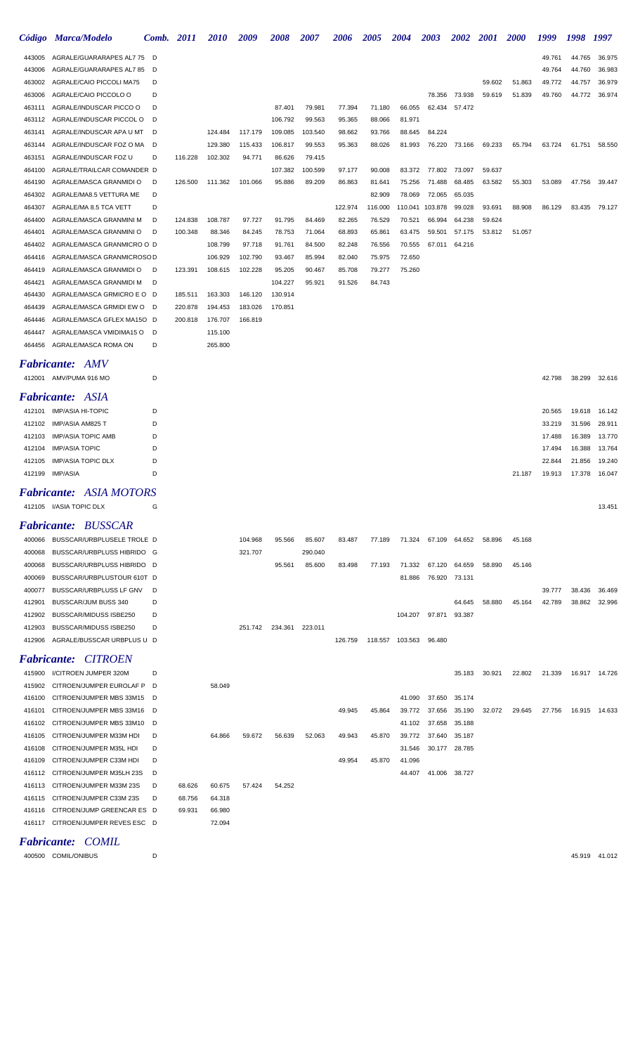| Código | Marca/Modelo | Comb. | 2011 | 2010 | 2009 | 2008 | 2007 | 2006 | 2005 | 2004 | 2003 | 2002 | 2001 | 2000 | 1999 | 1998 | 1997 |
|---|---|---|---|---|---|---|---|---|---|---|---|---|---|---|---|---|---|
| 443005 | AGRALE/GUARARAPES AL7 75 | D | | | | | | | | | | | | | 49.761 | 44.765 | 36.975 |
| 443006 | AGRALE/GUARARAPES AL7 85 | D | | | | | | | | | | | | | 49.764 | 44.760 | 36.983 |
| 463002 | AGRALE/CAIO PICCOLI MA75 | D | | | | | | | | | | | 59.602 | 51.863 | 49.772 | 44.757 | 36.979 |
| 463006 | AGRALE/CAIO PICCOLO O | D | | | | | | | | | 78.356 | 73.938 | 59.619 | 51.839 | 49.760 | 44.772 | 36.974 |
| 463111 | AGRALE/INDUSCAR PICCO O | D | | | | 87.401 | 79.981 | 77.394 | 71.180 | 66.055 | 62.434 | 57.472 | | | | | |
| 463112 | AGRALE/INDUSCAR PICCOL O | D | | | | 106.792 | 99.563 | 95.365 | 88.066 | 81.971 | | | | | | | |
| 463141 | AGRALE/INDUSCAR APA U MT | D | | 124.484 | 117.179 | 109.085 | 103.540 | 98.662 | 93.766 | 88.645 | 84.224 | | | | | | |
| 463144 | AGRALE/INDUSCAR FOZ O MA | D | | 129.380 | 115.433 | 106.817 | 99.553 | 95.363 | 88.026 | 81.993 | 76.220 | 73.166 | 69.233 | 65.794 | 63.724 | 61.751 | 58.550 |
| 463151 | AGRALE/INDUSCAR FOZ U | D | 116.228 | 102.302 | 94.771 | 86.626 | 79.415 | | | | | | | | | | |
| 464100 | AGRALE/TRAILCAR COMANDER | D | | | | 107.382 | 100.599 | 97.177 | 90.008 | 83.372 | 77.802 | 73.097 | 59.637 | | | | |
| 464190 | AGRALE/MASCA GRANMIDI O | D | 126.500 | 111.362 | 101.066 | 95.886 | 89.209 | 86.863 | 81.641 | 75.256 | 71.488 | 68.485 | 63.582 | 55.303 | 53.089 | 47.756 | 39.447 |
| 464302 | AGRALE/MA8.5 VETTURA ME | D | | | | | | | 82.909 | 78.069 | 72.065 | 65.035 | | | | | |
| 464307 | AGRALE/MA 8.5 TCA VETT | D | | | | | | 122.974 | 116.000 | 110.041 | 103.878 | 99.028 | 93.691 | 88.908 | 86.129 | 83.435 | 79.127 |
| 464400 | AGRALE/MASCA GRANMINI M | D | 124.838 | 108.787 | 97.727 | 91.795 | 84.469 | 82.265 | 76.529 | 70.521 | 66.994 | 64.238 | 59.624 | | | | |
| 464401 | AGRALE/MASCA GRANMINI O | D | 100.348 | 88.346 | 84.245 | 78.753 | 71.064 | 68.893 | 65.861 | 63.475 | 59.501 | 57.175 | 53.812 | 51.057 | | | |
| 464402 | AGRALE/MASCA GRANMICRO O | D | | 108.799 | 97.718 | 91.761 | 84.500 | 82.248 | 76.556 | 70.555 | 67.011 | 64.216 | | | | | |
| 464416 | AGRALE/MASCA GRANMICROSO | D | | 106.929 | 102.790 | 93.467 | 85.994 | 82.040 | 75.975 | 72.650 | | | | | | | |
| 464419 | AGRALE/MASCA GRANMIDI O | D | 123.391 | 108.615 | 102.228 | 95.205 | 90.467 | 85.708 | 79.277 | 75.260 | | | | | | | |
| 464421 | AGRALE/MASCA GRANMIDI M | D | | | | 104.227 | 95.921 | 91.526 | 84.743 | | | | | | | | |
| 464430 | AGRALE/MASCA GRMICRO E O | D | 185.511 | 163.303 | 146.120 | 130.914 | | | | | | | | | | | |
| 464439 | AGRALE/MASCA GRMIDI EW O | D | 220.878 | 194.453 | 183.026 | 170.851 | | | | | | | | | | | |
| 464446 | AGRALE/MASCA GFLEX MA15O | D | 200.818 | 176.707 | 166.819 | | | | | | | | | | | | |
| 464447 | AGRALE/MASCA VMIDIMA15 O | D | | 115.100 | | | | | | | | | | | | | |
| 464456 | AGRALE/MASCA ROMA ON | D | | 265.800 | | | | | | | | | | | | | |

## *Fabricante: AMV*

| Código | Marca/Modelo | Comb. | 2011 | 2010 | 2009 | 2008 | 2007 | 2006 | 2005 | 2004 | 2003 | 2002 | 2001 | 2000 | 1999 | 1998 | 1997 |
|---|---|---|---|---|---|---|---|---|---|---|---|---|---|---|---|---|---|
| 412001 | AMV/PUMA 916 MO | D | | | | | | | | | | | | | 42.798 | 38.299 | 32.616 |

## *Fabricante: ASIA*

| Código | Marca/Modelo | Comb. | 2011 | 2010 | 2009 | 2008 | 2007 | 2006 | 2005 | 2004 | 2003 | 2002 | 2001 | 2000 | 1999 | 1998 | 1997 |
|---|---|---|---|---|---|---|---|---|---|---|---|---|---|---|---|---|---|
| 412101 | IMP/ASIA HI-TOPIC | D | | | | | | | | | | | | | 20.565 | 19.618 | 16.142 |
| 412102 | IMP/ASIA AM825 T | D | | | | | | | | | | | | | 33.219 | 31.596 | 28.911 |
| 412103 | IMP/ASIA TOPIC AMB | D | | | | | | | | | | | | | 17.488 | 16.389 | 13.770 |
| 412104 | IMP/ASIA TOPIC | D | | | | | | | | | | | | | 17.494 | 16.388 | 13.764 |
| 412105 | IMP/ASIA TOPIC DLX | D | | | | | | | | | | | | | 22.844 | 21.856 | 19.240 |
| 412199 | IMP/ASIA | D | | | | | | | | | | | | 21.187 | 19.913 | 17.378 | 16.047 |

## *Fabricante: ASIA MOTORS*

| Código | Marca/Modelo | Comb. | 2011 | 2010 | 2009 | 2008 | 2007 | 2006 | 2005 | 2004 | 2003 | 2002 | 2001 | 2000 | 1999 | 1998 | 1997 |
|---|---|---|---|---|---|---|---|---|---|---|---|---|---|---|---|---|---|
| 412105 | I/ASIA TOPIC DLX | G | | | | | | | | | | | | | | | 13.451 |

## *Fabricante: BUSSCAR*

| Código | Marca/Modelo | Comb. | 2011 | 2010 | 2009 | 2008 | 2007 | 2006 | 2005 | 2004 | 2003 | 2002 | 2001 | 2000 | 1999 | 1998 | 1997 |
|---|---|---|---|---|---|---|---|---|---|---|---|---|---|---|---|---|---|
| 400066 | BUSSCAR/URBPLUSELE TROLE | D | | | 104.968 | 95.566 | 85.607 | 83.487 | 77.189 | 71.324 | 67.109 | 64.652 | 58.896 | 45.168 | | | |
| 400068 | BUSSCAR/URBPLUSS HIBRIDO | G | | | 321.707 | | 290.040 | | | | | | | | | | |
| 400068 | BUSSCAR/URBPLUSS HIBRIDO | D | | | | 95.561 | 85.600 | 83.498 | 77.193 | 71.332 | 67.120 | 64.659 | 58.890 | 45.146 | | | |
| 400069 | BUSSCAR/URBPLUSTOUR 610T | D | | | | | | | | 81.886 | 76.920 | 73.131 | | | | | |
| 400077 | BUSSCAR/URBPLUSS LF GNV | D | | | | | | | | | | | | | 39.777 | 38.436 | 36.469 |
| 412901 | BUSSCAR/JUM BUSS 340 | D | | | | | | | | | | 64.645 | 58.880 | 45.164 | 42.789 | 38.862 | 32.996 |
| 412902 | BUSSCAR/MIDUSS ISBE250 | D | | | | | | | | 104.207 | 97.871 | 93.387 | | | | | |
| 412903 | BUSSCAR/MIDUSS ISBE250 | D | | | 251.742 | 234.361 | 223.011 | | | | | | | | | | |
| 412906 | AGRALE/BUSSCAR URBPLUS U | D | | | | | | 126.759 | 118.557 | 103.563 | 96.480 | | | | | | |

## *Fabricante: CITROEN*

| Código | Marca/Modelo | Comb. | 2011 | 2010 | 2009 | 2008 | 2007 | 2006 | 2005 | 2004 | 2003 | 2002 | 2001 | 2000 | 1999 | 1998 | 1997 |
|---|---|---|---|---|---|---|---|---|---|---|---|---|---|---|---|---|---|
| 415900 | I/CITROEN JUMPER 320M | D | | | | | | | | | | 35.183 | 30.921 | 22.802 | 21.339 | 16.917 | 14.726 |
| 415902 | CITROEN/JUMPER EUROLAF P | D | | 58.049 | | | | | | | | | | | | | |
| 416100 | CITROEN/JUMPER MBS 33M15 | D | | | | | | | | 41.090 | 37.650 | 35.174 | | | | | |
| 416101 | CITROEN/JUMPER MBS 33M16 | D | | | | | | 49.945 | 45.864 | 39.772 | 37.656 | 35.190 | 32.072 | 29.645 | 27.756 | 16.915 | 14.633 |
| 416102 | CITROEN/JUMPER MBS 33M10 | D | | | | | | | | 41.102 | 37.658 | 35.188 | | | | | |
| 416105 | CITROEN/JUMPER M33M HDI | D | | 64.866 | 59.672 | 56.639 | 52.063 | 49.943 | 45.870 | 39.772 | 37.640 | 35.187 | | | | | |
| 416108 | CITROEN/JUMPER M35L HDI | D | | | | | | | | 31.546 | 30.177 | 28.785 | | | | | |
| 416109 | CITROEN/JUMPER C33M HDI | D | | | | | | 49.954 | 45.870 | 41.096 | | | | | | | |
| 416112 | CITROEN/JUMPER M35LH 23S | D | | | | | | | | 44.407 | 41.006 | 38.727 | | | | | |
| 416113 | CITROEN/JUMPER M33M 23S | D | 68.626 | 60.675 | 57.424 | 54.252 | | | | | | | | | | | |
| 416115 | CITROEN/JUMPER C33M 23S | D | 68.756 | 64.318 | | | | | | | | | | | | | |
| 416116 | CITROEN/JUMP GREENCAR ES | D | 69.931 | 66.980 | | | | | | | | | | | | | |
| 416117 | CITROEN/JUMPER REVES ESC | D | | 72.094 | | | | | | | | | | | | | |

## *Fabricante: COMIL*

| Código | Marca/Modelo | Comb. | 2011 | 2010 | 2009 | 2008 | 2007 | 2006 | 2005 | 2004 | 2003 | 2002 | 2001 | 2000 | 1999 | 1998 | 1997 |
|---|---|---|---|---|---|---|---|---|---|---|---|---|---|---|---|---|---|
| 400500 | COMIL/ONIBUS | D | | | | | | | | | | | | | | 45.919 | 41.012 |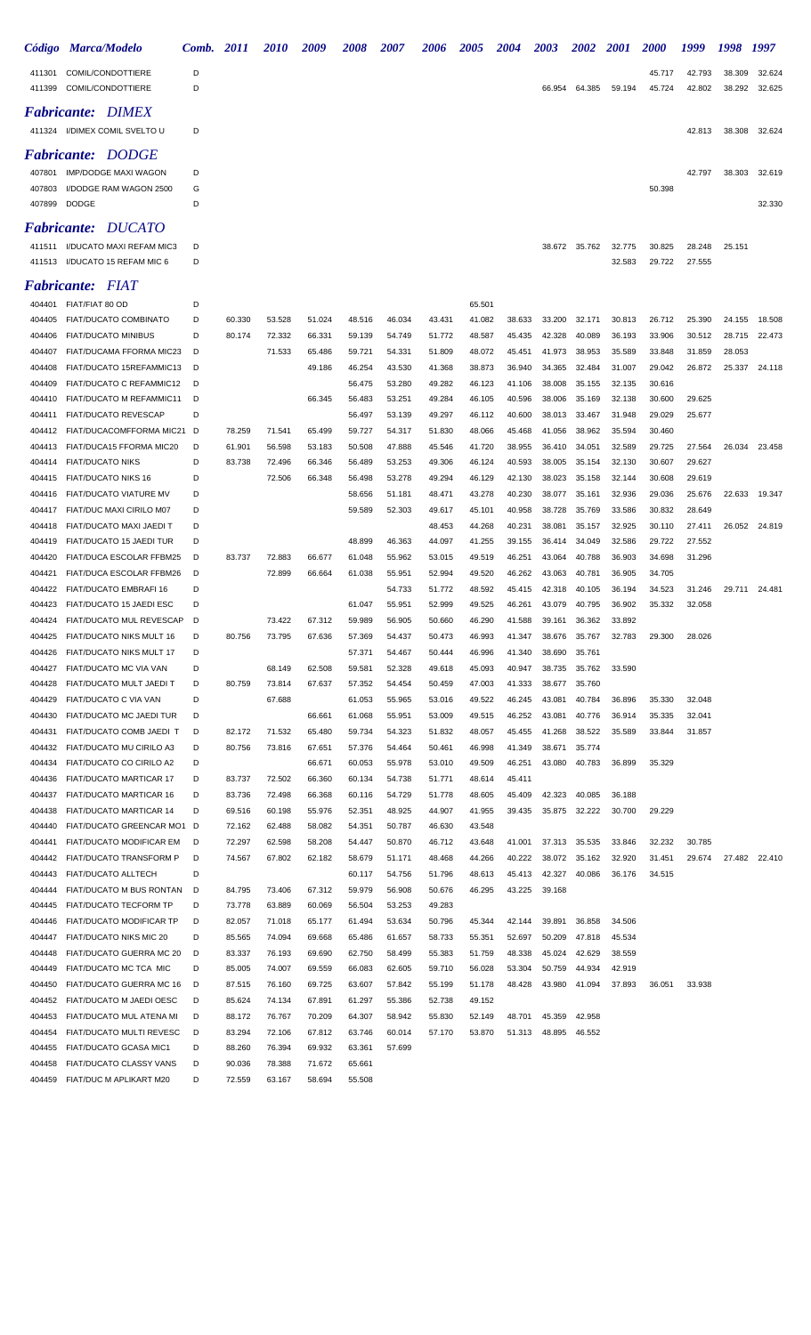| Código | Marca/Modelo | Comb. | 2011 | 2010 | 2009 | 2008 | 2007 | 2006 | 2005 | 2004 | 2003 | 2002 | 2001 | 2000 | 1999 | 1998 | 1997 |
|---|---|---|---|---|---|---|---|---|---|---|---|---|---|---|---|---|---|
| 411301 | COMIL/CONDOTTIERE | D | | | | | | | | | | | | 45.717 | 42.793 | 38.309 | 32.624 |
| 411399 | COMIL/CONDOTTIERE | D | | | | | | | | | 66.954 | 64.385 | 59.194 | 45.724 | 42.802 | 38.292 | 32.625 |

## *Fabricante: DIMEX*

| Código | Marca/Modelo | Comb. | 2011 | 2010 | 2009 | 2008 | 2007 | 2006 | 2005 | 2004 | 2003 | 2002 | 2001 | 2000 | 1999 | 1998 | 1997 |
|---|---|---|---|---|---|---|---|---|---|---|---|---|---|---|---|---|---|
| 411324 | I/DIMEX COMIL SVELTO U | D | | | | | | | | | | | | | 42.813 | 38.308 | 32.624 |

## *Fabricante: DODGE*

| Código | Marca/Modelo | Comb. | 2011 | 2010 | 2009 | 2008 | 2007 | 2006 | 2005 | 2004 | 2003 | 2002 | 2001 | 2000 | 1999 | 1998 | 1997 |
|---|---|---|---|---|---|---|---|---|---|---|---|---|---|---|---|---|---|
| 407801 | IMP/DODGE MAXI WAGON | D | | | | | | | | | | | | | 42.797 | 38.303 | 32.619 |
| 407803 | I/DODGE RAM WAGON 2500 | G | | | | | | | | | | | | 50.398 | | | |
| 407899 | DODGE | D | | | | | | | | | | | | | | | 32.330 |

## *Fabricante: DUCATO*

| Código | Marca/Modelo | Comb. | 2011 | 2010 | 2009 | 2008 | 2007 | 2006 | 2005 | 2004 | 2003 | 2002 | 2001 | 2000 | 1999 | 1998 | 1997 |
|---|---|---|---|---|---|---|---|---|---|---|---|---|---|---|---|---|---|
| 411511 | I/DUCATO MAXI REFAM MIC3 | D | | | | | | | | | 38.672 | 35.762 | 32.775 | 30.825 | 28.248 | 25.151 | |
| 411513 | I/DUCATO 15 REFAM MIC 6 | D | | | | | | | | | | | 32.583 | 29.722 | 27.555 | | |

## *Fabricante: FIAT*

| Código | Marca/Modelo | Comb. | 2011 | 2010 | 2009 | 2008 | 2007 | 2006 | 2005 | 2004 | 2003 | 2002 | 2001 | 2000 | 1999 | 1998 | 1997 |
|---|---|---|---|---|---|---|---|---|---|---|---|---|---|---|---|---|---|
| 404401 | FIAT/FIAT 80 OD | D | | | | | | | 65.501 | | | | | | | | |
| 404405 | FIAT/DUCATO COMBINATO | D | 60.330 | 53.528 | 51.024 | 48.516 | 46.034 | 43.431 | 41.082 | 38.633 | 33.200 | 32.171 | 30.813 | 26.712 | 25.390 | 24.155 | 18.508 |
| 404406 | FIAT/DUCATO MINIBUS | D | 80.174 | 72.332 | 66.331 | 59.139 | 54.749 | 51.772 | 48.587 | 45.435 | 42.328 | 40.089 | 36.193 | 33.906 | 30.512 | 28.715 | 22.473 |
| 404407 | FIAT/DUCAMA FFORMA MIC23 | D | | 71.533 | 65.486 | 59.721 | 54.331 | 51.809 | 48.072 | 45.451 | 41.973 | 38.953 | 35.589 | 33.848 | 31.859 | 28.053 | |
| 404408 | FIAT/DUCATO 15REFAMMIC13 | D | | | 49.186 | 46.254 | 43.530 | 41.368 | 38.873 | 36.940 | 34.365 | 32.484 | 31.007 | 29.042 | 26.872 | 25.337 | 24.118 |
| 404409 | FIAT/DUCATO C REFAMMIC12 | D | | | | 56.475 | 53.280 | 49.282 | 46.123 | 41.106 | 38.008 | 35.155 | 32.135 | 30.616 | | | |
| 404410 | FIAT/DUCATO M REFAMMIC11 | D | | | 66.345 | 56.483 | 53.251 | 49.284 | 46.105 | 40.596 | 38.006 | 35.169 | 32.138 | 30.600 | 29.625 | | |
| 404411 | FIAT/DUCATO REVESCAP | D | | | | 56.497 | 53.139 | 49.297 | 46.112 | 40.600 | 38.013 | 33.467 | 31.948 | 29.029 | 25.677 | | |
| 404412 | FIAT/DUCACOMFFORMA MIC21 | D | 78.259 | 71.541 | 65.499 | 59.727 | 54.317 | 51.830 | 48.066 | 45.468 | 41.056 | 38.962 | 35.594 | 30.460 | | | |
| 404413 | FIAT/DUCA15 FFORMA MIC20 | D | 61.901 | 56.598 | 53.183 | 50.508 | 47.888 | 45.546 | 41.720 | 38.955 | 36.410 | 34.051 | 32.589 | 29.725 | 27.564 | 26.034 | 23.458 |
| 404414 | FIAT/DUCATO NIKS | D | 83.738 | 72.496 | 66.346 | 56.489 | 53.253 | 49.306 | 46.124 | 40.593 | 38.005 | 35.154 | 32.130 | 30.607 | 29.627 | | |
| 404415 | FIAT/DUCATO NIKS 16 | D | | 72.506 | 66.348 | 56.498 | 53.278 | 49.294 | 46.129 | 42.130 | 38.023 | 35.158 | 32.144 | 30.608 | 29.619 | | |
| 404416 | FIAT/DUCATO VIATURE MV | D | | | | 58.656 | 51.181 | 48.471 | 43.278 | 40.230 | 38.077 | 35.161 | 32.936 | 29.036 | 25.676 | 22.633 | 19.347 |
| 404417 | FIAT/DUC MAXI CIRILO M07 | D | | | | 59.589 | 52.303 | 49.617 | 45.101 | 40.958 | 38.728 | 35.769 | 33.586 | 30.832 | 28.649 | | |
| 404418 | FIAT/DUCATO MAXI JAEDI T | D | | | | | | 48.453 | 44.268 | 40.231 | 38.081 | 35.157 | 32.925 | 30.110 | 27.411 | 26.052 | 24.819 |
| 404419 | FIAT/DUCATO 15 JAEDI TUR | D | | | | 48.899 | 46.363 | 44.097 | 41.255 | 39.155 | 36.414 | 34.049 | 32.586 | 29.722 | 27.552 | | |
| 404420 | FIAT/DUCA ESCOLAR FFBM25 | D | 83.737 | 72.883 | 66.677 | 61.048 | 55.962 | 53.015 | 49.519 | 46.251 | 43.064 | 40.788 | 36.903 | 34.698 | 31.296 | | |
| 404421 | FIAT/DUCA ESCOLAR FFBM26 | D | | 72.899 | 66.664 | 61.038 | 55.951 | 52.994 | 49.520 | 46.262 | 43.063 | 40.781 | 36.905 | 34.705 | | | |
| 404422 | FIAT/DUCATO EMBRAFI 16 | D | | | | | 54.733 | 51.772 | 48.592 | 45.415 | 42.318 | 40.105 | 36.194 | 34.523 | 31.246 | 29.711 | 24.481 |
| 404423 | FIAT/DUCATO 15 JAEDI ESC | D | | | | 61.047 | 55.951 | 52.999 | 49.525 | 46.261 | 43.079 | 40.795 | 36.902 | 35.332 | 32.058 | | |
| 404424 | FIAT/DUCATO MUL REVESCAP | D | | 73.422 | 67.312 | 59.989 | 56.905 | 50.660 | 46.290 | 41.588 | 39.161 | 36.362 | 33.892 | | | | |
| 404425 | FIAT/DUCATO NIKS MULT 16 | D | 80.756 | 73.795 | 67.636 | 57.369 | 54.437 | 50.473 | 46.993 | 41.347 | 38.676 | 35.767 | 32.783 | 29.300 | 28.026 | | |
| 404426 | FIAT/DUCATO NIKS MULT 17 | D | | | | 57.371 | 54.467 | 50.444 | 46.996 | 41.340 | 38.690 | 35.761 | | | | | |
| 404427 | FIAT/DUCATO MC VIA VAN | D | | 68.149 | 62.508 | 59.581 | 52.328 | 49.618 | 45.093 | 40.947 | 38.735 | 35.762 | 33.590 | | | | |
| 404428 | FIAT/DUCATO MULT JAEDI T | D | 80.759 | 73.814 | 67.637 | 57.352 | 54.454 | 50.459 | 47.003 | 41.333 | 38.677 | 35.760 | | | | | |
| 404429 | FIAT/DUCATO C VIA VAN | D | | 67.688 | | 61.053 | 55.965 | 53.016 | 49.522 | 46.245 | 43.081 | 40.784 | 36.896 | 35.330 | 32.048 | | |
| 404430 | FIAT/DUCATO MC JAEDI TUR | D | | | 66.661 | 61.068 | 55.951 | 53.009 | 49.515 | 46.252 | 43.081 | 40.776 | 36.914 | 35.335 | 32.041 | | |
| 404431 | FIAT/DUCATO COMB JAEDI T | D | 82.172 | 71.532 | 65.480 | 59.734 | 54.323 | 51.832 | 48.057 | 45.455 | 41.268 | 38.522 | 35.589 | 33.844 | 31.857 | | |
| 404432 | FIAT/DUCATO MU CIRILO A3 | D | 80.756 | 73.816 | 67.651 | 57.376 | 54.464 | 50.461 | 46.998 | 41.349 | 38.671 | 35.774 | | | | | |
| 404434 | FIAT/DUCATO CO CIRILO A2 | D | | | 66.671 | 60.053 | 55.978 | 53.010 | 49.509 | 46.251 | 43.080 | 40.783 | 36.899 | 35.329 | | | |
| 404436 | FIAT/DUCATO MARTICAR 17 | D | 83.737 | 72.502 | 66.360 | 60.134 | 54.738 | 51.771 | 48.614 | 45.411 | | | | | | | |
| 404437 | FIAT/DUCATO MARTICAR 16 | D | 83.736 | 72.498 | 66.368 | 60.116 | 54.729 | 51.778 | 48.605 | 45.409 | 42.323 | 40.085 | 36.188 | | | | |
| 404438 | FIAT/DUCATO MARTICAR 14 | D | 69.516 | 60.198 | 55.976 | 52.351 | 48.925 | 44.907 | 41.955 | 39.435 | 35.875 | 32.222 | 30.700 | 29.229 | | | |
| 404440 | FIAT/DUCATO GREENCAR MO1 | D | 72.162 | 62.488 | 58.082 | 54.351 | 50.787 | 46.630 | 43.548 | | | | | | | | |
| 404441 | FIAT/DUCATO MODIFICAR EM | D | 72.297 | 62.598 | 58.208 | 54.447 | 50.870 | 46.712 | 43.648 | 41.001 | 37.313 | 35.535 | 33.846 | 32.232 | 30.785 | | |
| 404442 | FIAT/DUCATO TRANSFORM P | D | 74.567 | 67.802 | 62.182 | 58.679 | 51.171 | 48.468 | 44.266 | 40.222 | 38.072 | 35.162 | 32.920 | 31.451 | 29.674 | 27.482 | 22.410 |
| 404443 | FIAT/DUCATO ALLTECH | D | | | | 60.117 | 54.756 | 51.796 | 48.613 | 45.413 | 42.327 | 40.086 | 36.176 | 34.515 | | | |
| 404444 | FIAT/DUCATO M BUS RONTAN | D | 84.795 | 73.406 | 67.312 | 59.979 | 56.908 | 50.676 | 46.295 | 43.225 | 39.168 | | | | | | |
| 404445 | FIAT/DUCATO TECFORM TP | D | 73.778 | 63.889 | 60.069 | 56.504 | 53.253 | 49.283 | | | | | | | | | |
| 404446 | FIAT/DUCATO MODIFICAR TP | D | 82.057 | 71.018 | 65.177 | 61.494 | 53.634 | 50.796 | 45.344 | 42.144 | 39.891 | 36.858 | 34.506 | | | | |
| 404447 | FIAT/DUCATO NIKS MIC 20 | D | 85.565 | 74.094 | 69.668 | 65.486 | 61.657 | 58.733 | 55.351 | 52.697 | 50.209 | 47.818 | 45.534 | | | | |
| 404448 | FIAT/DUCATO GUERRA MC 20 | D | 83.337 | 76.193 | 69.690 | 62.750 | 58.499 | 55.383 | 51.759 | 48.338 | 45.024 | 42.629 | 38.559 | | | | |
| 404449 | FIAT/DUCATO MC TCA MIC | D | 85.005 | 74.007 | 69.559 | 66.083 | 62.605 | 59.710 | 56.028 | 53.304 | 50.759 | 44.934 | 42.919 | | | | |
| 404450 | FIAT/DUCATO GUERRA MC 16 | D | 87.515 | 76.160 | 69.725 | 63.607 | 57.842 | 55.199 | 51.178 | 48.428 | 43.980 | 41.094 | 37.893 | 36.051 | 33.938 | | |
| 404452 | FIAT/DUCATO M JAEDI OESC | D | 85.624 | 74.134 | 67.891 | 61.297 | 55.386 | 52.738 | 49.152 | | | | | | | | |
| 404453 | FIAT/DUCATO MUL ATENA MI | D | 88.172 | 76.767 | 70.209 | 64.307 | 58.942 | 55.830 | 52.149 | 48.701 | 45.359 | 42.958 | | | | | |
| 404454 | FIAT/DUCATO MULTI REVESC | D | 83.294 | 72.106 | 67.812 | 63.746 | 60.014 | 57.170 | 53.870 | 51.313 | 48.895 | 46.552 | | | | | |
| 404455 | FIAT/DUCATO GCASA MIC1 | D | 88.260 | 76.394 | 69.932 | 63.361 | 57.699 | | | | | | | | | | |
| 404458 | FIAT/DUCATO CLASSY VANS | D | 90.036 | 78.388 | 71.672 | 65.661 | | | | | | | | | | | |
| 404459 | FIAT/DUC M APLIKART M20 | D | 72.559 | 63.167 | 58.694 | 55.508 | | | | | | | | | | | |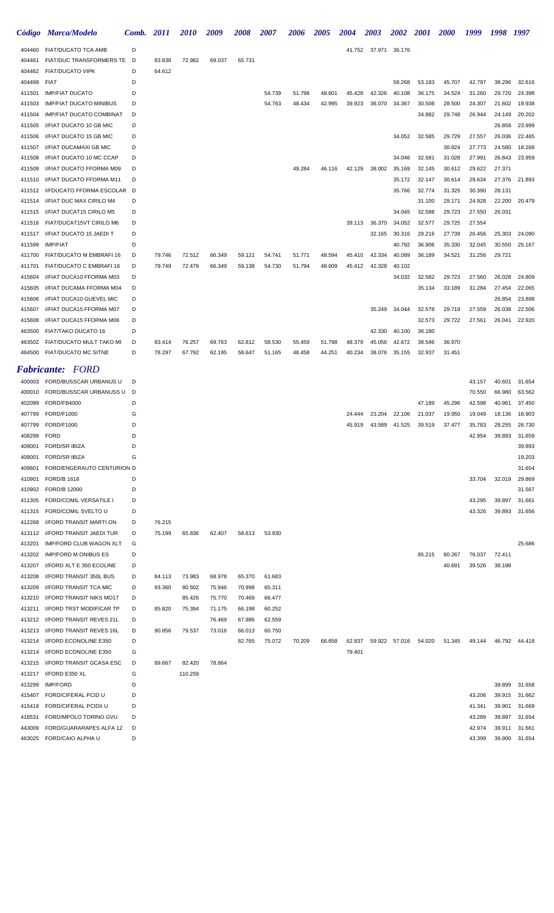| Código | Marca/Modelo | Comb. | 2011 | 2010 | 2009 | 2008 | 2007 | 2006 | 2005 | 2004 | 2003 | 2002 | 2001 | 2000 | 1999 | 1998 | 1997 |
|---|---|---|---|---|---|---|---|---|---|---|---|---|---|---|---|---|---|
| 404460 | FIAT/DUCATO TCA AMB | D | | | | | | | | 41.752 | 37.971 | 36.176 | | | | | |
| 404461 | FIAT/DUC TRANSFORMERS TE | D | 83.838 | 72.982 | 69.037 | 65.731 | | | | | | | | | | | |
| 404462 | FIAT/DUCATO VIPK | D | 64.612 | | | | | | | | | | | | | | |
| 404499 | FIAT | D | | | | | | | | | | 58.268 | 53.183 | 45.707 | 42.797 | 38.296 | 32.616 |
| 411501 | IMP/FIAT DUCATO | D | | | | | 54.739 | 51.798 | 48.601 | 45.428 | 42.326 | 40.108 | 36.175 | 34.524 | 31.260 | 29.720 | 24.398 |
| 411503 | IMP/FIAT DUCATO MINIBUS | D | | | | | 54.763 | 48.434 | 42.995 | 39.923 | 36.070 | 34.367 | 30.508 | 28.500 | 24.307 | 21.602 | 19.938 |
| 411504 | IMP/FIAT DUCATO COMBINAT | D | | | | | | | | | | | 34.882 | 29.748 | 26.944 | 24.149 | 20.202 |
| 411505 | I/FIAT DUCATO 10 GB MIC | D | | | | | | | | | | | | | | 26.858 | 23.999 |
| 411506 | I/FIAT DUCATO 15 GB MIC | D | | | | | | | | | | 34.052 | 32.585 | 29.729 | 27.557 | 26.036 | 22.465 |
| 411507 | I/FIAT DUCAMAXI GB MIC | D | | | | | | | | | | | | 30.824 | 27.773 | 24.580 | 18.268 |
| 411508 | I/FIAT DUCATO 10 MC CCAP | D | | | | | | | | | | 34.046 | 32.581 | 31.028 | 27.991 | 26.843 | 23.959 |
| 411509 | I/FIAT DUCATO FFORMA M09 | D | | | | | | 49.284 | 46.116 | 42.129 | 38.002 | 35.169 | 32.145 | 30.612 | 29.622 | 27.371 | |
| 411510 | I/FIAT DUCATO FFORMA M11 | D | | | | | | | | | | 35.172 | 32.147 | 30.614 | 29.634 | 27.376 | 21.893 |
| 411512 | I/FDUCATO FFORMA ESCOLAR | D | | | | | | | | | | 35.766 | 32.774 | 31.325 | 30.390 | 28.131 | |
| 411514 | I/FIAT DUC MAX CIRILO M4 | D | | | | | | | | | | | 31.100 | 29.171 | 24.928 | 22.200 | 20.479 |
| 411515 | I/FIAT DUCAT15 CIRILO M5 | D | | | | | | | | | | 34.045 | 32.588 | 29.723 | 27.550 | 26.031 | |
| 411516 | FIAT/DUCAT15VT CIRILO M6 | D | | | | | | | | 39.113 | 36.370 | 34.052 | 32.577 | 29.725 | 27.554 | | |
| 411517 | I/FIAT DUCATO 15 JAEDI T | D | | | | | | | | | 32.165 | 30.316 | 29.216 | 27.739 | 26.456 | 25.303 | 24.090 |
| 411599 | IMP/FIAT | D | | | | | | | | | | 40.792 | 36.906 | 35.330 | 32.045 | 30.550 | 25.167 |
| 411700 | FIAT/DUCATO M EMBRAFI 16 | D | 79.746 | 72.512 | 66.349 | 59.121 | 54.741 | 51.771 | 48.594 | 45.410 | 42.334 | 40.089 | 36.189 | 34.521 | 31.256 | 29.721 | |
| 411701 | FIAT/DUCATO C EMBRAFI 16 | D | 79.749 | 72.479 | 66.349 | 59.138 | 54.730 | 51.794 | 48.609 | 45.412 | 42.328 | 40.102 | | | | | |
| 415604 | I/FIAT DUCA10 FFORMA M03 | D | | | | | | | | | | 34.032 | 32.582 | 29.723 | 27.560 | 26.028 | 24.809 |
| 415605 | I/FIAT DUCAMA FFORMA M04 | D | | | | | | | | | | | 35.134 | 33.189 | 31.284 | 27.454 | 22.065 |
| 415606 | I/FIAT DUCA10 GUEVEL MIC | D | | | | | | | | | | | | | | 26.854 | 23.898 |
| 415607 | I/FIAT DUCA15 FFORMA M07 | D | | | | | | | | | 35.249 | 34.044 | 32.578 | 29.719 | 27.559 | 26.038 | 22.506 |
| 415608 | I/FIAT DUCA15 FFORMA M06 | D | | | | | | | | | | | 32.573 | 29.722 | 27.561 | 26.041 | 22.920 |
| 463500 | FIAT/TAKO DUCATO 16 | D | | | | | | | | | 42.330 | 40.100 | 36.180 | | | | |
| 463502 | FIAT/DUCATO MULT TAKO MI | D | 83.414 | 76.257 | 69.763 | 62.812 | 58.530 | 55.459 | 51.798 | 48.379 | 45.056 | 42.672 | 38.596 | 36.970 | | | |
| 464500 | FIAT/DUCATO MC SITNE | D | 78.297 | 67.792 | 62.195 | 58.647 | 51.165 | 48.458 | 44.251 | 40.234 | 38.076 | 35.155 | 32.937 | 31.451 | | | |

## *Fabricante: FORD*

| Código | Marca/Modelo | Comb. | 2011 | 2010 | 2009 | 2008 | 2007 | 2006 | 2005 | 2004 | 2003 | 2002 | 2001 | 2000 | 1999 | 1998 | 1997 |
|---|---|---|---|---|---|---|---|---|---|---|---|---|---|---|---|---|---|
| 400003 | FORD/BUSSCAR URBANUS U | D | | | | | | | | | | | | | 43.157 | 40.601 | 31.654 |
| 400010 | FORD/BUSSCAR URBANUSS U | D | | | | | | | | | | | | | 70.550 | 66.980 | 63.562 |
| 402099 | FORD/FB4000 | D | | | | | | | | | | | 47.189 | 45.296 | 42.598 | 40.961 | 37.450 |
| 407799 | FORD/F1000 | G | | | | | | | | 24.444 | 23.204 | 22.106 | 21.037 | 19.950 | 19.049 | 18.136 | 16.903 |
| 407799 | FORD/F1000 | D | | | | | | | | 45.919 | 43.589 | 41.525 | 39.519 | 37.477 | 35.783 | 28.255 | 26.730 |
| 408299 | FORD | D | | | | | | | | | | | | | 42.954 | 39.893 | 31.659 |
| 409001 | FORD/SR IBIZA | D | | | | | | | | | | | | | | | 39.893 |
| 409001 | FORD/SR IBIZA | G | | | | | | | | | | | | | | | 19.203 |
| 409601 | FORD/ENGERAUTO CENTURION | D | | | | | | | | | | | | | | | 31.654 |
| 410901 | FORD/B 1618 | D | | | | | | | | | | | | | 33.704 | 32.019 | 29.869 |
| 410902 | FORD/B 12000 | D | | | | | | | | | | | | | | | 31.567 |
| 411305 | FORD/COMIL VERSATILE I | D | | | | | | | | | | | | | 43.295 | 39.897 | 31.661 |
| 411315 | FORD/COMIL SVELTO U | D | | | | | | | | | | | | | 43.326 | 39.893 | 31.656 |
| 412268 | I/FORD TRANSIT MARTI ON | D | 76.215 | | | | | | | | | | | | | | |
| 413112 | I/FORD TRANSIT JAEDI TUR | D | 75.199 | 65.836 | 62.407 | 58.613 | 53.930 | | | | | | | | | | |
| 413201 | IMP/FORD CLUB WAGON XLT | G | | | | | | | | | | | | | | | 25.686 |
| 413202 | IMP/FORD M.ONIBUS ES | D | | | | | | | | | | | 85.215 | 80.267 | 76.037 | 72.411 | |
| 413207 | I/FORD XLT E 350 ECOLINE | D | | | | | | | | | | | | 40.691 | 39.526 | 38.198 | |
| 413208 | I/FORD TRANSIT 350L BUS | D | 84.113 | 73.983 | 68.978 | 65.370 | 61.683 | | | | | | | | | | |
| 413209 | I/FORD TRANSIT TCA MIC | D | 93.360 | 80.502 | 75.946 | 70.998 | 65.311 | | | | | | | | | | |
| 413210 | I/FORD TRANSIT NIKS MO17 | D | | 85.426 | 75.770 | 70.469 | 66.477 | | | | | | | | | | |
| 413211 | I/FORD TRST MODIFICAR TP | D | 85.820 | 75.394 | 71.175 | 66.198 | 60.252 | | | | | | | | | | |
| 413212 | I/FORD TRANSIT REVES 21L | D | | | 76.469 | 67.986 | 62.559 | | | | | | | | | | |
| 413213 | I/FORD TRANSIT REVES 16L | D | 90.856 | 79.537 | 73.016 | 66.013 | 60.750 | | | | | | | | | | |
| 413214 | I/FORD ECONOLINE E350 | D | | | | 82.765 | 75.072 | 70.209 | 66.658 | 62.837 | 59.922 | 57.016 | 54.020 | 51.345 | 49.144 | 46.792 | 44.418 |
| 413214 | I/FORD ECONOLINE E350 | G | | | | | | | | 79.401 | | | | | | | |
| 413215 | I/FORD TRANSIT GCASA ESC | D | 89.667 | 82.420 | 78.864 | | | | | | | | | | | | |
| 413217 | I/FORD E350 XL | G | | 110.259 | | | | | | | | | | | | | |
| 413299 | IMP/FORD | D | | | | | | | | | | | | | | 39.899 | 31.658 |
| 415407 | FORD/CIFERAL PCID U | D | | | | | | | | | | | | | 43.206 | 39.915 | 31.662 |
| 415418 | FORD/CIFERAL PCIDII U | D | | | | | | | | | | | | | 41.341 | 39.901 | 31.669 |
| 416531 | FORD/MPOLO TORINO GVU | D | | | | | | | | | | | | | 43.289 | 39.897 | 31.654 |
| 443009 | FORD/GUARARAPES ALFA 12 | D | | | | | | | | | | | | | 42.974 | 39.911 | 31.661 |
| 463025 | FORD/CAIO ALPHA U | D | | | | | | | | | | | | | 43.399 | 39.900 | 31.654 |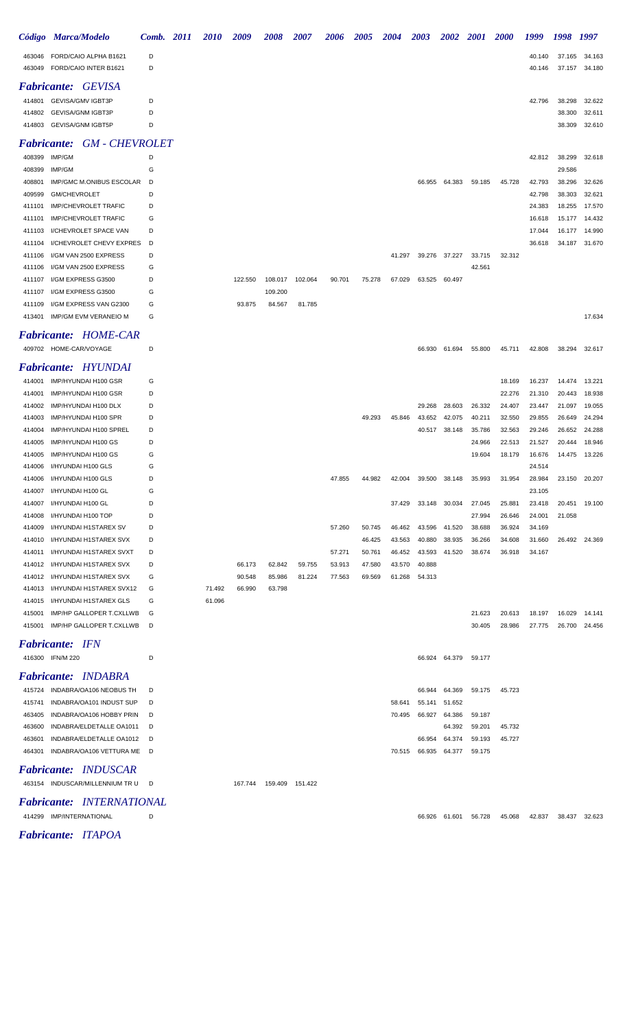| Código | Marca/Modelo | Comb. | 2011 | 2010 | 2009 | 2008 | 2007 | 2006 | 2005 | 2004 | 2003 | 2002 | 2001 | 2000 | 1999 | 1998 | 1997 |
|---|---|---|---|---|---|---|---|---|---|---|---|---|---|---|---|---|---|
| 463046 | FORD/CAIO ALPHA B1621 | D | | | | | | | | | | | | | 40.140 | 37.165 | 34.163 |
| 463049 | FORD/CAIO INTER B1621 | D | | | | | | | | | | | | | 40.146 | 37.157 | 34.180 |

## *Fabricante: GEVISA*

| Código | Marca/Modelo | Comb. | 2011 | 2010 | 2009 | 2008 | 2007 | 2006 | 2005 | 2004 | 2003 | 2002 | 2001 | 2000 | 1999 | 1998 | 1997 |
|---|---|---|---|---|---|---|---|---|---|---|---|---|---|---|---|---|---|
| 414801 | GEVISA/GMV IGBT3P | D | | | | | | | | | | | | | 42.796 | 38.298 | 32.622 |
| 414802 | GEVISA/GNM IGBT3P | D | | | | | | | | | | | | | | 38.300 | 32.611 |
| 414803 | GEVISA/GNM IGBT5P | D | | | | | | | | | | | | | | 38.309 | 32.610 |

## *Fabricante: GM - CHEVROLET*

| Código | Marca/Modelo | Comb. | 2011 | 2010 | 2009 | 2008 | 2007 | 2006 | 2005 | 2004 | 2003 | 2002 | 2001 | 2000 | 1999 | 1998 | 1997 |
|---|---|---|---|---|---|---|---|---|---|---|---|---|---|---|---|---|---|
| 408399 | IMP/GM | D | | | | | | | | | | | | | 42.812 | 38.299 | 32.618 |
| 408399 | IMP/GM | G | | | | | | | | | | | | | | 29.586 | |
| 408801 | IMP/GMC M.ONIBUS ESCOLAR | D | | | | | | | | | 66.955 | 64.383 | 59.185 | 45.728 | 42.793 | 38.296 | 32.626 |
| 409599 | GM/CHEVROLET | D | | | | | | | | | | | | | 42.798 | 38.303 | 32.621 |
| 411101 | IMP/CHEVROLET TRAFIC | D | | | | | | | | | | | | | 24.383 | 18.255 | 17.570 |
| 411101 | IMP/CHEVROLET TRAFIC | G | | | | | | | | | | | | | 16.618 | 15.177 | 14.432 |
| 411103 | I/CHEVROLET SPACE VAN | D | | | | | | | | | | | | | 17.044 | 16.177 | 14.990 |
| 411104 | I/CHEVROLET CHEVY EXPRES | D | | | | | | | | | | | | | 36.618 | 34.187 | 31.670 |
| 411106 | I/GM VAN 2500 EXPRESS | D | | | | | | | | 41.297 | 39.276 | 37.227 | 33.715 | 32.312 | | | |
| 411106 | I/GM VAN 2500 EXPRESS | G | | | | | | | | | | | 42.561 | | | | |
| 411107 | I/GM EXPRESS G3500 | D | | | 122.550 | 108.017 | 102.064 | 90.701 | 75.278 | 67.029 | 63.525 | 60.497 | | | | | |
| 411107 | I/GM EXPRESS G3500 | G | | | | 109.200 | | | | | | | | | | | |
| 411109 | I/GM EXPRESS VAN G2300 | G | | | 93.875 | 84.567 | 81.785 | | | | | | | | | | |
| 413401 | IMP/GM EVM VERANEIO M | G | | | | | | | | | | | | | | | 17.634 |

## *Fabricante: HOME-CAR*

| Código | Marca/Modelo | Comb. | 2011 | 2010 | 2009 | 2008 | 2007 | 2006 | 2005 | 2004 | 2003 | 2002 | 2001 | 2000 | 1999 | 1998 | 1997 |
|---|---|---|---|---|---|---|---|---|---|---|---|---|---|---|---|---|---|
| 409702 | HOME-CAR/VOYAGE | D | | | | | | | | | 66.930 | 61.694 | 55.800 | 45.711 | 42.808 | 38.294 | 32.617 |

## *Fabricante: HYUNDAI*

| Código | Marca/Modelo | Comb. | 2011 | 2010 | 2009 | 2008 | 2007 | 2006 | 2005 | 2004 | 2003 | 2002 | 2001 | 2000 | 1999 | 1998 | 1997 |
|---|---|---|---|---|---|---|---|---|---|---|---|---|---|---|---|---|---|
| 414001 | IMP/HYUNDAI H100 GSR | G | | | | | | | | | | | | 18.169 | 16.237 | 14.474 | 13.221 |
| 414001 | IMP/HYUNDAI H100 GSR | D | | | | | | | | | | | | 22.276 | 21.310 | 20.443 | 18.938 |
| 414002 | IMP/HYUNDAI H100 DLX | D | | | | | | | | | 29.268 | 28.603 | 26.332 | 24.407 | 23.447 | 21.097 | 19.055 |
| 414003 | IMP/HYUNDAI H100 SPR | D | | | | | | | 49.293 | 45.846 | 43.652 | 42.075 | 40.211 | 32.550 | 29.855 | 26.649 | 24.294 |
| 414004 | IMP/HYUNDAI H100 SPREL | D | | | | | | | | | 40.517 | 38.148 | 35.786 | 32.563 | 29.246 | 26.652 | 24.288 |
| 414005 | IMP/HYUNDAI H100 GS | D | | | | | | | | | | | 24.966 | 22.513 | 21.527 | 20.444 | 18.946 |
| 414005 | IMP/HYUNDAI H100 GS | G | | | | | | | | | | | 19.604 | 18.179 | 16.676 | 14.475 | 13.226 |
| 414006 | I/HYUNDAI H100 GLS | G | | | | | | | | | | | | | 24.514 | | |
| 414006 | I/HYUNDAI H100 GLS | D | | | | | | 47.855 | 44.982 | 42.004 | 39.500 | 38.148 | 35.993 | 31.954 | 28.984 | 23.150 | 20.207 |
| 414007 | I/HYUNDAI H100 GL | G | | | | | | | | | | | | | 23.105 | | |
| 414007 | I/HYUNDAI H100 GL | D | | | | | | | | 37.429 | 33.148 | 30.034 | 27.045 | 25.881 | 23.418 | 20.451 | 19.100 |
| 414008 | I/HYUNDAI H100 TOP | D | | | | | | | | | | | 27.994 | 26.646 | 24.001 | 21.058 | |
| 414009 | I/HYUNDAI H1STAREX SV | D | | | | | | 57.260 | 50.745 | 46.462 | 43.596 | 41.520 | 38.688 | 36.924 | 34.169 | | |
| 414010 | I/HYUNDAI H1STAREX SVX | D | | | | | | | 46.425 | 43.563 | 40.880 | 38.935 | 36.266 | 34.608 | 31.660 | 26.492 | 24.369 |
| 414011 | I/HYUNDAI H1STAREX SVXT | D | | | | | | 57.271 | 50.761 | 46.452 | 43.593 | 41.520 | 38.674 | 36.918 | 34.167 | | |
| 414012 | I/HYUNDAI H1STAREX SVX | D | | | 66.173 | 62.842 | 59.755 | 53.913 | 47.580 | 43.570 | 40.888 | | | | | | |
| 414012 | I/HYUNDAI H1STAREX SVX | G | | | 90.548 | 85.986 | 81.224 | 77.563 | 69.569 | 61.268 | 54.313 | | | | | | |
| 414013 | I/HYUNDAI H1STAREX SVX12 | G | | 71.492 | 66.990 | 63.798 | | | | | | | | | | | |
| 414015 | I/HYUNDAI H1STAREX GLS | G | | 61.096 | | | | | | | | | | | | | |
| 415001 | IMP/HP GALLOPER T.CXLLWB | G | | | | | | | | | | | 21.623 | 20.613 | 18.197 | 16.029 | 14.141 |
| 415001 | IMP/HP GALLOPER T.CXLLWB | D | | | | | | | | | | | 30.405 | 28.986 | 27.775 | 26.700 | 24.456 |

## *Fabricante: IFN*

| Código | Marca/Modelo | Comb. | 2011 | 2010 | 2009 | 2008 | 2007 | 2006 | 2005 | 2004 | 2003 | 2002 | 2001 | 2000 | 1999 | 1998 | 1997 |
|---|---|---|---|---|---|---|---|---|---|---|---|---|---|---|---|---|---|
| 416300 | IFN/M 220 | D | | | | | | | | | 66.924 | 64.379 | 59.177 | | | | |

## *Fabricante: INDABRA*

| Código | Marca/Modelo | Comb. | 2011 | 2010 | 2009 | 2008 | 2007 | 2006 | 2005 | 2004 | 2003 | 2002 | 2001 | 2000 | 1999 | 1998 | 1997 |
|---|---|---|---|---|---|---|---|---|---|---|---|---|---|---|---|---|---|
| 415724 | INDABRA/OA106 NEOBUS TH | D | | | | | | | | | 66.944 | 64.369 | 59.175 | 45.723 | | | |
| 415741 | INDABRA/OA101 INDUST SUP | D | | | | | | | | 58.641 | 55.141 | 51.652 | | | | | |
| 463405 | INDABRA/OA106 HOBBY PRIN | D | | | | | | | | 70.495 | 66.927 | 64.386 | 59.187 | | | | |
| 463600 | INDABRA/ELDETALLE OA1011 | D | | | | | | | | | | 64.392 | 59.201 | 45.732 | | | |
| 463601 | INDABRA/ELDETALLE OA1012 | D | | | | | | | | | 66.954 | 64.374 | 59.193 | 45.727 | | | |
| 464301 | INDABRA/OA106 VETTURA ME | D | | | | | | | | 70.515 | 66.935 | 64.377 | 59.175 | | | | |

## *Fabricante: INDUSCAR*

| Código | Marca/Modelo | Comb. | 2011 | 2010 | 2009 | 2008 | 2007 | 2006 | 2005 | 2004 | 2003 | 2002 | 2001 | 2000 | 1999 | 1998 | 1997 |
|---|---|---|---|---|---|---|---|---|---|---|---|---|---|---|---|---|---|
| 463154 | INDUSCAR/MILLENNIUM TR U | D | | | 167.744 | 159.409 | 151.422 | | | | | | | | | | |

## *Fabricante: INTERNATIONAL*

| Código | Marca/Modelo | Comb. | 2011 | 2010 | 2009 | 2008 | 2007 | 2006 | 2005 | 2004 | 2003 | 2002 | 2001 | 2000 | 1999 | 1998 | 1997 |
|---|---|---|---|---|---|---|---|---|---|---|---|---|---|---|---|---|---|
| 414299 | IMP/INTERNATIONAL | D | | | | | | | | | 66.926 | 61.601 | 56.728 | 45.068 | 42.837 | 38.437 | 32.623 |

## *Fabricante: ITAPOA*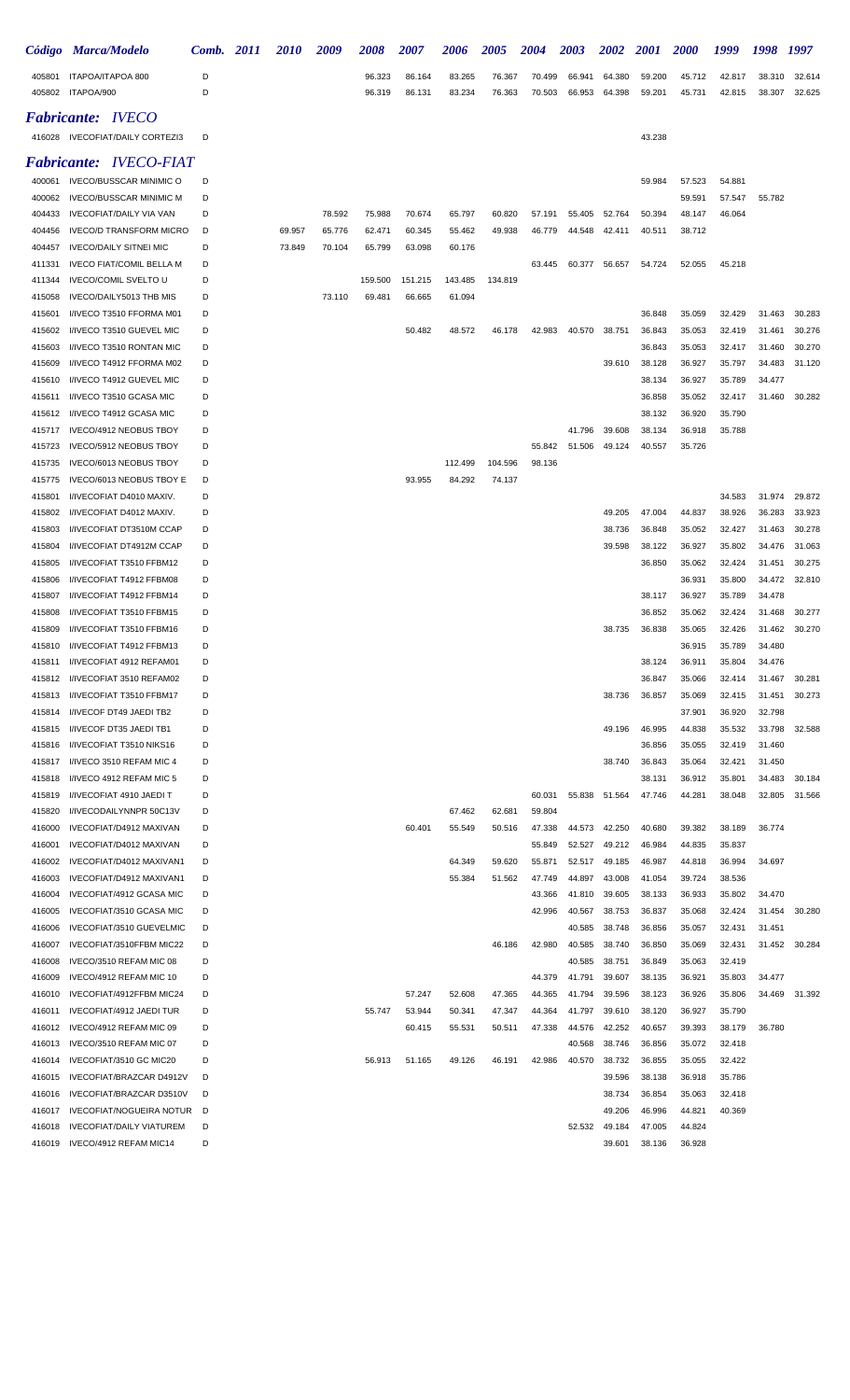| Código | Marca/Modelo | Comb. | 2011 | 2010 | 2009 | 2008 | 2007 | 2006 | 2005 | 2004 | 2003 | 2002 | 2001 | 2000 | 1999 | 1998 | 1997 |
|---|---|---|---|---|---|---|---|---|---|---|---|---|---|---|---|---|---|
| 405801 | ITAPOA/ITAPOA 800 | D | | | | 96.323 | 86.164 | 83.265 | 76.367 | 70.499 | 66.941 | 64.380 | 59.200 | 45.712 | 42.817 | 38.310 | 32.614 |
| 405802 | ITAPOA/900 | D | | | | 96.319 | 86.131 | 83.234 | 76.363 | 70.503 | 66.953 | 64.398 | 59.201 | 45.731 | 42.815 | 38.307 | 32.625 |

## *Fabricante: IVECO*

| Código | Marca/Modelo | Comb. | 2011 | 2010 | 2009 | 2008 | 2007 | 2006 | 2005 | 2004 | 2003 | 2002 | 2001 | 2000 | 1999 | 1998 | 1997 |
|---|---|---|---|---|---|---|---|---|---|---|---|---|---|---|---|---|---|
| 416028 | IVECOFIAT/DAILY CORTEZI3 | D | | | | | | | | | | | 43.238 | | | | |

## *Fabricante: IVECO-FIAT*

| Código | Marca/Modelo | Comb. | 2011 | 2010 | 2009 | 2008 | 2007 | 2006 | 2005 | 2004 | 2003 | 2002 | 2001 | 2000 | 1999 | 1998 | 1997 |
|---|---|---|---|---|---|---|---|---|---|---|---|---|---|---|---|---|---|
| 400061 | IVECO/BUSSCAR MINIMIC O | D | | | | | | | | | | | 59.984 | 57.523 | 54.881 | | |
| 400062 | IVECO/BUSSCAR MINIMIC M | D | | | | | | | | | | | | 59.591 | 57.547 | 55.782 | |
| 404433 | IVECOFIAT/DAILY VIA VAN | D | | | 78.592 | 75.988 | 70.674 | 65.797 | 60.820 | 57.191 | 55.405 | 52.764 | 50.394 | 48.147 | 46.064 | | |
| 404456 | IVECO/D TRANSFORM MICRO | D | | 69.957 | 65.776 | 62.471 | 60.345 | 55.462 | 49.938 | 46.779 | 44.548 | 42.411 | 40.511 | 38.712 | | | |
| 404457 | IVECO/DAILY SITNEI MIC | D | | 73.849 | 70.104 | 65.799 | 63.098 | 60.176 | | | | | | | | | |
| 411331 | IVECO FIAT/COMIL BELLA M | D | | | | | | | | 63.445 | 60.377 | 56.657 | 54.724 | 52.055 | 45.218 | | |
| 411344 | IVECO/COMIL SVELTO U | D | | | | 159.500 | 151.215 | 143.485 | 134.819 | | | | | | | | |
| 415058 | IVECO/DAILY5013 THB MIS | D | | | 73.110 | 69.481 | 66.665 | 61.094 | | | | | | | | | |
| 415601 | I/IVECO T3510 FFORMA M01 | D | | | | | | | | | | | 36.848 | 35.059 | 32.429 | 31.463 | 30.283 |
| 415602 | I/IVECO T3510 GUEVEL MIC | D | | | | | 50.482 | 48.572 | 46.178 | 42.983 | 40.570 | 38.751 | 36.843 | 35.053 | 32.419 | 31.461 | 30.276 |
| 415603 | I/IVECO T3510 RONTAN MIC | D | | | | | | | | | | | 36.843 | 35.053 | 32.417 | 31.460 | 30.270 |
| 415609 | I/IVECO T4912 FFORMA M02 | D | | | | | | | | | | 39.610 | 38.128 | 36.927 | 35.797 | 34.483 | 31.120 |
| 415610 | I/IVECO T4912 GUEVEL MIC | D | | | | | | | | | | | 38.134 | 36.927 | 35.789 | 34.477 | |
| 415611 | I/IVECO T3510 GCASA MIC | D | | | | | | | | | | | 36.858 | 35.052 | 32.417 | 31.460 | 30.282 |
| 415612 | I/IVECO T4912 GCASA MIC | D | | | | | | | | | | | 38.132 | 36.920 | 35.790 | | |
| 415717 | IVECO/4912 NEOBUS TBOY | D | | | | | | | | | 41.796 | 39.608 | 38.134 | 36.918 | 35.788 | | |
| 415723 | IVECO/5912 NEOBUS TBOY | D | | | | | | | | 55.842 | 51.506 | 49.124 | 40.557 | 35.726 | | | |
| 415735 | IVECO/6013 NEOBUS TBOY | D | | | | | | 112.499 | 104.596 | 98.136 | | | | | | | |
| 415775 | IVECO/6013 NEOBUS TBOY E | D | | | | | 93.955 | 84.292 | 74.137 | | | | | | | | |
| 415801 | I/IVECOFIAT D4010 MAXIV. | D | | | | | | | | | | | | | 34.583 | 31.974 | 29.872 |
| 415802 | I/IVECOFIAT D4012 MAXIV. | D | | | | | | | | | | 49.205 | 47.004 | 44.837 | 38.926 | 36.283 | 33.923 |
| 415803 | I/IVECOFIAT DT3510M CCAP | D | | | | | | | | | | 38.736 | 36.848 | 35.052 | 32.427 | 31.463 | 30.278 |
| 415804 | I/IVECOFIAT DT4912M CCAP | D | | | | | | | | | | 39.598 | 38.122 | 36.927 | 35.802 | 34.476 | 31.063 |
| 415805 | I/IVECOFIAT T3510 FFBM12 | D | | | | | | | | | | | 36.850 | 35.062 | 32.424 | 31.451 | 30.275 |
| 415806 | I/IVECOFIAT T4912 FFBM08 | D | | | | | | | | | | | | 36.931 | 35.800 | 34.472 | 32.810 |
| 415807 | I/IVECOFIAT T4912 FFBM14 | D | | | | | | | | | | | 38.117 | 36.927 | 35.789 | 34.478 | |
| 415808 | I/IVECOFIAT T3510 FFBM15 | D | | | | | | | | | | | 36.852 | 35.062 | 32.424 | 31.468 | 30.277 |
| 415809 | I/IVECOFIAT T3510 FFBM16 | D | | | | | | | | | | 38.735 | 36.838 | 35.065 | 32.426 | 31.462 | 30.270 |
| 415810 | I/IVECOFIAT T4912 FFBM13 | D | | | | | | | | | | | | 36.915 | 35.789 | 34.480 | |
| 415811 | I/IVECOFIAT 4912 REFAM01 | D | | | | | | | | | | | 38.124 | 36.911 | 35.804 | 34.476 | |
| 415812 | I/IVECOFIAT 3510 REFAM02 | D | | | | | | | | | | | 36.847 | 35.066 | 32.414 | 31.467 | 30.281 |
| 415813 | I/IVECOFIAT T3510 FFBM17 | D | | | | | | | | | | 38.736 | 36.857 | 35.069 | 32.415 | 31.451 | 30.273 |
| 415814 | I/IVECOF DT49 JAEDI TB2 | D | | | | | | | | | | | | 37.901 | 36.920 | 32.798 | |
| 415815 | I/IVECOF DT35 JAEDI TB1 | D | | | | | | | | | | 49.196 | 46.995 | 44.838 | 35.532 | 33.798 | 32.588 |
| 415816 | I/IVECOFIAT T3510 NIKS16 | D | | | | | | | | | | | 36.856 | 35.055 | 32.419 | 31.460 | |
| 415817 | I/IVECO 3510 REFAM MIC 4 | D | | | | | | | | | | 38.740 | 36.843 | 35.064 | 32.421 | 31.450 | |
| 415818 | I/IVECO 4912 REFAM MIC 5 | D | | | | | | | | | | | 38.131 | 36.912 | 35.801 | 34.483 | 30.184 |
| 415819 | I/IVECOFIAT 4910 JAEDI T | D | | | | | | | | 60.031 | 55.838 | 51.564 | 47.746 | 44.281 | 38.048 | 32.805 | 31.566 |
| 415820 | I/IVECODAILYNNPR 50C13V | D | | | | | | 67.462 | 62.681 | 59.804 | | | | | | | |
| 416000 | IVECOFIAT/D4912 MAXIVAN | D | | | | | 60.401 | 55.549 | 50.516 | 47.338 | 44.573 | 42.250 | 40.680 | 39.382 | 38.189 | 36.774 | |
| 416001 | IVECOFIAT/D4012 MAXIVAN | D | | | | | | | | 55.849 | 52.527 | 49.212 | 46.984 | 44.835 | 35.837 | | |
| 416002 | IVECOFIAT/D4012 MAXIVAN1 | D | | | | | | 64.349 | 59.620 | 55.871 | 52.517 | 49.185 | 46.987 | 44.818 | 36.994 | 34.697 | |
| 416003 | IVECOFIAT/D4912 MAXIVAN1 | D | | | | | | 55.384 | 51.562 | 47.749 | 44.897 | 43.008 | 41.054 | 39.724 | 38.536 | | |
| 416004 | IVECOFIAT/4912 GCASA MIC | D | | | | | | | | 43.366 | 41.810 | 39.605 | 38.133 | 36.933 | 35.802 | 34.470 | |
| 416005 | IVECOFIAT/3510 GCASA MIC | D | | | | | | | | 42.996 | 40.567 | 38.753 | 36.837 | 35.068 | 32.424 | 31.454 | 30.280 |
| 416006 | IVECOFIAT/3510 GUEVELMIC | D | | | | | | | | | 40.585 | 38.748 | 36.856 | 35.057 | 32.431 | 31.451 | |
| 416007 | IVECOFIAT/3510FFBM MIC22 | D | | | | | | | 46.186 | 42.980 | 40.585 | 38.740 | 36.850 | 35.069 | 32.431 | 31.452 | 30.284 |
| 416008 | IVECO/3510 REFAM MIC 08 | D | | | | | | | | | 40.585 | 38.751 | 36.849 | 35.063 | 32.419 | | |
| 416009 | IVECO/4912 REFAM MIC 10 | D | | | | | | | | 44.379 | 41.791 | 39.607 | 38.135 | 36.921 | 35.803 | 34.477 | |
| 416010 | IVECOFIAT/4912FFBM MIC24 | D | | | | | 57.247 | 52.608 | 47.365 | 44.365 | 41.794 | 39.596 | 38.123 | 36.926 | 35.806 | 34.469 | 31.392 |
| 416011 | IVECOFIAT/4912 JAEDI TUR | D | | | | 55.747 | 53.944 | 50.341 | 47.347 | 44.364 | 41.797 | 39.610 | 38.120 | 36.927 | 35.790 | | |
| 416012 | IVECO/4912 REFAM MIC 09 | D | | | | | 60.415 | 55.531 | 50.511 | 47.338 | 44.576 | 42.252 | 40.657 | 39.393 | 38.179 | 36.780 | |
| 416013 | IVECO/3510 REFAM MIC 07 | D | | | | | | | | | 40.568 | 38.746 | 36.856 | 35.072 | 32.418 | | |
| 416014 | IVECOFIAT/3510 GC MIC20 | D | | | | 56.913 | 51.165 | 49.126 | 46.191 | 42.986 | 40.570 | 38.732 | 36.855 | 35.055 | 32.422 | | |
| 416015 | IVECOFIAT/BRAZCAR D4912V | D | | | | | | | | | | 39.596 | 38.138 | 36.918 | 35.786 | | |
| 416016 | IVECOFIAT/BRAZCAR D3510V | D | | | | | | | | | | 38.734 | 36.854 | 35.063 | 32.418 | | |
| 416017 | IVECOFIAT/NOGUEIRA NOTUR | D | | | | | | | | | | 49.206 | 46.996 | 44.821 | 40.369 | | |
| 416018 | IVECOFIAT/DAILY VIATUREM | D | | | | | | | | | 52.532 | 49.184 | 47.005 | 44.824 | | | |
| 416019 | IVECO/4912 REFAM MIC14 | D | | | | | | | | | | 39.601 | 38.136 | 36.928 | | | |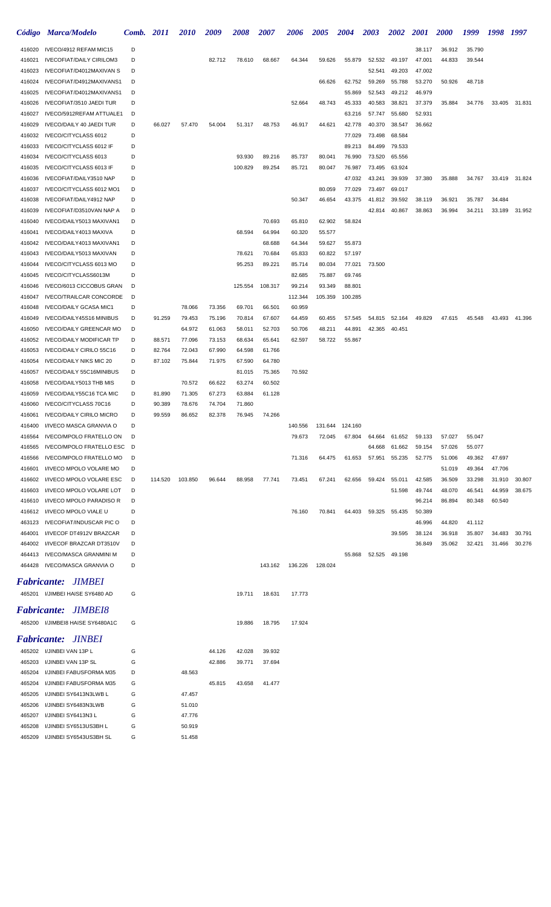| Código | Marca/Modelo | Comb. | 2011 | 2010 | 2009 | 2008 | 2007 | 2006 | 2005 | 2004 | 2003 | 2002 | 2001 | 2000 | 1999 | 1998 | 1997 |
|---|---|---|---|---|---|---|---|---|---|---|---|---|---|---|---|---|---|
| 416020 | IVECO/4912 REFAM MIC15 | D | | | | | | | | | | | 38.117 | 36.912 | 35.790 | | |
| 416021 | IVECOFIAT/DAILY CIRILOM3 | D | | | 82.712 | 78.610 | 68.667 | 64.344 | 59.626 | 55.879 | 52.532 | 49.197 | 47.001 | 44.833 | 39.544 | | |
| 416023 | IVECOFIAT/D4012MAXIVAN S | D | | | | | | | | | 52.541 | 49.203 | 47.002 | | | | |
| 416024 | IVECOFIAT/D4912MAXIVANS1 | D | | | | | | | 66.626 | 62.752 | 59.269 | 55.788 | 53.270 | 50.926 | 48.718 | | |
| 416025 | IVECOFIAT/D4012MAXIVANS1 | D | | | | | | | | 55.869 | 52.543 | 49.212 | 46.979 | | | | |
| 416026 | IVECOFIAT/3510 JAEDI TUR | D | | | | | | 52.664 | 48.743 | 45.333 | 40.583 | 38.821 | 37.379 | 35.884 | 34.776 | 33.405 | 31.831 |
| 416027 | IVECO/5912REFAM ATTUALE1 | D | | | | | | | | 63.216 | 57.747 | 55.680 | 52.931 | | | | |
| 416029 | IVECO/DAILY 40 JAEDI TUR | D | 66.027 | 57.470 | 54.004 | 51.317 | 48.753 | 46.917 | 44.621 | 42.778 | 40.370 | 38.547 | 36.662 | | | | |
| 416032 | IVECO/CITYCLASS 6012 | D | | | | | | | | 77.029 | 73.498 | 68.584 | | | | | |
| 416033 | IVECO/CITYCLASS 6012 IF | D | | | | | | | | 89.213 | 84.499 | 79.533 | | | | | |
| 416034 | IVECO/CITYCLASS 6013 | D | | | | 93.930 | 89.216 | 85.737 | 80.041 | 76.990 | 73.520 | 65.556 | | | | | |
| 416035 | IVECO/CITYCLASS 6013 IF | D | | | | 100.829 | 89.254 | 85.721 | 80.047 | 76.987 | 73.495 | 63.924 | | | | | |
| 416036 | IVECOFIAT/DAILY3510 NAP | D | | | | | | | | 47.032 | 43.241 | 39.939 | 37.380 | 35.888 | 34.767 | 33.419 | 31.824 |
| 416037 | IVECO/CITYCLASS 6012 MO1 | D | | | | | | | 80.059 | 77.029 | 73.497 | 69.017 | | | | | |
| 416038 | IVECOFIAT/DAILY4912 NAP | D | | | | | | 50.347 | 46.654 | 43.375 | 41.812 | 39.592 | 38.119 | 36.921 | 35.787 | 34.484 | |
| 416039 | IVECOFIAT/D3510VAN NAP A | D | | | | | | | | | 42.814 | 40.867 | 38.863 | 36.994 | 34.211 | 33.189 | 31.952 |
| 416040 | IVECO/DAILY5013 MAXIVAN1 | D | | | | | 70.693 | 65.810 | 62.902 | 58.824 | | | | | | | |
| 416041 | IVECO/DAILY4013 MAXIVA | D | | | | 68.594 | 64.994 | 60.320 | 55.577 | | | | | | | | |
| 416042 | IVECO/DAILY4013 MAXIVAN1 | D | | | | | 68.688 | 64.344 | 59.627 | 55.873 | | | | | | | |
| 416043 | IVECO/DAILY5013 MAXIVAN | D | | | | 78.621 | 70.684 | 65.833 | 60.822 | 57.197 | | | | | | | |
| 416044 | IVECO/CITYCLASS 6013 MO | D | | | | 95.253 | 89.221 | 85.714 | 80.034 | 77.021 | 73.500 | | | | | | |
| 416045 | IVECO/CITYCLASS6013M | D | | | | | | 82.685 | 75.887 | 69.746 | | | | | | | |
| 416046 | IVECO/6013 CICCOBUS GRAN | D | | | | 125.554 | 108.317 | 99.214 | 93.349 | 88.801 | | | | | | | |
| 416047 | IVECO/TRAILCAR CONCORDE | D | | | | | | 112.344 | 105.359 | 100.285 | | | | | | | |
| 416048 | IVECO/DAILY GCASA MIC1 | D | | 78.066 | 73.356 | 69.701 | 66.501 | 60.959 | | | | | | | | | |
| 416049 | IVECO/DAILY45S16 MINIBUS | D | 91.259 | 79.453 | 75.196 | 70.814 | 67.607 | 64.459 | 60.455 | 57.545 | 54.815 | 52.164 | 49.829 | 47.615 | 45.548 | 43.493 | 41.396 |
| 416050 | IVECO/DAILY GREENCAR MO | D | | 64.972 | 61.063 | 58.011 | 52.703 | 50.706 | 48.211 | 44.891 | 42.365 | 40.451 | | | | | |
| 416052 | IVECO/DAILY MODIFICAR TP | D | 88.571 | 77.096 | 73.153 | 68.634 | 65.641 | 62.597 | 58.722 | 55.867 | | | | | | | |
| 416053 | IVECO/DAILY CIRILO 55C16 | D | 82.764 | 72.043 | 67.990 | 64.598 | 61.766 | | | | | | | | | | |
| 416054 | IVECO/DAILY NIKS MIC 20 | D | 87.102 | 75.844 | 71.975 | 67.590 | 64.780 | | | | | | | | | | |
| 416057 | IVECO/DAILY 55C16MINIBUS | D | | | | 81.015 | 75.365 | 70.592 | | | | | | | | | |
| 416058 | IVECO/DAILY5013 THB MIS | D | | 70.572 | 66.622 | 63.274 | 60.502 | | | | | | | | | | |
| 416059 | IVECO/DAILY55C16 TCA MIC | D | 81.890 | 71.305 | 67.273 | 63.884 | 61.128 | | | | | | | | | | |
| 416060 | IVECO/CITYCLASS 70C16 | D | 90.389 | 78.676 | 74.704 | 71.860 | | | | | | | | | | | |
| 416061 | IVECO/DAILY CIRILO MICRO | D | 99.559 | 86.652 | 82.378 | 76.945 | 74.266 | | | | | | | | | | |
| 416400 | I/IVECO MASCA GRANVIA O | D | | | | | | 140.556 | 131.644 | 124.160 | | | | | | | |
| 416564 | IVECO/MPOLO FRATELLO ON | D | | | | | | 79.673 | 72.045 | 67.804 | 64.664 | 61.652 | 59.133 | 57.027 | 55.047 | | |
| 416565 | IVECO/MPOLO FRATELLO ESC | D | | | | | | | | | 64.668 | 61.662 | 59.154 | 57.026 | 55.077 | | |
| 416566 | IVECO/MPOLO FRATELLO MO | D | | | | | | 71.316 | 64.475 | 61.653 | 57.951 | 55.235 | 52.775 | 51.006 | 49.362 | 47.697 | |
| 416601 | I/IVECO MPOLO VOLARE MO | D | | | | | | | | | | | | 51.019 | 49.364 | 47.706 | |
| 416602 | I/IVECO MPOLO VOLARE ESC | D | 114.520 | 103.850 | 96.644 | 88.958 | 77.741 | 73.451 | 67.241 | 62.656 | 59.424 | 55.011 | 42.585 | 36.509 | 33.298 | 31.910 | 30.807 |
| 416603 | I/IVECO MPOLO VOLARE LOT | D | | | | | | | | | | 51.598 | 49.744 | 48.070 | 46.541 | 44.959 | 38.675 |
| 416610 | I/IVECO MPOLO PARADISO R | D | | | | | | | | | | | 96.214 | 86.894 | 80.348 | 60.540 | |
| 416612 | I/IVECO MPOLO VIALE U | D | | | | | | 76.160 | 70.841 | 64.403 | 59.325 | 55.435 | 50.389 | | | | |
| 463123 | IVECOFIAT/INDUSCAR PIC O | D | | | | | | | | | | | 46.996 | 44.820 | 41.112 | | |
| 464001 | I/IVECOF DT4912V BRAZCAR | D | | | | | | | | | | 39.595 | 38.124 | 36.918 | 35.807 | 34.483 | 30.791 |
| 464002 | I/IVECOF BRAZCAR DT3510V | D | | | | | | | | | | | 36.849 | 35.062 | 32.421 | 31.466 | 30.276 |
| 464413 | IVECO/MASCA GRANMINI M | D | | | | | | | | 55.868 | 52.525 | 49.198 | | | | | |
| 464428 | IVECO/MASCA GRANVIA O | D | | | | | 143.162 | 136.226 | 128.024 | | | | | | | | |

## *Fabricante: JIMBEI*

| Código | Marca/Modelo | Comb. | 2011 | 2010 | 2009 | 2008 | 2007 | 2006 | 2005 | 2004 | 2003 | 2002 | 2001 | 2000 | 1999 | 1998 | 1997 |
|---|---|---|---|---|---|---|---|---|---|---|---|---|---|---|---|---|---|
| 465201 | I/JIMBEI HAISE SY6480 AD | G | | | | 19.711 | 18.631 | 17.773 | | | | | | | | | |

## *Fabricante: JIMBEI8*

| Código | Marca/Modelo | Comb. | 2011 | 2010 | 2009 | 2008 | 2007 | 2006 | 2005 | 2004 | 2003 | 2002 | 2001 | 2000 | 1999 | 1998 | 1997 |
|---|---|---|---|---|---|---|---|---|---|---|---|---|---|---|---|---|---|
| 465200 | I/JIMBEI8 HAISE SY6480A1C | G | | | | 19.886 | 18.795 | 17.924 | | | | | | | | | |

## *Fabricante: JINBEI*

| Código | Marca/Modelo | Comb. | 2011 | 2010 | 2009 | 2008 | 2007 | 2006 | 2005 | 2004 | 2003 | 2002 | 2001 | 2000 | 1999 | 1998 | 1997 |
|---|---|---|---|---|---|---|---|---|---|---|---|---|---|---|---|---|---|
| 465202 | I/JINBEI VAN 13P L | G | | | 44.126 | 42.028 | 39.932 | | | | | | | | | | |
| 465203 | I/JINBEI VAN 13P SL | G | | | 42.886 | 39.771 | 37.694 | | | | | | | | | | |
| 465204 | I/JINBEI FABUSFORMA M35 | D | | 48.563 | | | | | | | | | | | | | |
| 465204 | I/JINBEI FABUSFORMA M35 | G | | | 45.815 | 43.658 | 41.477 | | | | | | | | | | |
| 465205 | I/JINBEI SY6413N3LWB L | G | | 47.457 | | | | | | | | | | | | | |
| 465206 | I/JINBEI SY6483N3LWB | G | | 51.010 | | | | | | | | | | | | | |
| 465207 | I/JINBEI SY6413N3 L | G | | 47.776 | | | | | | | | | | | | | |
| 465208 | I/JINBEI SY6513US3BH L | G | | 50.919 | | | | | | | | | | | | | |
| 465209 | I/JINBEI SY6543US3BH SL | G | | 51.458 | | | | | | | | | | | | | |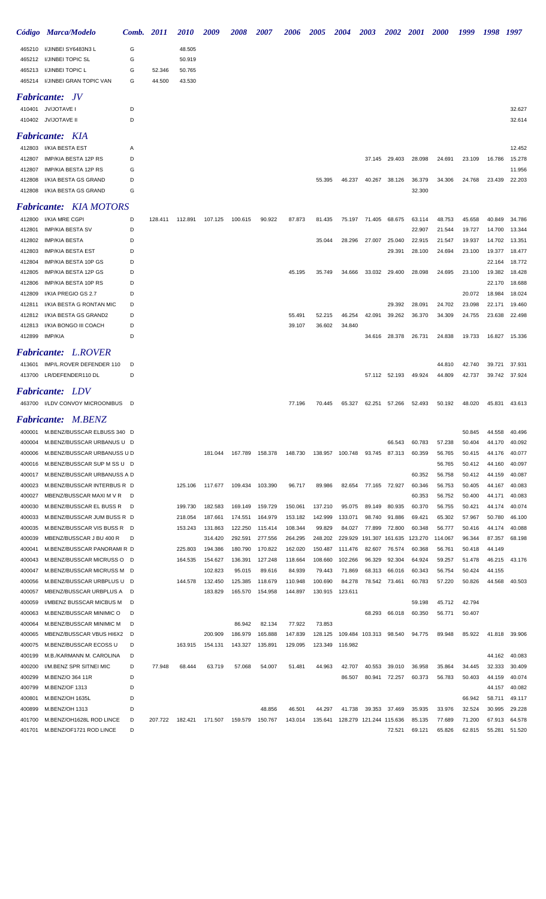| Código | Marca/Modelo | Comb. | 2011 | 2010 | 2009 | 2008 | 2007 | 2006 | 2005 | 2004 | 2003 | 2002 | 2001 | 2000 | 1999 | 1998 | 1997 |
|---|---|---|---|---|---|---|---|---|---|---|---|---|---|---|---|---|---|
| 465210 | I/JINBEI SY6483N3 L | G | | 48.505 | | | | | | | | | | | | | |
| 465212 | I/JINBEI TOPIC SL | G | | 50.919 | | | | | | | | | | | | | |
| 465213 | I/JINBEI TOPIC L | G | 52.346 | 50.765 | | | | | | | | | | | | | |
| 465214 | I/JINBEI GRAN TOPIC VAN | G | 44.500 | 43.530 | | | | | | | | | | | | | |

***Fabricante: JV***

| Código | Marca/Modelo | Comb. | 2011 | 2010 | 2009 | 2008 | 2007 | 2006 | 2005 | 2004 | 2003 | 2002 | 2001 | 2000 | 1999 | 1998 | 1997 |
|---|---|---|---|---|---|---|---|---|---|---|---|---|---|---|---|---|---|
| 410401 | JV/JOTAVE I | D | | | | | | | | | | | | | | | 32.627 |
| 410402 | JV/JOTAVE II | D | | | | | | | | | | | | | | | 32.614 |

***Fabricante: KIA***

| Código | Marca/Modelo | Comb. | 2011 | 2010 | 2009 | 2008 | 2007 | 2006 | 2005 | 2004 | 2003 | 2002 | 2001 | 2000 | 1999 | 1998 | 1997 |
|---|---|---|---|---|---|---|---|---|---|---|---|---|---|---|---|---|---|
| 412803 | I/KIA BESTA EST | A | | | | | | | | | | | | | | | 12.452 |
| 412807 | IMP/KIA BESTA 12P RS | D | | | | | | | | | 37.145 | 29.403 | 28.098 | 24.691 | 23.109 | 16.786 | 15.278 |
| 412807 | IMP/KIA BESTA 12P RS | G | | | | | | | | | | | | | | | 11.956 |
| 412808 | I/KIA BESTA GS GRAND | D | | | | | | | 55.395 | 46.237 | 40.267 | 38.126 | 36.379 | 34.306 | 24.768 | 23.439 | 22.203 |
| 412808 | I/KIA BESTA GS GRAND | G | | | | | | | | | | | 32.300 | | | | |

***Fabricante: KIA MOTORS***

| Código | Marca/Modelo | Comb. | 2011 | 2010 | 2009 | 2008 | 2007 | 2006 | 2005 | 2004 | 2003 | 2002 | 2001 | 2000 | 1999 | 1998 | 1997 |
|---|---|---|---|---|---|---|---|---|---|---|---|---|---|---|---|---|---|
| 412800 | I/KIA MRE CGPI | D | 128.411 | 112.891 | 107.125 | 100.615 | 90.922 | 87.873 | 81.435 | 75.197 | 71.405 | 68.675 | 63.114 | 48.753 | 45.658 | 40.849 | 34.786 |
| 412801 | IMP/KIA BESTA SV | D | | | | | | | | | | | 22.907 | 21.544 | 19.727 | 14.700 | 13.344 |
| 412802 | IMP/KIA BESTA | D | | | | | | | 35.044 | 28.296 | 27.007 | 25.040 | 22.915 | 21.547 | 19.937 | 14.702 | 13.351 |
| 412803 | IMP/KIA BESTA EST | D | | | | | | | | | | 29.391 | 28.100 | 24.694 | 23.100 | 19.377 | 18.477 |
| 412804 | IMP/KIA BESTA 10P GS | D | | | | | | | | | | | | | | 22.164 | 18.772 |
| 412805 | IMP/KIA BESTA 12P GS | D | | | | | | 45.195 | 35.749 | 34.666 | 33.032 | 29.400 | 28.098 | 24.695 | 23.100 | 19.382 | 18.428 |
| 412806 | IMP/KIA BESTA 10P RS | D | | | | | | | | | | | | | | 22.170 | 18.688 |
| 412809 | I/KIA PREGIO GS 2.7 | D | | | | | | | | | | | | | 20.072 | 18.984 | 18.024 |
| 412811 | I/KIA BESTA G RONTAN MIC | D | | | | | | | | | | 29.392 | 28.091 | 24.702 | 23.098 | 22.171 | 19.460 |
| 412812 | I/KIA BESTA GS GRAND2 | D | | | | | | 55.491 | 52.215 | 46.254 | 42.091 | 39.262 | 36.370 | 34.309 | 24.755 | 23.638 | 22.498 |
| 412813 | I/KIA BONGO III COACH | D | | | | | | 39.107 | 36.602 | 34.840 | | | | | | | |
| 412899 | IMP/KIA | D | | | | | | | | | 34.616 | 28.378 | 26.731 | 24.838 | 19.733 | 16.827 | 15.336 |

***Fabricante: L.ROVER***

| Código | Marca/Modelo | Comb. | 2011 | 2010 | 2009 | 2008 | 2007 | 2006 | 2005 | 2004 | 2003 | 2002 | 2001 | 2000 | 1999 | 1998 | 1997 |
|---|---|---|---|---|---|---|---|---|---|---|---|---|---|---|---|---|---|
| 413601 | IMP/L.ROVER DEFENDER 110 | D | | | | | | | | | | | | 44.810 | 42.740 | 39.721 | 37.931 |
| 413700 | LR/DEFENDER110 DL | D | | | | | | | | | 57.112 | 52.193 | 49.924 | 44.809 | 42.737 | 39.742 | 37.924 |

***Fabricante: LDV***

| Código | Marca/Modelo | Comb. | 2011 | 2010 | 2009 | 2008 | 2007 | 2006 | 2005 | 2004 | 2003 | 2002 | 2001 | 2000 | 1999 | 1998 | 1997 |
|---|---|---|---|---|---|---|---|---|---|---|---|---|---|---|---|---|---|
| 463700 | I/LDV CONVOY MICROONIBUS | D | | | | | | 77.196 | 70.445 | 65.327 | 62.251 | 57.266 | 52.493 | 50.192 | 48.020 | 45.831 | 43.613 |

***Fabricante: M.BENZ***

| Código | Marca/Modelo | Comb. | 2011 | 2010 | 2009 | 2008 | 2007 | 2006 | 2005 | 2004 | 2003 | 2002 | 2001 | 2000 | 1999 | 1998 | 1997 |
|---|---|---|---|---|---|---|---|---|---|---|---|---|---|---|---|---|---|
| 400001 | M.BENZ/BUSSCAR ELBUSS 340 | D | | | | | | | | | | | | | 50.845 | 44.558 | 40.496 |
| 400004 | M.BENZ/BUSSCAR URBANUS U | D | | | | | | | | | | 66.543 | 60.783 | 57.238 | 50.404 | 44.170 | 40.092 |
| 400006 | M.BENZ/BUSSCAR URBANUSS U | D | | | 181.044 | 167.789 | 158.378 | 148.730 | 138.957 | 100.748 | 93.745 | 87.313 | 60.359 | 56.765 | 50.415 | 44.176 | 40.077 |
| 400016 | M.BENZ/BUSSCAR SUP M SS U | D | | | | | | | | | | | | 56.765 | 50.412 | 44.160 | 40.097 |
| 400017 | M.BENZ/BUSSCAR URBANUSS A | D | | | | | | | | | | | 60.352 | 56.758 | 50.412 | 44.159 | 40.087 |
| 400023 | M.BENZ/BUSSCAR INTERBUS R | D | | 125.106 | 117.677 | 109.434 | 103.390 | 96.717 | 89.986 | 82.654 | 77.165 | 72.927 | 60.346 | 56.753 | 50.405 | 44.167 | 40.083 |
| 400027 | MBENZ/BUSSCAR MAXI M V R | D | | | | | | | | | | | 60.353 | 56.752 | 50.400 | 44.171 | 40.083 |
| 400030 | M.BENZ/BUSSCAR EL BUSS R | D | | 199.730 | 182.583 | 169.149 | 159.729 | 150.061 | 137.210 | 95.075 | 89.149 | 80.935 | 60.370 | 56.755 | 50.421 | 44.174 | 40.074 |
| 400033 | M.BENZ/BUSSCAR JUM BUSS R | D | | 218.054 | 187.661 | 174.551 | 164.979 | 153.182 | 142.999 | 133.071 | 98.740 | 91.886 | 69.421 | 65.302 | 57.967 | 50.780 | 46.100 |
| 400035 | M.BENZ/BUSSCAR VIS BUSS R | D | | 153.243 | 131.863 | 122.250 | 115.414 | 108.344 | 99.829 | 84.027 | 77.899 | 72.800 | 60.348 | 56.777 | 50.416 | 44.174 | 40.088 |
| 400039 | MBENZ/BUSSCAR J BU 400 R | D | | | 314.420 | 292.591 | 277.556 | 264.295 | 248.202 | 229.929 | 191.307 | 161.635 | 123.270 | 114.067 | 96.344 | 87.357 | 68.198 |
| 400041 | M.BENZ/BUSSCAR PANORAMI R | D | | 225.803 | 194.386 | 180.790 | 170.822 | 162.020 | 150.487 | 111.476 | 82.607 | 76.574 | 60.368 | 56.761 | 50.418 | 44.149 | |
| 400043 | M.BENZ/BUSSCAR MICRUSS O | D | | 164.535 | 154.627 | 136.391 | 127.248 | 118.664 | 108.660 | 102.266 | 96.329 | 92.304 | 64.924 | 59.257 | 51.478 | 46.215 | 43.176 |
| 400047 | M.BENZ/BUSSCAR MICRUSS M | D | | | 102.823 | 95.015 | 89.616 | 84.939 | 79.443 | 71.869 | 68.313 | 66.016 | 60.343 | 56.754 | 50.424 | 44.155 | |
| 400056 | M.BENZ/BUSSCAR URBPLUS U | D | | 144.578 | 132.450 | 125.385 | 118.679 | 110.948 | 100.690 | 84.278 | 78.542 | 73.461 | 60.783 | 57.220 | 50.826 | 44.568 | 40.503 |
| 400057 | MBENZ/BUSSCAR URBPLUS A | D | | | 183.829 | 165.570 | 154.958 | 144.897 | 130.915 | 123.611 | | | | | | | |
| 400059 | I/MBENZ BUSSCAR MICBUS M | D | | | | | | | | | | | 59.198 | 45.712 | 42.794 | | |
| 400063 | M.BENZ/BUSSCAR MINIMIC O | D | | | | | | | | | 68.293 | 66.018 | 60.350 | 56.771 | 50.407 | | |
| 400064 | M.BENZ/BUSSCAR MINIMIC M | D | | | | 86.942 | 82.134 | 77.922 | 73.853 | | | | | | | | |
| 400065 | MBENZ/BUSSCAR VBUS HI6X2 | D | | | 200.909 | 186.979 | 165.888 | 147.839 | 128.125 | 109.484 | 103.313 | 98.540 | 94.775 | 89.948 | 85.922 | 41.818 | 39.906 |
| 400075 | M.BENZ/BUSSCAR ECOSS U | D | | 163.915 | 154.131 | 143.327 | 135.891 | 129.095 | 123.349 | 116.982 | | | | | | | |
| 400199 | M.B./KARMANN M. CAROLINA | D | | | | | | | | | | | | | | 44.162 | 40.083 |
| 400200 | I/M.BENZ SPR SITNEI MIC | D | 77.948 | 68.444 | 63.719 | 57.068 | 54.007 | 51.481 | 44.963 | 42.707 | 40.553 | 39.010 | 36.958 | 35.864 | 34.445 | 32.333 | 30.409 |
| 400299 | M.BENZ/O 364 11R | D | | | | | | | | 86.507 | 80.941 | 72.257 | 60.373 | 56.783 | 50.403 | 44.159 | 40.074 |
| 400799 | M.BENZ/OF 1313 | D | | | | | | | | | | | | | | 44.157 | 40.082 |
| 400801 | M.BENZ/OH 1635L | D | | | | | | | | | | | | | 66.942 | 58.711 | 49.117 |
| 400899 | M.BENZ/OH 1313 | D | | | | | 48.856 | 46.501 | 44.297 | 41.738 | 39.353 | 37.469 | 35.935 | 33.976 | 32.524 | 30.995 | 29.228 |
| 401700 | M.BENZ/OH1628L ROD LINCE | D | 207.722 | 182.421 | 171.507 | 159.579 | 150.767 | 143.014 | 135.641 | 128.279 | 121.244 | 115.636 | 85.135 | 77.689 | 71.200 | 67.913 | 64.578 |
| 401701 | M.BENZ/OF1721 ROD LINCE | D | | | | | | | | | | 72.521 | 69.121 | 65.826 | 62.815 | 55.281 | 51.520 |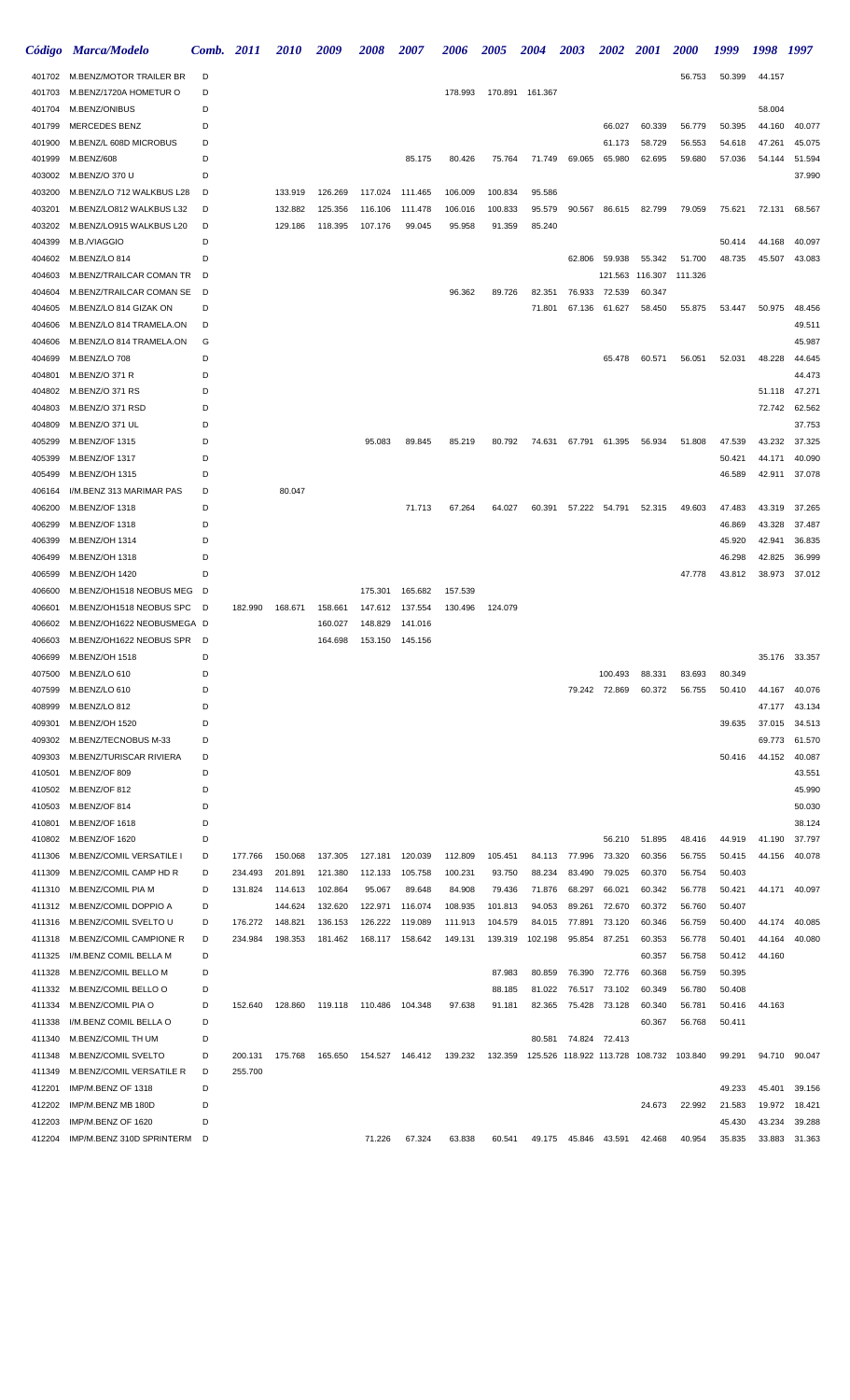| Código | Marca/Modelo | Comb. | 2011 | 2010 | 2009 | 2008 | 2007 | 2006 | 2005 | 2004 | 2003 | 2002 | 2001 | 2000 | 1999 | 1998 | 1997 |
|---|---|---|---|---|---|---|---|---|---|---|---|---|---|---|---|---|---|
| 401702 | M.BENZ/MOTOR TRAILER BR | D | | | | | | | | | | | | 56.753 | 50.399 | 44.157 | |
| 401703 | M.BENZ/1720A HOMETUR O | D | | | | | | 178.993 | 170.891 | 161.367 | | | | | | | |
| 401704 | M.BENZ/ONIBUS | D | | | | | | | | | | | | | | 58.004 | |
| 401799 | MERCEDES BENZ | D | | | | | | | | | | 66.027 | 60.339 | 56.779 | 50.395 | 44.160 | 40.077 |
| 401900 | M.BENZ/L 608D MICROBUS | D | | | | | | | | | | 61.173 | 58.729 | 56.553 | 54.618 | 47.261 | 45.075 |
| 401999 | M.BENZ/608 | D | | | | | 85.175 | 80.426 | 75.764 | 71.749 | 69.065 | 65.980 | 62.695 | 59.680 | 57.036 | 54.144 | 51.594 |
| 403002 | M.BENZ/O 370 U | D | | | | | | | | | | | | | | | 37.990 |
| 403200 | M.BENZ/LO 712 WALKBUS L28 | D | | 133.919 | 126.269 | 117.024 | 111.465 | 106.009 | 100.834 | 95.586 | | | | | | | |
| 403201 | M.BENZ/LO812 WALKBUS L32 | D | | 132.882 | 125.356 | 116.106 | 111.478 | 106.016 | 100.833 | 95.579 | 90.567 | 86.615 | 82.799 | 79.059 | 75.621 | 72.131 | 68.567 |
| 403202 | M.BENZ/LO915 WALKBUS L20 | D | | 129.186 | 118.395 | 107.176 | 99.045 | 95.958 | 91.359 | 85.240 | | | | | | | |
| 404399 | M.B./VIAGGIO | D | | | | | | | | | | | | | 50.414 | 44.168 | 40.097 |
| 404602 | M.BENZ/LO 814 | D | | | | | | | | | 62.806 | 59.938 | 55.342 | 51.700 | 48.735 | 45.507 | 43.083 |
| 404603 | M.BENZ/TRAILCAR COMAN TR | D | | | | | | | | | | 121.563 | 116.307 | 111.326 | | | |
| 404604 | M.BENZ/TRAILCAR COMAN SE | D | | | | | | 96.362 | 89.726 | 82.351 | 76.933 | 72.539 | 60.347 | | | | |
| 404605 | M.BENZ/LO 814 GIZAK ON | D | | | | | | | | 71.801 | 67.136 | 61.627 | 58.450 | 55.875 | 53.447 | 50.975 | 48.456 |
| 404606 | M.BENZ/LO 814 TRAMELA.ON | D | | | | | | | | | | | | | | | 49.511 |
| 404606 | M.BENZ/LO 814 TRAMELA.ON | G | | | | | | | | | | | | | | | 45.987 |
| 404699 | M.BENZ/LO 708 | D | | | | | | | | | | 65.478 | 60.571 | 56.051 | 52.031 | 48.228 | 44.645 |
| 404801 | M.BENZ/O 371 R | D | | | | | | | | | | | | | | | 44.473 |
| 404802 | M.BENZ/O 371 RS | D | | | | | | | | | | | | | | 51.118 | 47.271 |
| 404803 | M.BENZ/O 371 RSD | D | | | | | | | | | | | | | | 72.742 | 62.562 |
| 404809 | M.BENZ/O 371 UL | D | | | | | | | | | | | | | | | 37.753 |
| 405299 | M.BENZ/OF 1315 | D | | | | 95.083 | 89.845 | 85.219 | 80.792 | 74.631 | 67.791 | 61.395 | 56.934 | 51.808 | 47.539 | 43.232 | 37.325 |
| 405399 | M.BENZ/OF 1317 | D | | | | | | | | | | | | | 50.421 | 44.171 | 40.090 |
| 405499 | M.BENZ/OH 1315 | D | | | | | | | | | | | | | 46.589 | 42.911 | 37.078 |
| 406164 | I/M.BENZ 313 MARIMAR PAS | D | | 80.047 | | | | | | | | | | | | | |
| 406200 | M.BENZ/OF 1318 | D | | | | | 71.713 | 67.264 | 64.027 | 60.391 | 57.222 | 54.791 | 52.315 | 49.603 | 47.483 | 43.319 | 37.265 |
| 406299 | M.BENZ/OF 1318 | D | | | | | | | | | | | | | 46.869 | 43.328 | 37.487 |
| 406399 | M.BENZ/OH 1314 | D | | | | | | | | | | | | | 45.920 | 42.941 | 36.835 |
| 406499 | M.BENZ/OH 1318 | D | | | | | | | | | | | | | 46.298 | 42.825 | 36.999 |
| 406599 | M.BENZ/OH 1420 | D | | | | | | | | | | | | 47.778 | 43.812 | 38.973 | 37.012 |
| 406600 | M.BENZ/OH1518 NEOBUS MEG | D | | | | 175.301 | 165.682 | 157.539 | | | | | | | | | |
| 406601 | M.BENZ/OH1518 NEOBUS SPC | D | 182.990 | 168.671 | 158.661 | 147.612 | 137.554 | 130.496 | 124.079 | | | | | | | | |
| 406602 | M.BENZ/OH1622 NEOBUSMEGA | D | | | 160.027 | 148.829 | 141.016 | | | | | | | | | | |
| 406603 | M.BENZ/OH1622 NEOBUS SPR | D | | | 164.698 | 153.150 | 145.156 | | | | | | | | | | |
| 406699 | M.BENZ/OH 1518 | D | | | | | | | | | | | | | | 35.176 | 33.357 |
| 407500 | M.BENZ/LO 610 | D | | | | | | | | | | 100.493 | 88.331 | 83.693 | 80.349 | | |
| 407599 | M.BENZ/LO 610 | D | | | | | | | | | 79.242 | 72.869 | 60.372 | 56.755 | 50.410 | 44.167 | 40.076 |
| 408999 | M.BENZ/LO 812 | D | | | | | | | | | | | | | | 47.177 | 43.134 |
| 409301 | M.BENZ/OH 1520 | D | | | | | | | | | | | | | 39.635 | 37.015 | 34.513 |
| 409302 | M.BENZ/TECNOBUS M-33 | D | | | | | | | | | | | | | | 69.773 | 61.570 |
| 409303 | M.BENZ/TURISCAR RIVIERA | D | | | | | | | | | | | | | 50.416 | 44.152 | 40.087 |
| 410501 | M.BENZ/OF 809 | D | | | | | | | | | | | | | | | 43.551 |
| 410502 | M.BENZ/OF 812 | D | | | | | | | | | | | | | | | 45.990 |
| 410503 | M.BENZ/OF 814 | D | | | | | | | | | | | | | | | 50.030 |
| 410801 | M.BENZ/OF 1618 | D | | | | | | | | | | | | | | | 38.124 |
| 410802 | M.BENZ/OF 1620 | D | | | | | | | | | | 56.210 | 51.895 | 48.416 | 44.919 | 41.190 | 37.797 |
| 411306 | M.BENZ/COMIL VERSATILE I | D | 177.766 | 150.068 | 137.305 | 127.181 | 120.039 | 112.809 | 105.451 | 84.113 | 77.996 | 73.320 | 60.356 | 56.755 | 50.415 | 44.156 | 40.078 |
| 411309 | M.BENZ/COMIL CAMP HD R | D | 234.493 | 201.891 | 121.380 | 112.133 | 105.758 | 100.231 | 93.750 | 88.234 | 83.490 | 79.025 | 60.370 | 56.754 | 50.403 | | |
| 411310 | M.BENZ/COMIL PIA M | D | 131.824 | 114.613 | 102.864 | 95.067 | 89.648 | 84.908 | 79.436 | 71.876 | 68.297 | 66.021 | 60.342 | 56.778 | 50.421 | 44.171 | 40.097 |
| 411312 | M.BENZ/COMIL DOPPIO A | D | | 144.624 | 132.620 | 122.971 | 116.074 | 108.935 | 101.813 | 94.053 | 89.261 | 72.670 | 60.372 | 56.760 | 50.407 | | |
| 411316 | M.BENZ/COMIL SVELTO U | D | 176.272 | 148.821 | 136.153 | 126.222 | 119.089 | 111.913 | 104.579 | 84.015 | 77.891 | 73.120 | 60.346 | 56.759 | 50.400 | 44.174 | 40.085 |
| 411318 | M.BENZ/COMIL CAMPIONE R | D | 234.984 | 198.353 | 181.462 | 168.117 | 158.642 | 149.131 | 139.319 | 102.198 | 95.854 | 87.251 | 60.353 | 56.778 | 50.401 | 44.164 | 40.080 |
| 411325 | I/M.BENZ COMIL BELLA M | D | | | | | | | | | | | 60.357 | 56.758 | 50.412 | 44.160 | |
| 411328 | M.BENZ/COMIL BELLO M | D | | | | | | | 87.983 | 80.859 | 76.390 | 72.776 | 60.368 | 56.759 | 50.395 | | |
| 411332 | M.BENZ/COMIL BELLO O | D | | | | | | | 88.185 | 81.022 | 76.517 | 73.102 | 60.349 | 56.780 | 50.408 | | |
| 411334 | M.BENZ/COMIL PIA O | D | 152.640 | 128.860 | 119.118 | 110.486 | 104.348 | 97.638 | 91.181 | 82.365 | 75.428 | 73.128 | 60.340 | 56.781 | 50.416 | 44.163 | |
| 411338 | I/M.BENZ COMIL BELLA O | D | | | | | | | | | | | 60.367 | 56.768 | 50.411 | | |
| 411340 | M.BENZ/COMIL TH UM | D | | | | | | | | 80.581 | 74.824 | 72.413 | | | | | |
| 411348 | M.BENZ/COMIL SVELTO | D | 200.131 | 175.768 | 165.650 | 154.527 | 146.412 | 139.232 | 132.359 | 125.526 | 118.922 | 113.728 | 108.732 | 103.840 | 99.291 | 94.710 | 90.047 |
| 411349 | M.BENZ/COMIL VERSATILE R | D | 255.700 | | | | | | | | | | | | | | |
| 412201 | IMP/M.BENZ OF 1318 | D | | | | | | | | | | | | | 49.233 | 45.401 | 39.156 |
| 412202 | IMP/M.BENZ MB 180D | D | | | | | | | | | | | 24.673 | 22.992 | 21.583 | 19.972 | 18.421 |
| 412203 | IMP/M.BENZ OF 1620 | D | | | | | | | | | | | | | 45.430 | 43.234 | 39.288 |
| 412204 | IMP/M.BENZ 310D SPRINTERM | D | | | | 71.226 | 67.324 | 63.838 | 60.541 | 49.175 | 45.846 | 43.591 | 42.468 | 40.954 | 35.835 | 33.883 | 31.363 |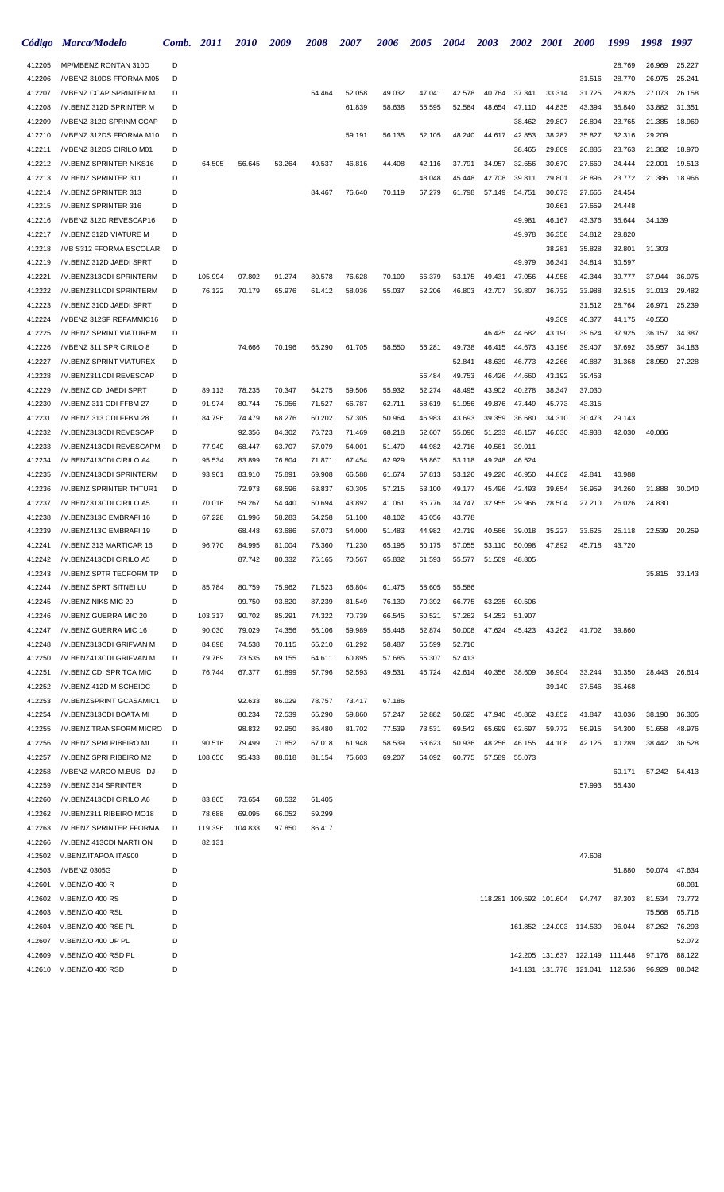| Código | Marca/Modelo | Comb. | 2011 | 2010 | 2009 | 2008 | 2007 | 2006 | 2005 | 2004 | 2003 | 2002 | 2001 | 2000 | 1999 | 1998 | 1997 |
|---|---|---|---|---|---|---|---|---|---|---|---|---|---|---|---|---|---|
| 412205 | IMP/MBENZ RONTAN 310D | D | | | | | | | | | | | | | 28.769 | 26.969 | 25.227 |
| 412206 | I/MBENZ 310DS FFORMA M05 | D | | | | | | | | | | | | 31.516 | 28.770 | 26.975 | 25.241 |
| 412207 | I/MBENZ CCAP SPRINTER M | D | | | | 54.464 | 52.058 | 49.032 | 47.041 | 42.578 | 40.764 | 37.341 | 33.314 | 31.725 | 28.825 | 27.073 | 26.158 |
| 412208 | I/M.BENZ 312D SPRINTER M | D | | | | | 61.839 | 58.638 | 55.595 | 52.584 | 48.654 | 47.110 | 44.835 | 43.394 | 35.840 | 33.882 | 31.351 |
| 412209 | I/MBENZ 312D SPRINM CCAP | D | | | | | | | | | | 38.462 | 29.807 | 26.894 | 23.765 | 21.385 | 18.969 |
| 412210 | I/MBENZ 312DS FFORMA M10 | D | | | | | 59.191 | 56.135 | 52.105 | 48.240 | 44.617 | 42.853 | 38.287 | 35.827 | 32.316 | 29.209 | |
| 412211 | I/MBENZ 312DS CIRILO M01 | D | | | | | | | | | | 38.465 | 29.809 | 26.885 | 23.763 | 21.382 | 18.970 |
| 412212 | I/M.BENZ SPRINTER NIKS16 | D | 64.505 | 56.645 | 53.264 | 49.537 | 46.816 | 44.408 | 42.116 | 37.791 | 34.957 | 32.656 | 30.670 | 27.669 | 24.444 | 22.001 | 19.513 |
| 412213 | I/M.BENZ SPRINTER 311 | D | | | | | | | 48.048 | 45.448 | 42.708 | 39.811 | 29.801 | 26.896 | 23.772 | 21.386 | 18.966 |
| 412214 | I/M.BENZ SPRINTER 313 | D | | | | 84.467 | 76.640 | 70.119 | 67.279 | 61.798 | 57.149 | 54.751 | 30.673 | 27.665 | 24.454 | | |
| 412215 | I/M.BENZ SPRINTER 316 | D | | | | | | | | | | | 30.661 | 27.659 | 24.448 | | |
| 412216 | I/MBENZ 312D REVESCAP16 | D | | | | | | | | | | 49.981 | 46.167 | 43.376 | 35.644 | 34.139 | |
| 412217 | I/M.BENZ 312D VIATURE M | D | | | | | | | | | | 49.978 | 36.358 | 34.812 | 29.820 | | |
| 412218 | I/MB S312 FFORMA ESCOLAR | D | | | | | | | | | | | 38.281 | 35.828 | 32.801 | 31.303 | |
| 412219 | I/M.BENZ 312D JAEDI SPRT | D | | | | | | | | | | 49.979 | 36.341 | 34.814 | 30.597 | | |
| 412221 | I/M.BENZ313CDI SPRINTERM | D | 105.994 | 97.802 | 91.274 | 80.578 | 76.628 | 70.109 | 66.379 | 53.175 | 49.431 | 47.056 | 44.958 | 42.344 | 39.777 | 37.944 | 36.075 |
| 412222 | I/M.BENZ311CDI SPRINTERM | D | 76.122 | 70.179 | 65.976 | 61.412 | 58.036 | 55.037 | 52.206 | 46.803 | 42.707 | 39.807 | 36.732 | 33.988 | 32.515 | 31.013 | 29.482 |
| 412223 | I/M.BENZ 310D JAEDI SPRT | D | | | | | | | | | | | | 31.512 | 28.764 | 26.971 | 25.239 |
| 412224 | I/MBENZ 312SF REFAMMIC16 | D | | | | | | | | | | | 49.369 | 46.377 | 44.175 | 40.550 | |
| 412225 | I/M.BENZ SPRINT VIATUREM | D | | | | | | | | | 46.425 | 44.682 | 43.190 | 39.624 | 37.925 | 36.157 | 34.387 |
| 412226 | I/MBENZ 311 SPR CIRILO 8 | D | | 74.666 | 70.196 | 65.290 | 61.705 | 58.550 | 56.281 | 49.738 | 46.415 | 44.673 | 43.196 | 39.407 | 37.692 | 35.957 | 34.183 |
| 412227 | I/M.BENZ SPRINT VIATUREX | D | | | | | | | | 52.841 | 48.639 | 46.773 | 42.266 | 40.887 | 31.368 | 28.959 | 27.228 |
| 412228 | I/M.BENZ311CDI REVESCAP | D | | | | | | | 56.484 | 49.753 | 46.426 | 44.660 | 43.192 | 39.453 | | | |
| 412229 | I/M.BENZ CDI JAEDI SPRT | D | 89.113 | 78.235 | 70.347 | 64.275 | 59.506 | 55.932 | 52.274 | 48.495 | 43.902 | 40.278 | 38.347 | 37.030 | | | |
| 412230 | I/M.BENZ 311 CDI FFBM 27 | D | 91.974 | 80.744 | 75.956 | 71.527 | 66.787 | 62.711 | 58.619 | 51.956 | 49.876 | 47.449 | 45.773 | 43.315 | | | |
| 412231 | I/M.BENZ 313 CDI FFBM 28 | D | 84.796 | 74.479 | 68.276 | 60.202 | 57.305 | 50.964 | 46.983 | 43.693 | 39.359 | 36.680 | 34.310 | 30.473 | 29.143 | | |
| 412232 | I/M.BENZ313CDI REVESCAP | D | | 92.356 | 84.302 | 76.723 | 71.469 | 68.218 | 62.607 | 55.096 | 51.233 | 48.157 | 46.030 | 43.938 | 42.030 | 40.086 | |
| 412233 | I/M.BENZ413CDI REVESCAPM | D | 77.949 | 68.447 | 63.707 | 57.079 | 54.001 | 51.470 | 44.982 | 42.716 | 40.561 | 39.011 | | | | | |
| 412234 | I/M.BENZ413CDI CIRILO A4 | D | 95.534 | 83.899 | 76.804 | 71.871 | 67.454 | 62.929 | 58.867 | 53.118 | 49.248 | 46.524 | | | | | |
| 412235 | I/M.BENZ413CDI SPRINTERM | D | 93.961 | 83.910 | 75.891 | 69.908 | 66.588 | 61.674 | 57.813 | 53.126 | 49.220 | 46.950 | 44.862 | 42.841 | 40.988 | | |
| 412236 | I/M.BENZ SPRINTER THTUR1 | D | | 72.973 | 68.596 | 63.837 | 60.305 | 57.215 | 53.100 | 49.177 | 45.496 | 42.493 | 39.654 | 36.959 | 34.260 | 31.888 | 30.040 |
| 412237 | I/M.BENZ313CDI CIRILO A5 | D | 70.016 | 59.267 | 54.440 | 50.694 | 43.892 | 41.061 | 36.776 | 34.747 | 32.955 | 29.966 | 28.504 | 27.210 | 26.026 | 24.830 | |
| 412238 | I/M.BENZ313C EMBRAFI 16 | D | 67.228 | 61.996 | 58.283 | 54.258 | 51.100 | 48.102 | 46.056 | 43.778 | | | | | | | |
| 412239 | I/M.BENZ413C EMBRAFI 19 | D | | 68.448 | 63.686 | 57.073 | 54.000 | 51.483 | 44.982 | 42.719 | 40.566 | 39.018 | 35.227 | 33.625 | 25.118 | 22.539 | 20.259 |
| 412241 | I/M.BENZ 313 MARTICAR 16 | D | 96.770 | 84.995 | 81.004 | 75.360 | 71.230 | 65.195 | 60.175 | 57.055 | 53.110 | 50.098 | 47.892 | 45.718 | 43.720 | | |
| 412242 | I/M.BENZ413CDI CIRILO A5 | D | | 87.742 | 80.332 | 75.165 | 70.567 | 65.832 | 61.593 | 55.577 | 51.509 | 48.805 | | | | | |
| 412243 | I/M.BENZ SPTR TECFORM TP | D | | | | | | | | | | | | | | 35.815 | 33.143 |
| 412244 | I/M.BENZ SPRT SITNEI LU | D | 85.784 | 80.759 | 75.962 | 71.523 | 66.804 | 61.475 | 58.605 | 55.586 | | | | | | | |
| 412245 | I/M.BENZ NIKS MIC 20 | D | | 99.750 | 93.820 | 87.239 | 81.549 | 76.130 | 70.392 | 66.775 | 63.235 | 60.506 | | | | | |
| 412246 | I/M.BENZ GUERRA MIC 20 | D | 103.317 | 90.702 | 85.291 | 74.322 | 70.739 | 66.545 | 60.521 | 57.262 | 54.252 | 51.907 | | | | | |
| 412247 | I/M.BENZ GUERRA MIC 16 | D | 90.030 | 79.029 | 74.356 | 66.106 | 59.989 | 55.446 | 52.874 | 50.008 | 47.624 | 45.423 | 43.262 | 41.702 | 39.860 | | |
| 412248 | I/M.BENZ313CDI GRIFVAN M | D | 84.898 | 74.538 | 70.115 | 65.210 | 61.292 | 58.487 | 55.599 | 52.716 | | | | | | | |
| 412250 | I/M.BENZ413CDI GRIFVAN M | D | 79.769 | 73.535 | 69.155 | 64.611 | 60.895 | 57.685 | 55.307 | 52.413 | | | | | | | |
| 412251 | I/M.BENZ CDI SPR TCA MIC | D | 76.744 | 67.377 | 61.899 | 57.796 | 52.593 | 49.531 | 46.724 | 42.614 | 40.356 | 38.609 | 36.904 | 33.244 | 30.350 | 28.443 | 26.614 |
| 412252 | I/M.BENZ 412D M SCHEIDC | D | | | | | | | | | | | 39.140 | 37.546 | 35.468 | | |
| 412253 | I/M.BENZSPRINT GCASAMIC1 | D | | 92.633 | 86.029 | 78.757 | 73.417 | 67.186 | | | | | | | | | |
| 412254 | I/M.BENZ313CDI BOATA MI | D | | 80.234 | 72.539 | 65.290 | 59.860 | 57.247 | 52.882 | 50.625 | 47.940 | 45.862 | 43.852 | 41.847 | 40.036 | 38.190 | 36.305 |
| 412255 | I/M.BENZ TRANSFORM MICRO | D | | 98.832 | 92.950 | 86.480 | 81.702 | 77.539 | 73.531 | 69.542 | 65.699 | 62.697 | 59.772 | 56.915 | 54.300 | 51.658 | 48.976 |
| 412256 | I/M.BENZ SPRI RIBEIRO MI | D | 90.516 | 79.499 | 71.852 | 67.018 | 61.948 | 58.539 | 53.623 | 50.936 | 48.256 | 46.155 | 44.108 | 42.125 | 40.289 | 38.442 | 36.528 |
| 412257 | I/M.BENZ SPRI RIBEIRO M2 | D | 108.656 | 95.433 | 88.618 | 81.154 | 75.603 | 69.207 | 64.092 | 60.775 | 57.589 | 55.073 | | | | | |
| 412258 | I/MBENZ MARCO M.BUS DJ | D | | | | | | | | | | | | | 60.171 | 57.242 | 54.413 |
| 412259 | I/M.BENZ 314 SPRINTER | D | | | | | | | | | | | | 57.993 | 55.430 | | |
| 412260 | I/M.BENZ413CDI CIRILO A6 | D | 83.865 | 73.654 | 68.532 | 61.405 | | | | | | | | | | | |
| 412262 | I/M.BENZ311 RIBEIRO MO18 | D | 78.688 | 69.095 | 66.052 | 59.299 | | | | | | | | | | | |
| 412263 | I/M.BENZ SPRINTER FFORMA | D | 119.396 | 104.833 | 97.850 | 86.417 | | | | | | | | | | | |
| 412266 | I/M.BENZ 413CDI MARTI ON | D | 82.131 | | | | | | | | | | | | | | |
| 412502 | M.BENZ/ITAPOA ITA900 | D | | | | | | | | | | | | 47.608 | | | |
| 412503 | I/MBENZ 0305G | D | | | | | | | | | | | | | 51.880 | 50.074 | 47.634 |
| 412601 | M.BENZ/O 400 R | D | | | | | | | | | | | | | | | 68.081 |
| 412602 | M.BENZ/O 400 RS | D | | | | | | | | | 118.281 | 109.592 | 101.604 | 94.747 | 87.303 | 81.534 | 73.772 |
| 412603 | M.BENZ/O 400 RSL | D | | | | | | | | | | | | | | 75.568 | 65.716 |
| 412604 | M.BENZ/O 400 RSE PL | D | | | | | | | | | | 161.852 | 124.003 | 114.530 | 96.044 | 87.262 | 76.293 |
| 412607 | M.BENZ/O 400 UP PL | D | | | | | | | | | | | | | | | 52.072 |
| 412609 | M.BENZ/O 400 RSD PL | D | | | | | | | | | | 142.205 | 131.637 | 122.149 | 111.448 | 97.176 | 88.122 |
| 412610 | M.BENZ/O 400 RSD | D | | | | | | | | | | 141.131 | 131.778 | 121.041 | 112.536 | 96.929 | 88.042 |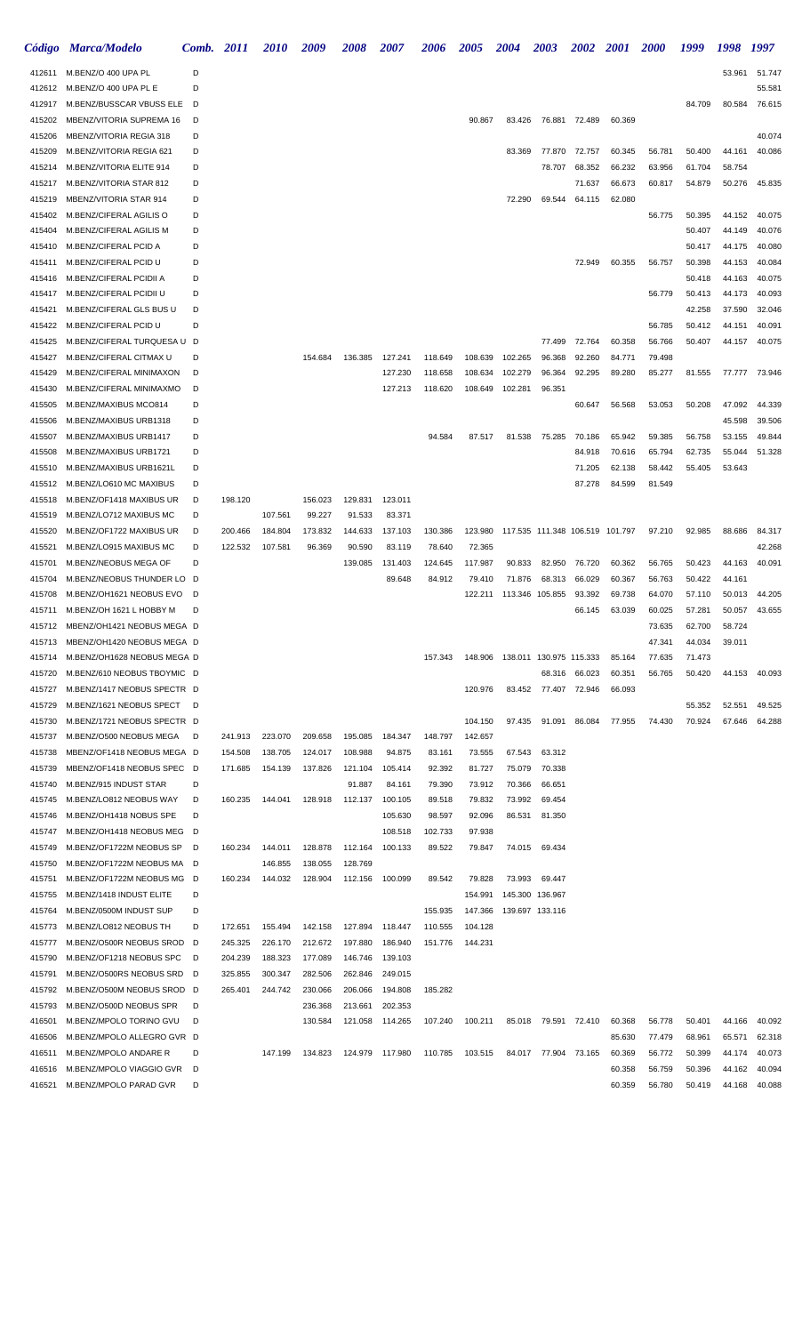| Código | Marca/Modelo | Comb. | 2011 | 2010 | 2009 | 2008 | 2007 | 2006 | 2005 | 2004 | 2003 | 2002 | 2001 | 2000 | 1999 | 1998 | 1997 |
|---|---|---|---|---|---|---|---|---|---|---|---|---|---|---|---|---|---|
| 412611 | M.BENZ/O 400 UPA PL | D | | | | | | | | | | | | | | 53.961 | 51.747 |
| 412612 | M.BENZ/O 400 UPA PL E | D | | | | | | | | | | | | | | | 55.581 |
| 412917 | M.BENZ/BUSSCAR VBUSS ELE | D | | | | | | | | | | | | | 84.709 | 80.584 | 76.615 |
| 415202 | MBENZ/VITORIA SUPREMA 16 | D | | | | | | | 90.867 | 83.426 | 76.881 | 72.489 | 60.369 | | | | |
| 415206 | MBENZ/VITORIA REGIA 318 | D | | | | | | | | | | | | | | | 40.074 |
| 415209 | M.BENZ/VITORIA REGIA 621 | D | | | | | | | | 83.369 | 77.870 | 72.757 | 60.345 | 56.781 | 50.400 | 44.161 | 40.086 |
| 415214 | M.BENZ/VITORIA ELITE 914 | D | | | | | | | | | 78.707 | 68.352 | 66.232 | 63.956 | 61.704 | 58.754 | |
| 415217 | M.BENZ/VITORIA STAR 812 | D | | | | | | | | | | 71.637 | 66.673 | 60.817 | 54.879 | 50.276 | 45.835 |
| 415219 | MBENZ/VITORIA STAR 914 | D | | | | | | | | 72.290 | 69.544 | 64.115 | 62.080 | | | | |
| 415402 | M.BENZ/CIFERAL AGILIS O | D | | | | | | | | | | | | 56.775 | 50.395 | 44.152 | 40.075 |
| 415404 | M.BENZ/CIFERAL AGILIS M | D | | | | | | | | | | | | | 50.407 | 44.149 | 40.076 |
| 415410 | M.BENZ/CIFERAL PCID A | D | | | | | | | | | | | | | 50.417 | 44.175 | 40.080 |
| 415411 | M.BENZ/CIFERAL PCID U | D | | | | | | | | | | 72.949 | 60.355 | 56.757 | 50.398 | 44.153 | 40.084 |
| 415416 | M.BENZ/CIFERAL PCIDII A | D | | | | | | | | | | | | | 50.418 | 44.163 | 40.075 |
| 415417 | M.BENZ/CIFERAL PCIDII U | D | | | | | | | | | | | | 56.779 | 50.413 | 44.173 | 40.093 |
| 415421 | M.BENZ/CIFERAL GLS BUS U | D | | | | | | | | | | | | | 42.258 | 37.590 | 32.046 |
| 415422 | M.BENZ/CIFERAL PCID U | D | | | | | | | | | | | | 56.785 | 50.412 | 44.151 | 40.091 |
| 415425 | M.BENZ/CIFERAL TURQUESA U | D | | | | | | | | | 77.499 | 72.764 | 60.358 | 56.766 | 50.407 | 44.157 | 40.075 |
| 415427 | M.BENZ/CIFERAL CITMAX U | D | | | 154.684 | 136.385 | 127.241 | 118.649 | 108.639 | 102.265 | 96.368 | 92.260 | 84.771 | 79.498 | | | |
| 415429 | M.BENZ/CIFERAL MINIMAXON | D | | | | | 127.230 | 118.658 | 108.634 | 102.279 | 96.364 | 92.295 | 89.280 | 85.277 | 81.555 | 77.777 | 73.946 |
| 415430 | M.BENZ/CIFERAL MINIMAXMO | D | | | | | 127.213 | 118.620 | 108.649 | 102.281 | 96.351 | | | | | | |
| 415505 | M.BENZ/MAXIBUS MCO814 | D | | | | | | | | | | 60.647 | 56.568 | 53.053 | 50.208 | 47.092 | 44.339 |
| 415506 | M.BENZ/MAXIBUS URB1318 | D | | | | | | | | | | | | | | 45.598 | 39.506 |
| 415507 | M.BENZ/MAXIBUS URB1417 | D | | | | | | 94.584 | 87.517 | 81.538 | 75.285 | 70.186 | 65.942 | 59.385 | 56.758 | 53.155 | 49.844 |
| 415508 | M.BENZ/MAXIBUS URB1721 | D | | | | | | | | | | 84.918 | 70.616 | 65.794 | 62.735 | 55.044 | 51.328 |
| 415510 | M.BENZ/MAXIBUS URB1621L | D | | | | | | | | | | 71.205 | 62.138 | 58.442 | 55.405 | 53.643 | |
| 415512 | M.BENZ/LO610 MC MAXIBUS | D | | | | | | | | | | 87.278 | 84.599 | 81.549 | | | |
| 415518 | M.BENZ/OF1418 MAXIBUS UR | D | 198.120 | | 156.023 | 129.831 | 123.011 | | | | | | | | | | |
| 415519 | M.BENZ/LO712 MAXIBUS MC | D | | 107.561 | 99.227 | 91.533 | 83.371 | | | | | | | | | | |
| 415520 | M.BENZ/OF1722 MAXIBUS UR | D | 200.466 | 184.804 | 173.832 | 144.633 | 137.103 | 130.386 | 123.980 | 117.535 | 111.348 | 106.519 | 101.797 | 97.210 | 92.985 | 88.686 | 84.317 |
| 415521 | M.BENZ/LO915 MAXIBUS MC | D | 122.532 | 107.581 | 96.369 | 90.590 | 83.119 | 78.640 | 72.365 | | | | | | | | 42.268 |
| 415701 | M.BENZ/NEOBUS MEGA OF | D | | | | 139.085 | 131.403 | 124.645 | 117.987 | 90.833 | 82.950 | 76.720 | 60.362 | 56.765 | 50.423 | 44.163 | 40.091 |
| 415704 | M.BENZ/NEOBUS THUNDER LO | D | | | | | 89.648 | 84.912 | 79.410 | 71.876 | 68.313 | 66.029 | 60.367 | 56.763 | 50.422 | 44.161 | |
| 415708 | M.BENZ/OH1621 NEOBUS EVO | D | | | | | | | 122.211 | 113.346 | 105.855 | 93.392 | 69.738 | 64.070 | 57.110 | 50.013 | 44.205 |
| 415711 | M.BENZ/OH 1621 L HOBBY M | D | | | | | | | | | | 66.145 | 63.039 | 60.025 | 57.281 | 50.057 | 43.655 |
| 415712 | MBENZ/OH1421 NEOBUS MEGA | D | | | | | | | | | | | | 73.635 | 62.700 | 58.724 | |
| 415713 | MBENZ/OH1420 NEOBUS MEGA | D | | | | | | | | | | | | 47.341 | 44.034 | 39.011 | |
| 415714 | M.BENZ/OH1628 NEOBUS MEGA | D | | | | | | 157.343 | 148.906 | 138.011 | 130.975 | 115.333 | 85.164 | 77.635 | 71.473 | | |
| 415720 | M.BENZ/610 NEOBUS TBOYMIC | D | | | | | | | | | 68.316 | 66.023 | 60.351 | 56.765 | 50.420 | 44.153 | 40.093 |
| 415727 | M.BENZ/1417 NEOBUS SPECTR | D | | | | | | | 120.976 | 83.452 | 77.407 | 72.946 | 66.093 | | | | |
| 415729 | M.BENZ/1621 NEOBUS SPECT | D | | | | | | | | | | | | | 55.352 | 52.551 | 49.525 |
| 415730 | M.BENZ/1721 NEOBUS SPECTR | D | | | | | | | 104.150 | 97.435 | 91.091 | 86.084 | 77.955 | 74.430 | 70.924 | 67.646 | 64.288 |
| 415737 | M.BENZ/O500 NEOBUS MEGA | D | 241.913 | 223.070 | 209.658 | 195.085 | 184.347 | 148.797 | 142.657 | | | | | | | | |
| 415738 | MBENZ/OF1418 NEOBUS MEGA | D | 154.508 | 138.705 | 124.017 | 108.988 | 94.875 | 83.161 | 73.555 | 67.543 | 63.312 | | | | | | |
| 415739 | MBENZ/OF1418 NEOBUS SPEC | D | 171.685 | 154.139 | 137.826 | 121.104 | 105.414 | 92.392 | 81.727 | 75.079 | 70.338 | | | | | | |
| 415740 | M.BENZ/915 INDUST STAR | D | | | | 91.887 | 84.161 | 79.390 | 73.912 | 70.366 | 66.651 | | | | | | |
| 415745 | M.BENZ/LO812 NEOBUS WAY | D | 160.235 | 144.041 | 128.918 | 112.137 | 100.105 | 89.518 | 79.832 | 73.992 | 69.454 | | | | | | |
| 415746 | M.BENZ/OH1418 NOBUS SPE | D | | | | | 105.630 | 98.597 | 92.096 | 86.531 | 81.350 | | | | | | |
| 415747 | M.BENZ/OH1418 NEOBUS MEG | D | | | | | 108.518 | 102.733 | 97.938 | | | | | | | | |
| 415749 | M.BENZ/OF1722M NEOBUS SP | D | 160.234 | 144.011 | 128.878 | 112.164 | 100.133 | 89.522 | 79.847 | 74.015 | 69.434 | | | | | | |
| 415750 | M.BENZ/OF1722M NEOBUS MA | D | | 146.855 | 138.055 | 128.769 | | | | | | | | | | | |
| 415751 | M.BENZ/OF1722M NEOBUS MG | D | 160.234 | 144.032 | 128.904 | 112.156 | 100.099 | 89.542 | 79.828 | 73.993 | 69.447 | | | | | | |
| 415755 | M.BENZ/1418 INDUST ELITE | D | | | | | | | 154.991 | 145.300 | 136.967 | | | | | | |
| 415764 | M.BENZ/0500M INDUST SUP | D | | | | | | 155.935 | 147.366 | 139.697 | 133.116 | | | | | | |
| 415773 | M.BENZ/LO812 NEOBUS TH | D | 172.651 | 155.494 | 142.158 | 127.894 | 118.447 | 110.555 | 104.128 | | | | | | | | |
| 415777 | M.BENZ/O500R NEOBUS SROD | D | 245.325 | 226.170 | 212.672 | 197.880 | 186.940 | 151.776 | 144.231 | | | | | | | | |
| 415790 | M.BENZ/OF1218 NEOBUS SPC | D | 204.239 | 188.323 | 177.089 | 146.746 | 139.103 | | | | | | | | | | |
| 415791 | M.BENZ/O500RS NEOBUS SRD | D | 325.855 | 300.347 | 282.506 | 262.846 | 249.015 | | | | | | | | | | |
| 415792 | M.BENZ/O500M NEOBUS SROD | D | 265.401 | 244.742 | 230.066 | 206.066 | 194.808 | 185.282 | | | | | | | | | |
| 415793 | M.BENZ/O500D NEOBUS SPR | D | | | 236.368 | 213.661 | 202.353 | | | | | | | | | | |
| 416501 | M.BENZ/MPOLO TORINO GVU | D | | | 130.584 | 121.058 | 114.265 | 107.240 | 100.211 | 85.018 | 79.591 | 72.410 | 60.368 | 56.778 | 50.401 | 44.166 | 40.092 |
| 416506 | M.BENZ/MPOLO ALLEGRO GVR | D | | | | | | | | | | | 85.630 | 77.479 | 68.961 | 65.571 | 62.318 |
| 416511 | M.BENZ/MPOLO ANDARE R | D | | 147.199 | 134.823 | 124.979 | 117.980 | 110.785 | 103.515 | 84.017 | 77.904 | 73.165 | 60.369 | 56.772 | 50.399 | 44.174 | 40.073 |
| 416516 | M.BENZ/MPOLO VIAGGIO GVR | D | | | | | | | | | | | 60.358 | 56.759 | 50.396 | 44.162 | 40.094 |
| 416521 | M.BENZ/MPOLO PARAD GVR | D | | | | | | | | | | | 60.359 | 56.780 | 50.419 | 44.168 | 40.088 |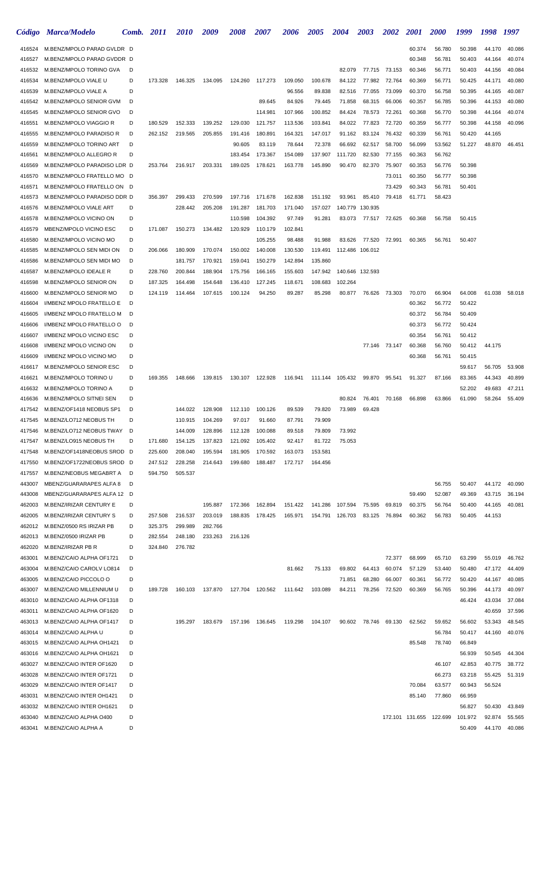| Código | Marca/Modelo | Comb. | 2011 | 2010 | 2009 | 2008 | 2007 | 2006 | 2005 | 2004 | 2003 | 2002 | 2001 | 2000 | 1999 | 1998 | 1997 |
|---|---|---|---|---|---|---|---|---|---|---|---|---|---|---|---|---|---|
| 416524 | M.BENZ/MPOLO PARAD GVLDR | D | | | | | | | | | | | 60.374 | 56.780 | 50.398 | 44.170 | 40.086 |
| 416527 | M.BENZ/MPOLO PARAD GVDDR | D | | | | | | | | | | | 60.348 | 56.781 | 50.403 | 44.164 | 40.074 |
| 416532 | M.BENZ/MPOLO TORINO GVA | D | | | | | | | | 82.079 | 77.715 | 73.153 | 60.346 | 56.771 | 50.403 | 44.156 | 40.084 |
| 416534 | M.BENZ/MPOLO VIALE U | D | 173.328 | 146.325 | 134.095 | 124.260 | 117.273 | 109.050 | 100.678 | 84.122 | 77.982 | 72.764 | 60.369 | 56.771 | 50.425 | 44.171 | 40.080 |
| 416539 | M.BENZ/MPOLO VIALE A | D | | | | | | 96.556 | 89.838 | 82.516 | 77.055 | 73.099 | 60.370 | 56.758 | 50.395 | 44.165 | 40.087 |
| 416542 | M.BENZ/MPOLO SENIOR GVM | D | | | | | 89.645 | 84.926 | 79.445 | 71.858 | 68.315 | 66.006 | 60.357 | 56.785 | 50.396 | 44.153 | 40.080 |
| 416545 | M.BENZ/MPOLO SENIOR GVO | D | | | | | 114.981 | 107.966 | 100.852 | 84.424 | 78.573 | 72.261 | 60.368 | 56.770 | 50.398 | 44.164 | 40.074 |
| 416551 | M.BENZ/MPOLO VIAGGIO R | D | 180.529 | 152.333 | 139.252 | 129.030 | 121.757 | 113.536 | 103.841 | 84.022 | 77.823 | 72.720 | 60.359 | 56.777 | 50.398 | 44.158 | 40.096 |
| 416555 | M.BENZ/MPOLO PARADISO R | D | 262.152 | 219.565 | 205.855 | 191.416 | 180.891 | 164.321 | 147.017 | 91.162 | 83.124 | 76.432 | 60.339 | 56.761 | 50.420 | 44.165 | |
| 416559 | M.BENZ/MPOLO TORINO ART | D | | | | 90.605 | 83.119 | 78.644 | 72.378 | 66.692 | 62.517 | 58.700 | 56.099 | 53.562 | 51.227 | 48.870 | 46.451 |
| 416561 | M.BENZ/MPOLO ALLEGRO R | D | | | | 183.454 | 173.367 | 154.089 | 137.907 | 111.720 | 82.530 | 77.155 | 60.363 | 56.762 | | | |
| 416569 | M.BENZ/MPOLO PARADISO LDR | D | 253.764 | 216.917 | 203.331 | 189.025 | 178.621 | 163.778 | 145.890 | 90.470 | 82.370 | 75.907 | 60.353 | 56.776 | 50.398 | | |
| 416570 | M.BENZ/MPOLO FRATELLO MO | D | | | | | | | | | | 73.011 | 60.350 | 56.777 | 50.398 | | |
| 416571 | M.BENZ/MPOLO FRATELLO ON | D | | | | | | | | | | 73.429 | 60.343 | 56.781 | 50.401 | | |
| 416573 | M.BENZ/MPOLO PARADISO DDR | D | 356.397 | 299.433 | 270.599 | 197.716 | 171.678 | 162.838 | 151.192 | 93.961 | 85.410 | 79.418 | 61.771 | 58.423 | | | |
| 416576 | M.BENZ/MPOLO VIALE ART | D | | 228.442 | 205.208 | 191.287 | 181.703 | 171.040 | 157.027 | 140.779 | 130.935 | | | | | | |
| 416578 | M.BENZ/MPOLO VICINO ON | D | | | | 110.598 | 104.392 | 97.749 | 91.281 | 83.073 | 77.517 | 72.625 | 60.368 | 56.758 | 50.415 | | |
| 416579 | MBENZ/MPOLO VICINO ESC | D | 171.087 | 150.273 | 134.482 | 120.929 | 110.179 | 102.841 | | | | | | | | | |
| 416580 | M.BENZ/MPOLO VICINO MO | D | | | | | 105.255 | 98.488 | 91.988 | 83.626 | 77.520 | 72.991 | 60.365 | 56.761 | 50.407 | | |
| 416585 | M.BENZ/MPOLO SEN MIDI ON | D | 206.066 | 180.909 | 170.074 | 150.002 | 140.008 | 130.530 | 119.491 | 112.486 | 106.012 | | | | | | |
| 416586 | M.BENZ/MPOLO SEN MIDI MO | D | | 181.757 | 170.921 | 159.041 | 150.279 | 142.894 | 135.860 | | | | | | | | |
| 416587 | M.BENZ/MPOLO IDEALE R | D | 228.760 | 200.844 | 188.904 | 175.756 | 166.165 | 155.603 | 147.942 | 140.646 | 132.593 | | | | | | |
| 416598 | M.BENZ/MPOLO SENIOR ON | D | 187.325 | 164.498 | 154.648 | 136.410 | 127.245 | 118.671 | 108.683 | 102.264 | | | | | | | |
| 416600 | M.BENZ/MPOLO SENIOR MO | D | 124.119 | 114.464 | 107.615 | 100.124 | 94.250 | 89.287 | 85.298 | 80.877 | 76.626 | 73.303 | 70.070 | 66.904 | 64.008 | 61.038 | 58.018 |
| 416604 | I/MBENZ MPOLO FRATELLO E | D | | | | | | | | | | | 60.362 | 56.772 | 50.422 | | |
| 416605 | I/MBENZ MPOLO FRATELLO M | D | | | | | | | | | | | 60.372 | 56.784 | 50.409 | | |
| 416606 | I/MBENZ MPOLO FRATELLO O | D | | | | | | | | | | | 60.373 | 56.772 | 50.424 | | |
| 416607 | I/MBENZ MPOLO VICINO ESC | D | | | | | | | | | | | 60.354 | 56.761 | 50.412 | | |
| 416608 | I/MBENZ MPOLO VICINO ON | D | | | | | | | | | 77.146 | 73.147 | 60.368 | 56.760 | 50.412 | 44.175 | |
| 416609 | I/MBENZ MPOLO VICINO MO | D | | | | | | | | | | | 60.368 | 56.761 | 50.415 | | |
| 416617 | M.BENZ/MPOLO SENIOR ESC | D | | | | | | | | | | | | | 59.617 | 56.705 | 53.908 |
| 416621 | M.BENZ/MPOLO TORINO U | D | 169.355 | 148.666 | 139.815 | 130.107 | 122.928 | 116.941 | 111.144 | 105.432 | 99.870 | 95.541 | 91.327 | 87.166 | 83.365 | 44.343 | 40.899 |
| 416632 | M.BENZ/MPOLO TORINO A | D | | | | | | | | | | | | | 52.202 | 49.683 | 47.211 |
| 416636 | M.BENZ/MPOLO SITNEI SEN | D | | | | | | | | 80.824 | 76.401 | 70.168 | 66.898 | 63.866 | 61.090 | 58.264 | 55.409 |
| 417542 | M.BENZ/OF1418 NEOBUS SP1 | D | | 144.022 | 128.908 | 112.110 | 100.126 | 89.539 | 79.820 | 73.989 | 69.428 | | | | | | |
| 417545 | M.BENZ/LO712 NEOBUS TH | D | | 110.915 | 104.269 | 97.017 | 91.660 | 87.791 | 79.909 | | | | | | | | |
| 417546 | M.BENZ/LO712 NEOBUS TWAY | D | | 144.009 | 128.896 | 112.128 | 100.088 | 89.518 | 79.809 | 73.992 | | | | | | | |
| 417547 | M.BENZ/LO915 NEOBUS TH | D | 171.680 | 154.125 | 137.823 | 121.092 | 105.402 | 92.417 | 81.722 | 75.053 | | | | | | | |
| 417548 | M.BENZ/OF1418NEOBUS SROD | D | 225.600 | 208.040 | 195.594 | 181.905 | 170.592 | 163.073 | 153.581 | | | | | | | | |
| 417550 | M.BENZ/OF1722NEOBUS SROD | D | 247.512 | 228.258 | 214.643 | 199.680 | 188.487 | 172.717 | 164.456 | | | | | | | | |
| 417557 | M.BENZ/NEOBUS MEGABRT A | D | 594.750 | 505.537 | | | | | | | | | | | | | |
| 443007 | MBENZ/GUARARAPES ALFA 8 | D | | | | | | | | | | | | 56.755 | 50.407 | 44.172 | 40.090 |
| 443008 | MBENZ/GUARARAPES ALFA 12 | D | | | | | | | | | | | 59.490 | 52.087 | 49.369 | 43.715 | 36.194 |
| 462003 | M.BENZ/IRIZAR CENTURY E | D | | | 195.887 | 172.366 | 162.894 | 151.422 | 141.286 | 107.594 | 75.595 | 69.819 | 60.375 | 56.764 | 50.400 | 44.165 | 40.081 |
| 462005 | M.BENZ/IRIZAR CENTURY S | D | 257.508 | 216.537 | 203.019 | 188.835 | 178.425 | 165.971 | 154.791 | 126.703 | 83.125 | 76.894 | 60.362 | 56.783 | 50.405 | 44.153 | |
| 462012 | M.BENZ/0500 RS IRIZAR PB | D | 325.375 | 299.989 | 282.766 | | | | | | | | | | | | |
| 462013 | M.BENZ/0500 IRIZAR PB | D | 282.554 | 248.180 | 233.263 | 216.126 | | | | | | | | | | | |
| 462020 | M.BENZ/IRIZAR PB R | D | 324.840 | 276.782 | | | | | | | | | | | | | |
| 463001 | M.BENZ/CAIO ALPHA OF1721 | D | | | | | | | | | | 72.377 | 68.999 | 65.710 | 63.299 | 55.019 | 46.762 |
| 463004 | M.BENZ/CAIO CAROLV LO814 | D | | | | | | 81.662 | 75.133 | 69.802 | 64.413 | 60.074 | 57.129 | 53.440 | 50.480 | 47.172 | 44.409 |
| 463005 | M.BENZ/CAIO PICCOLO O | D | | | | | | | | 71.851 | 68.280 | 66.007 | 60.361 | 56.772 | 50.420 | 44.167 | 40.085 |
| 463007 | M.BENZ/CAIO MILLENNIUM U | D | 189.728 | 160.103 | 137.870 | 127.704 | 120.562 | 111.642 | 103.089 | 84.211 | 78.256 | 72.520 | 60.369 | 56.765 | 50.396 | 44.173 | 40.097 |
| 463010 | M.BENZ/CAIO ALPHA OF1318 | D | | | | | | | | | | | | | 46.424 | 43.034 | 37.084 |
| 463011 | M.BENZ/CAIO ALPHA OF1620 | D | | | | | | | | | | | | | | 40.659 | 37.596 |
| 463013 | M.BENZ/CAIO ALPHA OF1417 | D | | 195.297 | 183.679 | 157.196 | 136.645 | 119.298 | 104.107 | 90.602 | 78.746 | 69.130 | 62.562 | 59.652 | 56.602 | 53.343 | 48.545 |
| 463014 | M.BENZ/CAIO ALPHA U | D | | | | | | | | | | | | 56.784 | 50.417 | 44.160 | 40.076 |
| 463015 | M.BENZ/CAIO ALPHA OH1421 | D | | | | | | | | | | | 85.548 | 78.740 | 66.849 | | |
| 463016 | M.BENZ/CAIO ALPHA OH1621 | D | | | | | | | | | | | | | 56.939 | 50.545 | 44.304 |
| 463027 | M.BENZ/CAIO INTER OF1620 | D | | | | | | | | | | | | 46.107 | 42.853 | 40.775 | 38.772 |
| 463028 | M.BENZ/CAIO INTER OF1721 | D | | | | | | | | | | | | 66.273 | 63.218 | 55.425 | 51.319 |
| 463029 | M.BENZ/CAIO INTER OF1417 | D | | | | | | | | | | | 70.084 | 63.577 | 60.943 | 56.524 | |
| 463031 | M.BENZ/CAIO INTER OH1421 | D | | | | | | | | | | | 85.140 | 77.860 | 66.959 | | |
| 463032 | M.BENZ/CAIO INTER OH1621 | D | | | | | | | | | | | | | 56.827 | 50.430 | 43.849 |
| 463040 | M.BENZ/CAIO ALPHA O400 | D | | | | | | | | | | 172.101 | 131.655 | 122.699 | 101.972 | 92.874 | 55.565 |
| 463041 | M.BENZ/CAIO ALPHA A | D | | | | | | | | | | | | | 50.409 | 44.170 | 40.086 |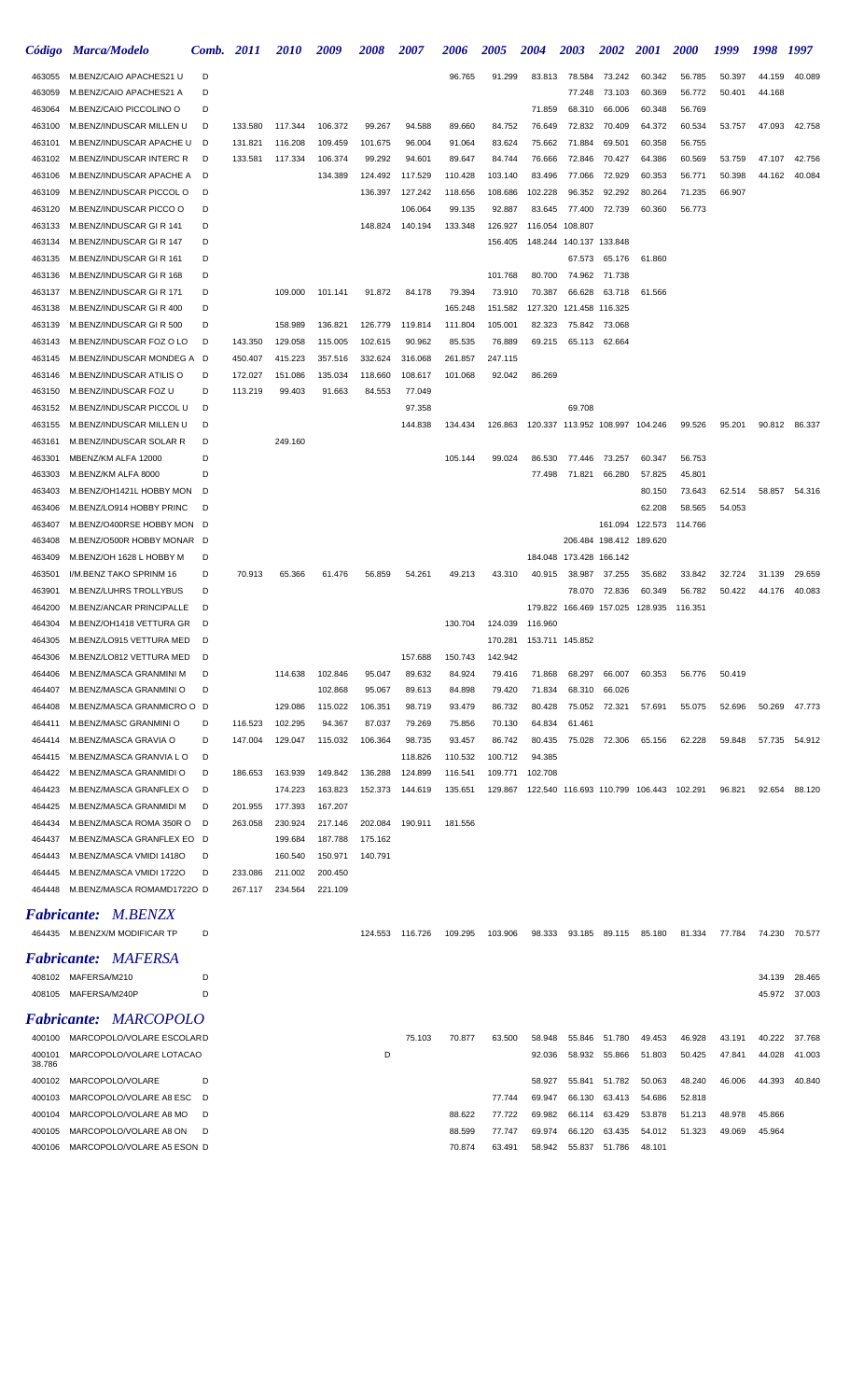| *Código* | *Marca/Modelo* | *Comb.* | *2011* | *2010* | *2009* | *2008* | *2007* | *2006* | *2005* | *2004* | *2003* | *2002* | *2001* | *2000* | *1999* | *1998* | *1997* |
|---|---|---|---|---|---|---|---|---|---|---|---|---|---|---|---|---|---|
| 463055 | M.BENZ/CAIO APACHES21 U | D | | | | | | 96.765 | 91.299 | 83.813 | 78.584 | 73.242 | 60.342 | 56.785 | 50.397 | 44.159 | 40.089 |
| 463059 | M.BENZ/CAIO APACHES21 A | D | | | | | | | | | 77.248 | 73.103 | 60.369 | 56.772 | 50.401 | 44.168 | |
| 463064 | M.BENZ/CAIO PICCOLINO O | D | | | | | | | | 71.859 | 68.310 | 66.006 | 60.348 | 56.769 | | | |
| 463100 | M.BENZ/INDUSCAR MILLEN U | D | 133.580 | 117.344 | 106.372 | 99.267 | 94.588 | 89.660 | 84.752 | 76.649 | 72.832 | 70.409 | 64.372 | 60.534 | 53.757 | 47.093 | 42.758 |
| 463101 | M.BENZ/INDUSCAR APACHE U | D | 131.821 | 116.208 | 109.459 | 101.675 | 96.004 | 91.064 | 83.624 | 75.662 | 71.884 | 69.501 | 60.358 | 56.755 | | | |
| 463102 | M.BENZ/INDUSCAR INTERC R | D | 133.581 | 117.334 | 106.374 | 99.292 | 94.601 | 89.647 | 84.744 | 76.666 | 72.846 | 70.427 | 64.386 | 60.569 | 53.759 | 47.107 | 42.756 |
| 463106 | M.BENZ/INDUSCAR APACHE A | D | | | 134.389 | 124.492 | 117.529 | 110.428 | 103.140 | 83.496 | 77.066 | 72.929 | 60.353 | 56.771 | 50.398 | 44.162 | 40.084 |
| 463109 | M.BENZ/INDUSCAR PICCOL O | D | | | | 136.397 | 127.242 | 118.656 | 108.686 | 102.228 | 96.352 | 92.292 | 80.264 | 71.235 | 66.907 | | |
| 463120 | M.BENZ/INDUSCAR PICCO O | D | | | | | 106.064 | 99.135 | 92.887 | 83.645 | 77.400 | 72.739 | 60.360 | 56.773 | | | |
| 463133 | M.BENZ/INDUSCAR GI R 141 | D | | | | 148.824 | 140.194 | 133.348 | 126.927 | 116.054 | 108.807 | | | | | | |
| 463134 | M.BENZ/INDUSCAR GI R 147 | D | | | | | | | 156.405 | 148.244 | 140.137 | 133.848 | | | | | |
| 463135 | M.BENZ/INDUSCAR GI R 161 | D | | | | | | | | | 67.573 | 65.176 | 61.860 | | | | |
| 463136 | M.BENZ/INDUSCAR GI R 168 | D | | | | | | | 101.768 | 80.700 | 74.962 | 71.738 | | | | | |
| 463137 | M.BENZ/INDUSCAR GI R 171 | D | | 109.000 | 101.141 | 91.872 | 84.178 | 79.394 | 73.910 | 70.387 | 66.628 | 63.718 | 61.566 | | | | |
| 463138 | M.BENZ/INDUSCAR GI R 400 | D | | | | | | 165.248 | 151.582 | 127.320 | 121.458 | 116.325 | | | | | |
| 463139 | M.BENZ/INDUSCAR GI R 500 | D | | 158.989 | 136.821 | 126.779 | 119.814 | 111.804 | 105.001 | 82.323 | 75.842 | 73.068 | | | | | |
| 463143 | M.BENZ/INDUSCAR FOZ O LO | D | 143.350 | 129.058 | 115.005 | 102.615 | 90.962 | 85.535 | 76.889 | 69.215 | 65.113 | 62.664 | | | | | |
| 463145 | M.BENZ/INDUSCAR MONDEG A | D | 450.407 | 415.223 | 357.516 | 332.624 | 316.068 | 261.857 | 247.115 | | | | | | | | |
| 463146 | M.BENZ/INDUSCAR ATILIS O | D | 172.027 | 151.086 | 135.034 | 118.660 | 108.617 | 101.068 | 92.042 | 86.269 | | | | | | | |
| 463150 | M.BENZ/INDUSCAR FOZ U | D | 113.219 | 99.403 | 91.663 | 84.553 | 77.049 | | | | | | | | | | |
| 463152 | M.BENZ/INDUSCAR PICCOL U | D | | | | | 97.358 | | | | 69.708 | | | | | | |
| 463155 | M.BENZ/INDUSCAR MILLEN U | D | | | | | 144.838 | 134.434 | 126.863 | 120.337 | 113.952 | 108.997 | 104.246 | 99.526 | 95.201 | 90.812 | 86.337 |
| 463161 | M.BENZ/INDUSCAR SOLAR R | D | | 249.160 | | | | | | | | | | | | | |
| 463301 | MBENZ/KM ALFA 12000 | D | | | | | | 105.144 | 99.024 | 86.530 | 77.446 | 73.257 | 60.347 | 56.753 | | | |
| 463303 | M.BENZ/KM ALFA 8000 | D | | | | | | | | 77.498 | 71.821 | 66.280 | 57.825 | 45.801 | | | |
| 463403 | M.BENZ/OH1421L HOBBY MON | D | | | | | | | | | | | 80.150 | 73.643 | 62.514 | 58.857 | 54.316 |
| 463406 | M.BENZ/LO914 HOBBY PRINC | D | | | | | | | | | | | 62.208 | 58.565 | 54.053 | | |
| 463407 | M.BENZ/O400RSE HOBBY MON | D | | | | | | | | | | 161.094 | 122.573 | 114.766 | | | |
| 463408 | M.BENZ/O500R HOBBY MONAR | D | | | | | | | | | 206.484 | 198.412 | 189.620 | | | | |
| 463409 | M.BENZ/OH 1628 L HOBBY M | D | | | | | | | | 184.048 | 173.428 | 166.142 | | | | | |
| 463501 | I/M.BENZ TAKO SPRINM 16 | D | 70.913 | 65.366 | 61.476 | 56.859 | 54.261 | 49.213 | 43.310 | 40.915 | 38.987 | 37.255 | 35.682 | 33.842 | 32.724 | 31.139 | 29.659 |
| 463901 | M.BENZ/LUHRS TROLLYBUS | D | | | | | | | | | 78.070 | 72.836 | 60.349 | 56.782 | 50.422 | 44.176 | 40.083 |
| 464200 | M.BENZ/ANCAR PRINCIPALLE | D | | | | | | | | 179.822 | 166.469 | 157.025 | 128.935 | 116.351 | | | |
| 464304 | M.BENZ/OH1418 VETTURA GR | D | | | | | | 130.704 | 124.039 | 116.960 | | | | | | | |
| 464305 | M.BENZ/LO915 VETTURA MED | D | | | | | | | 170.281 | 153.711 | 145.852 | | | | | | |
| 464306 | M.BENZ/LO812 VETTURA MED | D | | | | | 157.688 | 150.743 | 142.942 | | | | | | | | |
| 464406 | M.BENZ/MASCA GRANMINI M | D | | 114.638 | 102.846 | 95.047 | 89.632 | 84.924 | 79.416 | 71.868 | 68.297 | 66.007 | 60.353 | 56.776 | 50.419 | | |
| 464407 | M.BENZ/MASCA GRANMINI O | D | | | 102.868 | 95.067 | 89.613 | 84.898 | 79.420 | 71.834 | 68.310 | 66.026 | | | | | |
| 464408 | M.BENZ/MASCA GRANMICRO O | D | | 129.086 | 115.022 | 106.351 | 98.719 | 93.479 | 86.732 | 80.428 | 75.052 | 72.321 | 57.691 | 55.075 | 52.696 | 50.269 | 47.773 |
| 464411 | M.BENZ/MASC GRANMINI O | D | 116.523 | 102.295 | 94.367 | 87.037 | 79.269 | 75.856 | 70.130 | 64.834 | 61.461 | | | | | | |
| 464414 | M.BENZ/MASCA GRAVIA O | D | 147.004 | 129.047 | 115.032 | 106.364 | 98.735 | 93.457 | 86.742 | 80.435 | 75.028 | 72.306 | 65.156 | 62.228 | 59.848 | 57.735 | 54.912 |
| 464415 | M.BENZ/MASCA GRANVIA L O | D | | | | | 118.826 | 110.532 | 100.712 | 94.385 | | | | | | | |
| 464422 | M.BENZ/MASCA GRANMIDI O | D | 186.653 | 163.939 | 149.842 | 136.288 | 124.899 | 116.541 | 109.771 | 102.708 | | | | | | | |
| 464423 | M.BENZ/MASCA GRANFLEX O | D | | 174.223 | 163.823 | 152.373 | 144.619 | 135.651 | 129.867 | 122.540 | 116.693 | 110.799 | 106.443 | 102.291 | 96.821 | 92.654 | 88.120 |
| 464425 | M.BENZ/MASCA GRANMIDI M | D | 201.955 | 177.393 | 167.207 | | | | | | | | | | | | |
| 464434 | M.BENZ/MASCA ROMA 350R O | D | 263.058 | 230.924 | 217.146 | 202.084 | 190.911 | 181.556 | | | | | | | | | |
| 464437 | M.BENZ/MASCA GRANFLEX EO | D | | 199.684 | 187.788 | 175.162 | | | | | | | | | | | |
| 464443 | M.BENZ/MASCA VMIDI 1418O | D | | 160.540 | 150.971 | 140.791 | | | | | | | | | | | |
| 464445 | M.BENZ/MASCA VMIDI 1722O | D | 233.086 | 211.002 | 200.450 | | | | | | | | | | | | |
| 464448 | M.BENZ/MASCA ROMAMD1722O | D | 267.117 | 234.564 | 221.109 | | | | | | | | | | | | |

## *Fabricante: M.BENZX*

| | | | | | | | | | | | | | | | | | |
|---|---|---|---|---|---|---|---|---|---|---|---|---|---|---|---|---|---|
| 464435 | M.BENZX/M MODIFICAR TP | D | | | | 124.553 | 116.726 | 109.295 | 103.906 | 98.333 | 93.185 | 89.115 | 85.180 | 81.334 | 77.784 | 74.230 | 70.577 |

## *Fabricante: MAFERSA*

| | | | | | | | | | | | | | | | | | |
|---|---|---|---|---|---|---|---|---|---|---|---|---|---|---|---|---|---|
| 408102 | MAFERSA/M210 | D | | | | | | | | | | | | | | 34.139 | 28.465 |
| 408105 | MAFERSA/M240P | D | | | | | | | | | | | | | | 45.972 | 37.003 |

## *Fabricante: MARCOPOLO*

| | | | | | | | | | | | | | | | | | |
|---|---|---|---|---|---|---|---|---|---|---|---|---|---|---|---|---|---|
| 400100 | MARCOPOLO/VOLARE ESCOLAR | D | | | | | 75.103 | 70.877 | 63.500 | 58.948 | 55.846 | 51.780 | 49.453 | 46.928 | 43.191 | 40.222 | 37.768 |
| 400101 | MARCOPOLO/VOLARE LOTACAO | D | | | | | | | | 92.036 | 58.932 | 55.866 | 51.803 | 50.425 | 47.841 | 44.028 | 41.003 |
| 38.786 | | | | | | | | | | | | | | | | | |
| 400102 | MARCOPOLO/VOLARE | D | | | | | | | | 58.927 | 55.841 | 51.782 | 50.063 | 48.240 | 46.006 | 44.393 | 40.840 |
| 400103 | MARCOPOLO/VOLARE A8 ESC | D | | | | | | | 77.744 | 69.947 | 66.130 | 63.413 | 54.686 | 52.818 | | | |
| 400104 | MARCOPOLO/VOLARE A8 MO | D | | | | | | 88.622 | 77.722 | 69.982 | 66.114 | 63.429 | 53.878 | 51.213 | 48.978 | 45.866 | |
| 400105 | MARCOPOLO/VOLARE A8 ON | D | | | | | | 88.599 | 77.747 | 69.974 | 66.120 | 63.435 | 54.012 | 51.323 | 49.069 | 45.964 | |
| 400106 | MARCOPOLO/VOLARE A5 ESON | D | | | | | | 70.874 | 63.491 | 58.942 | 55.837 | 51.786 | 48.101 | | | | |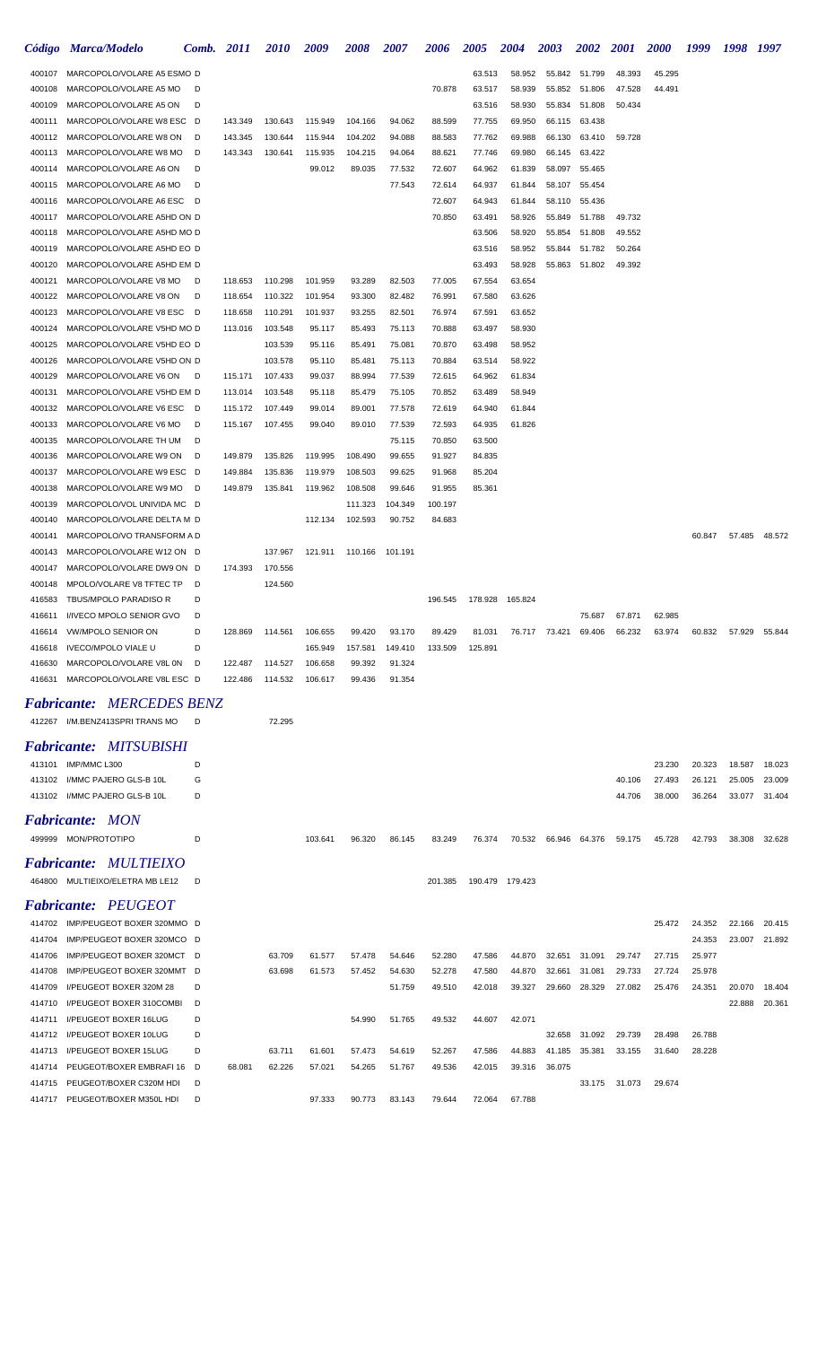| Código | Marca/Modelo | Comb. | 2011 | 2010 | 2009 | 2008 | 2007 | 2006 | 2005 | 2004 | 2003 | 2002 | 2001 | 2000 | 1999 | 1998 | 1997 |
|---|---|---|---|---|---|---|---|---|---|---|---|---|---|---|---|---|---|
| 400107 | MARCOPOLO/VOLARE A5 ESMO | D | | | | | | | 63.513 | 58.952 | 55.842 | 51.799 | 48.393 | 45.295 | | | |
| 400108 | MARCOPOLO/VOLARE A5 MO | D | | | | | | 70.878 | 63.517 | 58.939 | 55.852 | 51.806 | 47.528 | 44.491 | | | |
| 400109 | MARCOPOLO/VOLARE A5 ON | D | | | | | | | 63.516 | 58.930 | 55.834 | 51.808 | 50.434 | | | | |
| 400111 | MARCOPOLO/VOLARE W8 ESC | D | 143.349 | 130.643 | 115.949 | 104.166 | 94.062 | 88.599 | 77.755 | 69.950 | 66.115 | 63.438 | | | | | |
| 400112 | MARCOPOLO/VOLARE W8 ON | D | 143.345 | 130.644 | 115.944 | 104.202 | 94.088 | 88.583 | 77.762 | 69.988 | 66.130 | 63.410 | 59.728 | | | | |
| 400113 | MARCOPOLO/VOLARE W8 MO | D | 143.343 | 130.641 | 115.935 | 104.215 | 94.064 | 88.621 | 77.746 | 69.980 | 66.145 | 63.422 | | | | | |
| 400114 | MARCOPOLO/VOLARE A6 ON | D | | | 99.012 | 89.035 | 77.532 | 72.607 | 64.962 | 61.839 | 58.097 | 55.465 | | | | | |
| 400115 | MARCOPOLO/VOLARE A6 MO | D | | | | | 77.543 | 72.614 | 64.937 | 61.844 | 58.107 | 55.454 | | | | | |
| 400116 | MARCOPOLO/VOLARE A6 ESC | D | | | | | | 72.607 | 64.943 | 61.844 | 58.110 | 55.436 | | | | | |
| 400117 | MARCOPOLO/VOLARE A5HD ON | D | | | | | | 70.850 | 63.491 | 58.926 | 55.849 | 51.788 | 49.732 | | | | |
| 400118 | MARCOPOLO/VOLARE A5HD MO | D | | | | | | | 63.506 | 58.920 | 55.854 | 51.808 | 49.552 | | | | |
| 400119 | MARCOPOLO/VOLARE A5HD EO | D | | | | | | | 63.516 | 58.952 | 55.844 | 51.782 | 50.264 | | | | |
| 400120 | MARCOPOLO/VOLARE A5HD EM | D | | | | | | | 63.493 | 58.928 | 55.863 | 51.802 | 49.392 | | | | |
| 400121 | MARCOPOLO/VOLARE V8 MO | D | 118.653 | 110.298 | 101.959 | 93.289 | 82.503 | 77.005 | 67.554 | 63.654 | | | | | | | |
| 400122 | MARCOPOLO/VOLARE V8 ON | D | 118.654 | 110.322 | 101.954 | 93.300 | 82.482 | 76.991 | 67.580 | 63.626 | | | | | | | |
| 400123 | MARCOPOLO/VOLARE V8 ESC | D | 118.658 | 110.291 | 101.937 | 93.255 | 82.501 | 76.974 | 67.591 | 63.652 | | | | | | | |
| 400124 | MARCOPOLO/VOLARE V5HD MO | D | 113.016 | 103.548 | 95.117 | 85.493 | 75.113 | 70.888 | 63.497 | 58.930 | | | | | | | |
| 400125 | MARCOPOLO/VOLARE V5HD EO | D | | 103.539 | 95.116 | 85.491 | 75.081 | 70.870 | 63.498 | 58.952 | | | | | | | |
| 400126 | MARCOPOLO/VOLARE V5HD ON | D | | 103.578 | 95.110 | 85.481 | 75.113 | 70.884 | 63.514 | 58.922 | | | | | | | |
| 400129 | MARCOPOLO/VOLARE V6 ON | D | 115.171 | 107.433 | 99.037 | 88.994 | 77.539 | 72.615 | 64.962 | 61.834 | | | | | | | |
| 400131 | MARCOPOLO/VOLARE V5HD EM | D | 113.014 | 103.548 | 95.118 | 85.479 | 75.105 | 70.852 | 63.489 | 58.949 | | | | | | | |
| 400132 | MARCOPOLO/VOLARE V6 ESC | D | 115.172 | 107.449 | 99.014 | 89.001 | 77.578 | 72.619 | 64.940 | 61.844 | | | | | | | |
| 400133 | MARCOPOLO/VOLARE V6 MO | D | 115.167 | 107.455 | 99.040 | 89.010 | 77.539 | 72.593 | 64.935 | 61.826 | | | | | | | |
| 400135 | MARCOPOLO/VOLARE TH UM | D | | | | | 75.115 | 70.850 | 63.500 | | | | | | | | |
| 400136 | MARCOPOLO/VOLARE W9 ON | D | 149.879 | 135.826 | 119.995 | 108.490 | 99.655 | 91.927 | 84.835 | | | | | | | | |
| 400137 | MARCOPOLO/VOLARE W9 ESC | D | 149.884 | 135.836 | 119.979 | 108.503 | 99.625 | 91.968 | 85.204 | | | | | | | | |
| 400138 | MARCOPOLO/VOLARE W9 MO | D | 149.879 | 135.841 | 119.962 | 108.508 | 99.646 | 91.955 | 85.361 | | | | | | | | |
| 400139 | MARCOPOLO/VOL UNIVIDA MC | D | | | | 111.323 | 104.349 | 100.197 | | | | | | | | | |
| 400140 | MARCOPOLO/VOLARE DELTA M | D | | | 112.134 | 102.593 | 90.752 | 84.683 | | | | | | | | | |
| 400141 | MARCOPOLO/VO TRANSFORM A | D | | | | | | | | | | | | | 60.847 | 57.485 | 48.572 |
| 400143 | MARCOPOLO/VOLARE W12 ON | D | | 137.967 | 121.911 | 110.166 | 101.191 | | | | | | | | | | |
| 400147 | MARCOPOLO/VOLARE DW9 ON | D | 174.393 | 170.556 | | | | | | | | | | | | | |
| 400148 | MPOLO/VOLARE V8 TFTEC TP | D | | 124.560 | | | | | | | | | | | | | |
| 416583 | TBUS/MPOLO PARADISO R | D | | | | | | 196.545 | 178.928 | 165.824 | | | | | | | |
| 416611 | I/IVECO MPOLO SENIOR GVO | D | | | | | | | | | | 75.687 | 67.871 | 62.985 | | | |
| 416614 | VW/MPOLO SENIOR ON | D | 128.869 | 114.561 | 106.655 | 99.420 | 93.170 | 89.429 | 81.031 | 76.717 | 73.421 | 69.406 | 66.232 | 63.974 | 60.832 | 57.929 | 55.844 |
| 416618 | IVECO/MPOLO VIALE U | D | | | 165.949 | 157.581 | 149.410 | 133.509 | 125.891 | | | | | | | | |
| 416630 | MARCOPOLO/VOLARE V8L 0N | D | 122.487 | 114.527 | 106.658 | 99.392 | 91.324 | | | | | | | | | | |
| 416631 | MARCOPOLO/VOLARE V8L ESC | D | 122.486 | 114.532 | 106.617 | 99.436 | 91.354 | | | | | | | | | | |

## *Fabricante: MERCEDES BENZ*

| Código | Marca/Modelo | Comb. | 2011 | 2010 | 2009 | 2008 | 2007 | 2006 | 2005 | 2004 | 2003 | 2002 | 2001 | 2000 | 1999 | 1998 | 1997 |
|---|---|---|---|---|---|---|---|---|---|---|---|---|---|---|---|---|---|
| 412267 | I/M.BENZ413SPRI TRANS MO | D | | 72.295 | | | | | | | | | | | | | |

## *Fabricante: MITSUBISHI*

| Código | Marca/Modelo | Comb. | 2011 | 2010 | 2009 | 2008 | 2007 | 2006 | 2005 | 2004 | 2003 | 2002 | 2001 | 2000 | 1999 | 1998 | 1997 |
|---|---|---|---|---|---|---|---|---|---|---|---|---|---|---|---|---|---|
| 413101 | IMP/MMC L300 | D | | | | | | | | | | | | 23.230 | 20.323 | 18.587 | 18.023 |
| 413102 | I/MMC PAJERO GLS-B 10L | G | | | | | | | | | | | 40.106 | 27.493 | 26.121 | 25.005 | 23.009 |
| 413102 | I/MMC PAJERO GLS-B 10L | D | | | | | | | | | | | 44.706 | 38.000 | 36.264 | 33.077 | 31.404 |

## *Fabricante: MON*

| Código | Marca/Modelo | Comb. | 2011 | 2010 | 2009 | 2008 | 2007 | 2006 | 2005 | 2004 | 2003 | 2002 | 2001 | 2000 | 1999 | 1998 | 1997 |
|---|---|---|---|---|---|---|---|---|---|---|---|---|---|---|---|---|---|
| 499999 | MON/PROTOTIPO | D | | | 103.641 | 96.320 | 86.145 | 83.249 | 76.374 | 70.532 | 66.946 | 64.376 | 59.175 | 45.728 | 42.793 | 38.308 | 32.628 |

## *Fabricante: MULTIEIXO*

| Código | Marca/Modelo | Comb. | 2011 | 2010 | 2009 | 2008 | 2007 | 2006 | 2005 | 2004 | 2003 | 2002 | 2001 | 2000 | 1999 | 1998 | 1997 |
|---|---|---|---|---|---|---|---|---|---|---|---|---|---|---|---|---|---|
| 464800 | MULTIEIXO/ELETRA MB LE12 | D | | | | | | 201.385 | 190.479 | 179.423 | | | | | | | |

## *Fabricante: PEUGEOT*

| Código | Marca/Modelo | Comb. | 2011 | 2010 | 2009 | 2008 | 2007 | 2006 | 2005 | 2004 | 2003 | 2002 | 2001 | 2000 | 1999 | 1998 | 1997 |
|---|---|---|---|---|---|---|---|---|---|---|---|---|---|---|---|---|---|
| 414702 | IMP/PEUGEOT BOXER 320MMO | D | | | | | | | | | | | | 25.472 | 24.352 | 22.166 | 20.415 |
| 414704 | IMP/PEUGEOT BOXER 320MCO | D | | | | | | | | | | | | | 24.353 | 23.007 | 21.892 |
| 414706 | IMP/PEUGEOT BOXER 320MCT | D | | 63.709 | 61.577 | 57.478 | 54.646 | 52.280 | 47.586 | 44.870 | 32.651 | 31.091 | 29.747 | 27.715 | 25.977 | | |
| 414708 | IMP/PEUGEOT BOXER 320MMT | D | | 63.698 | 61.573 | 57.452 | 54.630 | 52.278 | 47.580 | 44.870 | 32.661 | 31.081 | 29.733 | 27.724 | 25.978 | | |
| 414709 | I/PEUGEOT BOXER 320M 28 | D | | | | | 51.759 | 49.510 | 42.018 | 39.327 | 29.660 | 28.329 | 27.082 | 25.476 | 24.351 | 20.070 | 18.404 |
| 414710 | I/PEUGEOT BOXER 310COMBI | D | | | | | | | | | | | | | | 22.888 | 20.361 |
| 414711 | I/PEUGEOT BOXER 16LUG | D | | | | 54.990 | 51.765 | 49.532 | 44.607 | 42.071 | | | | | | | |
| 414712 | I/PEUGEOT BOXER 10LUG | D | | | | | | | | | 32.658 | 31.092 | 29.739 | 28.498 | 26.788 | | |
| 414713 | I/PEUGEOT BOXER 15LUG | D | | 63.711 | 61.601 | 57.473 | 54.619 | 52.267 | 47.586 | 44.883 | 41.185 | 35.381 | 33.155 | 31.640 | 28.228 | | |
| 414714 | PEUGEOT/BOXER EMBRAFI 16 | D | 68.081 | 62.226 | 57.021 | 54.265 | 51.767 | 49.536 | 42.015 | 39.316 | 36.075 | | | | | | |
| 414715 | PEUGEOT/BOXER C320M HDI | D | | | | | | | | | | 33.175 | 31.073 | 29.674 | | | |
| 414717 | PEUGEOT/BOXER M350L HDI | D | | | 97.333 | 90.773 | 83.143 | 79.644 | 72.064 | 67.788 | | | | | | | |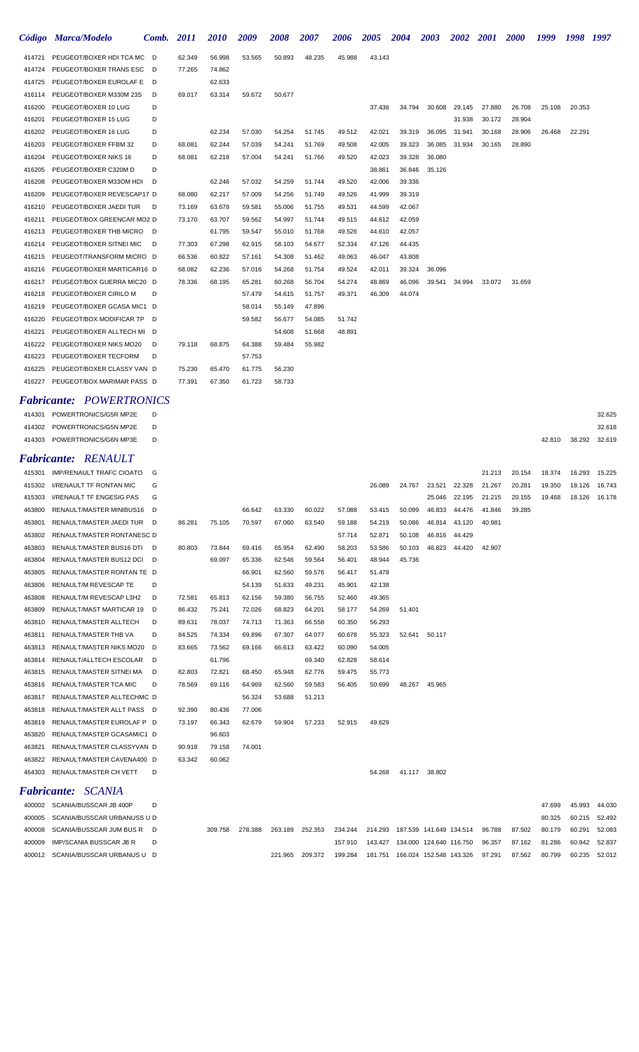| Código | Marca/Modelo | Comb. | 2011 | 2010 | 2009 | 2008 | 2007 | 2006 | 2005 | 2004 | 2003 | 2002 | 2001 | 2000 | 1999 | 1998 | 1997 |
|---|---|---|---|---|---|---|---|---|---|---|---|---|---|---|---|---|---|
| 414721 | PEUGEOT/BOXER HDI TCA MC | D | 62.349 | 56.998 | 53.565 | 50.893 | 48.235 | 45.988 | 43.143 | | | | | | | | |
| 414724 | PEUGEOT/BOXER TRANS ESC | D | 77.265 | 74.862 | | | | | | | | | | | | | |
| 414725 | PEUGEOT/BOXER EUROLAF E | D | | 62.633 | | | | | | | | | | | | | |
| 416114 | PEUGEOT/BOXER M330M 23S | D | 69.017 | 63.314 | 59.672 | 50.677 | | | | | | | | | | | |
| 416200 | PEUGEOT/BOXER 10 LUG | D | | | | | | | 37.436 | 34.794 | 30.608 | 29.145 | 27.880 | 26.708 | 25.108 | 20.353 | |
| 416201 | PEUGEOT/BOXER 15 LUG | D | | | | | | | | | | 31.938 | 30.172 | 28.904 | | | |
| 416202 | PEUGEOT/BOXER 16 LUG | D | | 62.234 | 57.030 | 54.254 | 51.745 | 49.512 | 42.021 | 39.319 | 36.095 | 31.941 | 30.168 | 28.906 | 26.468 | 22.291 | |
| 416203 | PEUGEOT/BOXER FFBM 32 | D | 68.081 | 62.244 | 57.039 | 54.241 | 51.769 | 49.508 | 42.005 | 39.323 | 36.085 | 31.934 | 30.165 | 28.890 | | | |
| 416204 | PEUGEOT/BOXER NIKS 16 | D | 68.081 | 62.218 | 57.004 | 54.241 | 51.766 | 49.520 | 42.023 | 39.328 | 36.080 | | | | | | |
| 416205 | PEUGEOT/BOXER C320M D | D | | | | | | | 38.861 | 36.846 | 35.126 | | | | | | |
| 416208 | PEUGEOT/BOXER M33OM HDI | D | | 62.246 | 57.032 | 54.259 | 51.744 | 49.520 | 42.006 | 39.336 | | | | | | | |
| 416209 | PEUGEOT/BOXER REVESCAP17 | D | 68.080 | 62.217 | 57.009 | 54.256 | 51.749 | 49.526 | 41.999 | 39.319 | | | | | | | |
| 416210 | PEUGEOT/BOXER JAEDI TUR | D | 73.169 | 63.678 | 59.581 | 55.006 | 51.755 | 49.531 | 44.599 | 42.067 | | | | | | | |
| 416211 | PEUGEOT/BOX GREENCAR MO2 | D | 73.170 | 63.707 | 59.562 | 54.997 | 51.744 | 49.515 | 44.612 | 42.059 | | | | | | | |
| 416213 | PEUGEOT/BOXER THB MICRO | D | | 61.795 | 59.547 | 55.010 | 51.768 | 49.526 | 44.610 | 42.057 | | | | | | | |
| 416214 | PEUGEOT/BOXER SITNEI MIC | D | 77.303 | 67.298 | 62.915 | 58.103 | 54.677 | 52.334 | 47.126 | 44.435 | | | | | | | |
| 416215 | PEUGEOT/TRANSFORM MICRO | D | 66.536 | 60.822 | 57.161 | 54.308 | 51.462 | 49.063 | 46.047 | 43.808 | | | | | | | |
| 416216 | PEUGEOT/BOXER MARTICAR16 | D | 68.082 | 62.236 | 57.016 | 54.268 | 51.754 | 49.524 | 42.011 | 39.324 | 36.096 | | | | | | |
| 416217 | PEUGEOT/BOX GUERRA MIC20 | D | 78.336 | 68.195 | 65.281 | 60.268 | 56.704 | 54.274 | 48.869 | 46.096 | 39.541 | 34.994 | 33.072 | 31.659 | | | |
| 416218 | PEUGEOT/BOXER CIRILO M | D | | | 57.479 | 54.615 | 51.757 | 49.371 | 46.309 | 44.074 | | | | | | | |
| 416219 | PEUGEOT/BOXER GCASA MIC1 | D | | | 58.014 | 55.149 | 47.896 | | | | | | | | | | |
| 416220 | PEUGEOT/BOX MODIFICAR TP | D | | | 59.582 | 56.677 | 54.085 | 51.742 | | | | | | | | | |
| 416221 | PEUGEOT/BOXER ALLTECH MI | D | | | | 54.608 | 51.668 | 48.891 | | | | | | | | | |
| 416222 | PEUGEOT/BOXER NIKS MO20 | D | 79.118 | 68.875 | 64.388 | 59.484 | 55.982 | | | | | | | | | | |
| 416223 | PEUGEOT/BOXER TECFORM | D | | | 57.753 | | | | | | | | | | | | |
| 416225 | PEUGEOT/BOXER CLASSY VAN | D | 75.230 | 65.470 | 61.775 | 56.230 | | | | | | | | | | | |
| 416227 | PEUGEOT/BOX MARIMAR PASS | D | 77.391 | 67.350 | 61.723 | 58.733 | | | | | | | | | | | |

## *Fabricante: POWERTRONICS*

| Código | Marca/Modelo | Comb. | 2011 | 2010 | 2009 | 2008 | 2007 | 2006 | 2005 | 2004 | 2003 | 2002 | 2001 | 2000 | 1999 | 1998 | 1997 |
|---|---|---|---|---|---|---|---|---|---|---|---|---|---|---|---|---|---|
| 414301 | POWERTRONICS/G5R MP2E | D | | | | | | | | | | | | | | | 32.625 |
| 414302 | POWERTRONICS/G5N MP2E | D | | | | | | | | | | | | | | | 32.618 |
| 414303 | POWERTRONICS/G6N MP3E | D | | | | | | | | | | | | | 42.810 | 38.292 | 32.619 |

## *Fabricante: RENAULT*

| Código | Marca/Modelo | Comb. | 2011 | 2010 | 2009 | 2008 | 2007 | 2006 | 2005 | 2004 | 2003 | 2002 | 2001 | 2000 | 1999 | 1998 | 1997 |
|---|---|---|---|---|---|---|---|---|---|---|---|---|---|---|---|---|---|
| 415301 | IMP/RENAULT TRAFC CIOATO | G | | | | | | | | | | | 21.213 | 20.154 | 18.374 | 16.293 | 15.225 |
| 415302 | I/RENAULT TF RONTAN MIC | G | | | | | | | 26.089 | 24.767 | 23.521 | 22.328 | 21.267 | 20.281 | 19.350 | 18.126 | 16.743 |
| 415303 | I/RENAULT TF ENGESIG PAS | G | | | | | | | | | 25.046 | 22.195 | 21.215 | 20.155 | 19.468 | 18.126 | 16.178 |
| 463800 | RENAULT/MASTER MINIBUS16 | D | | | 66.642 | 63.330 | 60.022 | 57.088 | 53.415 | 50.099 | 46.833 | 44.476 | 41.846 | 39.285 | | | |
| 463801 | RENAULT/MASTER JAEDI TUR | D | 86.281 | 75.105 | 70.597 | 67.060 | 63.540 | 59.188 | 54.219 | 50.086 | 46.814 | 43.120 | 40.981 | | | | |
| 463802 | RENAULT/MASTER RONTANESC | D | | | | | | 57.714 | 52.871 | 50.108 | 46.816 | 44.429 | | | | | |
| 463803 | RENAULT/MASTER BUS16 DTI | D | 80.803 | 73.844 | 69.416 | 65.954 | 62.490 | 58.203 | 53.586 | 50.103 | 46.823 | 44.420 | 42.907 | | | | |
| 463804 | RENAULT/MASTER BUS12 DCI | D | | 69.097 | 65.336 | 62.546 | 59.564 | 56.401 | 48.944 | 45.736 | | | | | | | |
| 463805 | RENAULT/MASTER RONTAN TE | D | | | 66.901 | 62.560 | 59.576 | 56.417 | 51.478 | | | | | | | | |
| 463806 | RENAULT/M REVESCAP TE | D | | | 54.139 | 51.633 | 49.231 | 45.901 | 42.138 | | | | | | | | |
| 463808 | RENAULT/M REVESCAP L3H2 | D | 72.581 | 65.813 | 62.156 | 59.380 | 56.755 | 52.460 | 49.365 | | | | | | | | |
| 463809 | RENAULT/MAST MARTICAR 19 | D | 86.432 | 75.241 | 72.026 | 68.823 | 64.201 | 58.177 | 54.269 | 51.401 | | | | | | | |
| 463810 | RENAULT/MASTER ALLTECH | D | 89.631 | 78.037 | 74.713 | 71.363 | 66.558 | 60.350 | 56.293 | | | | | | | | |
| 463811 | RENAULT/MASTER THB VA | D | 84.525 | 74.334 | 69.896 | 67.307 | 64.077 | 60.678 | 55.323 | 52.641 | 50.117 | | | | | | |
| 463813 | RENAULT/MASTER NIKS MO20 | D | 83.665 | 73.562 | 69.166 | 66.613 | 63.422 | 60.090 | 54.005 | | | | | | | | |
| 463814 | RENAULT/ALLTECH ESCOLAR | D | | 61.796 | | | 69.340 | 62.828 | 58.614 | | | | | | | | |
| 463815 | RENAULT/MASTER SITNEI MA | D | 82.803 | 72.821 | 68.450 | 65.948 | 62.776 | 59.475 | 55.773 | | | | | | | | |
| 463816 | RENAULT/MASTER TCA MIC | D | 78.569 | 69.116 | 64.969 | 62.560 | 59.583 | 56.405 | 50.699 | 48.267 | 45.965 | | | | | | |
| 463817 | RENAULT/MASTER ALLTECHMC | D | | | 56.324 | 53.688 | 51.213 | | | | | | | | | | |
| 463818 | RENAULT/MASTER ALLT PASS | D | 92.390 | 80.436 | 77.006 | | | | | | | | | | | | |
| 463819 | RENAULT/MASTER EUROLAF P | D | 73.197 | 66.343 | 62.679 | 59.904 | 57.233 | 52.915 | 49.629 | | | | | | | | |
| 463820 | RENAULT/MASTER GCASAMIC1 | D | | 96.603 | | | | | | | | | | | | | |
| 463821 | RENAULT/MASTER CLASSYVAN | D | 90.918 | 79.158 | 74.001 | | | | | | | | | | | | |
| 463822 | RENAULT/MASTER CAVENA400 | D | 63.342 | 60.062 | | | | | | | | | | | | | |
| 464303 | RENAULT/MASTER CH VETT | D | | | | | | | 54.268 | 41.117 | 38.802 | | | | | | |

## *Fabricante: SCANIA*

| Código | Marca/Modelo | Comb. | 2011 | 2010 | 2009 | 2008 | 2007 | 2006 | 2005 | 2004 | 2003 | 2002 | 2001 | 2000 | 1999 | 1998 | 1997 |
|---|---|---|---|---|---|---|---|---|---|---|---|---|---|---|---|---|---|
| 400002 | SCANIA/BUSSCAR JB 400P | D | | | | | | | | | | | | | 47.699 | 45.993 | 44.030 |
| 400005 | SCANIA/BUSSCAR URBANUSS U | D | | | | | | | | | | | | | 80.325 | 60.215 | 52.492 |
| 400008 | SCANIA/BUSSCAR JUM BUS R | D | | 309.758 | 278.388 | 263.189 | 252.353 | 234.244 | 214.293 | 187.539 | 141.649 | 134.514 | 96.788 | 87.502 | 80.179 | 60.291 | 52.083 |
| 400009 | IMP/SCANIA BUSSCAR JB R | D | | | | | | 157.910 | 143.427 | 134.000 | 124.640 | 116.750 | 96.357 | 87.162 | 81.286 | 60.942 | 52.837 |
| 400012 | SCANIA/BUSSCAR URBANUS U | D | | | | 221.965 | 209.372 | 199.284 | 181.751 | 166.024 | 152.548 | 143.326 | 97.291 | 87.562 | 80.799 | 60.235 | 52.012 |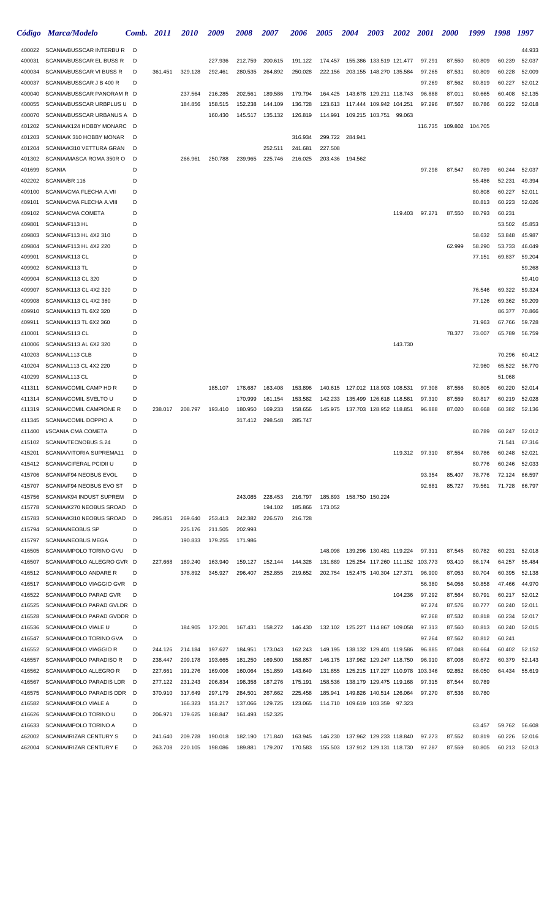| Código | Marca/Modelo | Comb. | 2011 | 2010 | 2009 | 2008 | 2007 | 2006 | 2005 | 2004 | 2003 | 2002 | 2001 | 2000 | 1999 | 1998 | 1997 |
|---|---|---|---|---|---|---|---|---|---|---|---|---|---|---|---|---|---|
| 400022 | SCANIA/BUSSCAR INTERBU R | D | | | | | | | | | | | | | | | 44.933 |
| 400031 | SCANIA/BUSSCAR EL BUSS R | D | | | 227.936 | 212.759 | 200.615 | 191.122 | 174.457 | 155.386 | 133.519 | 121.477 | 97.291 | 87.550 | 80.809 | 60.239 | 52.037 |
| 400034 | SCANIA/BUSSCAR VI BUSS R | D | 361.451 | 329.128 | 292.461 | 280.535 | 264.892 | 250.028 | 222.156 | 203.155 | 148.270 | 135.584 | 97.265 | 87.531 | 80.809 | 60.228 | 52.009 |
| 400037 | SCANIA/BUSSCAR J B 400 R | D | | | | | | | | | | | 97.269 | 87.562 | 80.819 | 60.227 | 52.012 |
| 400040 | SCANIA/BUSSCAR PANORAM R | D | | 237.564 | 216.285 | 202.561 | 189.586 | 179.794 | 164.425 | 143.678 | 129.211 | 118.743 | 96.888 | 87.011 | 80.665 | 60.408 | 52.135 |
| 400055 | SCANIA/BUSSCAR URBPLUS U | D | | 184.856 | 158.515 | 152.238 | 144.109 | 136.728 | 123.613 | 117.444 | 109.942 | 104.251 | 97.296 | 87.567 | 80.786 | 60.222 | 52.018 |
| 400070 | SCANIA/BUSSCAR URBANUS A | D | | | 160.430 | 145.517 | 135.132 | 126.819 | 114.991 | 109.215 | 103.751 | 99.063 | | | | | |
| 401202 | SCANIA/K124 HOBBY MONARC | D | | | | | | | | | | | 116.735 | 109.802 | 104.705 | | |
| 401203 | SCANIA/K 310 HOBBY MONAR | D | | | | | | 316.934 | 299.722 | 284.941 | | | | | | | |
| 401204 | SCANIA/K310 VETTURA GRAN | D | | | | | 252.511 | 241.681 | 227.508 | | | | | | | | |
| 401302 | SCANIA/MASCA ROMA 350R O | D | | 266.961 | 250.788 | 239.965 | 225.746 | 216.025 | 203.436 | 194.562 | | | | | | | |
| 401699 | SCANIA | D | | | | | | | | | | | 97.298 | 87.547 | 80.789 | 60.244 | 52.037 |
| 402202 | SCANIA/BR 116 | D | | | | | | | | | | | | | 55.486 | 52.231 | 49.394 |
| 409100 | SCANIA/CMA FLECHA A.VII | D | | | | | | | | | | | | | 80.808 | 60.227 | 52.011 |
| 409101 | SCANIA/CMA FLECHA A.VIII | D | | | | | | | | | | | | | 80.813 | 60.223 | 52.026 |
| 409102 | SCANIA/CMA COMETA | D | | | | | | | | | | 119.403 | 97.271 | 87.550 | 80.793 | 60.231 | |
| 409801 | SCANIA/F113 HL | D | | | | | | | | | | | | | | 53.502 | 45.853 |
| 409803 | SCANIA/F113 HL 4X2 310 | D | | | | | | | | | | | | | 58.632 | 53.848 | 45.987 |
| 409804 | SCANIA/F113 HL 4X2 220 | D | | | | | | | | | | | | 62.999 | 58.290 | 53.733 | 46.049 |
| 409901 | SCANIA/K113 CL | D | | | | | | | | | | | | | 77.151 | 69.837 | 59.204 |
| 409902 | SCANIA/K113 TL | D | | | | | | | | | | | | | | | 59.268 |
| 409904 | SCANIA/K113 CL 320 | D | | | | | | | | | | | | | | | 59.410 |
| 409907 | SCANIA/K113 CL 4X2 320 | D | | | | | | | | | | | | | 76.546 | 69.322 | 59.324 |
| 409908 | SCANIA/K113 CL 4X2 360 | D | | | | | | | | | | | | | 77.126 | 69.362 | 59.209 |
| 409910 | SCANIA/K113 TL 6X2 320 | D | | | | | | | | | | | | | | 86.377 | 70.866 |
| 409911 | SCANIA/K113 TL 6X2 360 | D | | | | | | | | | | | | | 71.963 | 67.766 | 59.728 |
| 410001 | SCANIA/S113 CL | D | | | | | | | | | | | | 78.377 | 73.007 | 65.789 | 56.759 |
| 410006 | SCANIA/S113 AL 6X2 320 | D | | | | | | | | | | 143.730 | | | | | |
| 410203 | SCANIA/L113 CLB | D | | | | | | | | | | | | | | 70.296 | 60.412 |
| 410204 | SCANIA/L113 CL 4X2 220 | D | | | | | | | | | | | | | 72.960 | 65.522 | 56.770 |
| 410299 | SCANIA/L113 CL | D | | | | | | | | | | | | | | 51.068 | |
| 411311 | SCANIA/COMIL CAMP HD R | D | | | 185.107 | 178.687 | 163.408 | 153.896 | 140.615 | 127.012 | 118.903 | 108.531 | 97.308 | 87.556 | 80.805 | 60.220 | 52.014 |
| 411314 | SCANIA/COMIL SVELTO U | D | | | | 170.999 | 161.154 | 153.582 | 142.233 | 135.499 | 126.618 | 118.581 | 97.310 | 87.559 | 80.817 | 60.219 | 52.028 |
| 411319 | SCANIA/COMIL CAMPIONE R | D | 238.017 | 208.797 | 193.410 | 180.950 | 169.233 | 158.656 | 145.975 | 137.703 | 128.952 | 118.851 | 96.888 | 87.020 | 80.668 | 60.382 | 52.136 |
| 411345 | SCANIA/COMIL DOPPIO A | D | | | | 317.412 | 298.548 | 285.747 | | | | | | | | | |
| 411400 | I/SCANIA CMA COMETA | D | | | | | | | | | | | | | 80.789 | 60.247 | 52.012 |
| 415102 | SCANIA/TECNOBUS S.24 | D | | | | | | | | | | | | | | 71.541 | 67.316 |
| 415201 | SCANIA/VITORIA SUPREMA11 | D | | | | | | | | | | 119.312 | 97.310 | 87.554 | 80.786 | 60.248 | 52.021 |
| 415412 | SCANIA/CIFERAL PCIDII U | D | | | | | | | | | | | | | 80.776 | 60.246 | 52.033 |
| 415706 | SCANIA/F94 NEOBUS EVOL | D | | | | | | | | | | | 93.354 | 85.407 | 78.776 | 72.124 | 66.597 |
| 415707 | SCANIA/F94 NEOBUS EVO ST | D | | | | | | | | | | | 92.681 | 85.727 | 79.561 | 71.728 | 66.797 |
| 415756 | SCANIA/K94 INDUST SUPREM | D | | | | 243.085 | 228.453 | 216.797 | 185.893 | 158.750 | 150.224 | | | | | | |
| 415778 | SCANIA/K270 NEOBUS SROAD | D | | | | | 194.102 | 185.866 | 173.052 | | | | | | | | |
| 415783 | SCANIA/K310 NEOBUS SROAD | D | 295.851 | 269.640 | 253.413 | 242.382 | 226.570 | 216.728 | | | | | | | | | |
| 415794 | SCANIA/NEOBUS SP | D | | 225.176 | 211.505 | 202.993 | | | | | | | | | | | |
| 415797 | SCANIA/NEOBUS MEGA | D | | 190.833 | 179.255 | 171.986 | | | | | | | | | | | |
| 416505 | SCANIA/MPOLO TORINO GVU | D | | | | | | | 148.098 | 139.296 | 130.481 | 119.224 | 97.311 | 87.545 | 80.782 | 60.231 | 52.018 |
| 416507 | SCANIA/MPOLO ALLEGRO GVR | D | 227.668 | 189.240 | 163.940 | 159.127 | 152.144 | 144.328 | 131.889 | 125.254 | 117.260 | 111.152 | 103.773 | 93.410 | 86.174 | 64.257 | 55.484 |
| 416512 | SCANIA/MPOLO ANDARE R | D | | 378.892 | 345.927 | 296.407 | 252.855 | 219.652 | 202.754 | 152.475 | 140.304 | 127.371 | 96.900 | 87.053 | 80.704 | 60.395 | 52.138 |
| 416517 | SCANIA/MPOLO VIAGGIO GVR | D | | | | | | | | | | | 56.380 | 54.056 | 50.858 | 47.466 | 44.970 |
| 416522 | SCANIA/MPOLO PARAD GVR | D | | | | | | | | | | 104.236 | 97.292 | 87.564 | 80.791 | 60.217 | 52.012 |
| 416525 | SCANIA/MPOLO PARAD GVLDR | D | | | | | | | | | | | 97.274 | 87.576 | 80.777 | 60.240 | 52.011 |
| 416528 | SCANIA/MPOLO PARAD GVDDR | D | | | | | | | | | | | 97.268 | 87.532 | 80.818 | 60.234 | 52.017 |
| 416536 | SCANIA/MPOLO VIALE U | D | | 184.905 | 172.201 | 167.431 | 158.272 | 146.430 | 132.102 | 125.227 | 114.867 | 109.058 | 97.313 | 87.560 | 80.813 | 60.240 | 52.015 |
| 416547 | SCANIA/MPOLO TORINO GVA | D | | | | | | | | | | | 97.264 | 87.562 | 80.812 | 60.241 | |
| 416552 | SCANIA/MPOLO VIAGGIO R | D | 244.126 | 214.184 | 197.627 | 184.951 | 173.043 | 162.243 | 149.195 | 138.132 | 129.401 | 119.586 | 96.885 | 87.048 | 80.664 | 60.402 | 52.152 |
| 416557 | SCANIA/MPOLO PARADISO R | D | 238.447 | 209.178 | 193.665 | 181.250 | 169.500 | 158.857 | 146.175 | 137.962 | 129.247 | 118.750 | 96.910 | 87.008 | 80.672 | 60.379 | 52.143 |
| 416562 | SCANIA/MPOLO ALLEGRO R | D | 227.661 | 191.276 | 169.006 | 160.064 | 151.859 | 143.649 | 131.855 | 125.215 | 117.227 | 110.978 | 103.346 | 92.852 | 86.050 | 64.434 | 55.619 |
| 416567 | SCANIA/MPOLO PARADIS LDR | D | 277.122 | 231.243 | 206.834 | 198.358 | 187.276 | 175.191 | 158.536 | 138.179 | 129.475 | 119.168 | 97.315 | 87.544 | 80.789 | | |
| 416575 | SCANIA/MPOLO PARADIS DDR | D | 370.910 | 317.649 | 297.179 | 284.501 | 267.662 | 225.458 | 185.941 | 149.826 | 140.514 | 126.064 | 97.270 | 87.536 | 80.780 | | |
| 416582 | SCANIA/MPOLO VIALE A | D | | 166.323 | 151.217 | 137.066 | 129.725 | 123.065 | 114.710 | 109.619 | 103.359 | 97.323 | | | | | |
| 416626 | SCANIA/MPOLO TORINO U | D | 206.971 | 179.625 | 168.847 | 161.493 | 152.325 | | | | | | | | | | |
| 416633 | SCANIA/MPOLO TORINO A | D | | | | | | | | | | | | | 63.457 | 59.762 | 56.608 |
| 462002 | SCANIA/IRIZAR CENTURY S | D | 241.640 | 209.728 | 190.018 | 182.190 | 171.840 | 163.945 | 146.230 | 137.962 | 129.233 | 118.840 | 97.273 | 87.552 | 80.819 | 60.226 | 52.016 |
| 462004 | SCANIA/IRIZAR CENTURY E | D | 263.708 | 220.105 | 198.086 | 189.881 | 179.207 | 170.583 | 155.503 | 137.912 | 129.131 | 118.730 | 97.287 | 87.559 | 80.805 | 60.213 | 52.013 |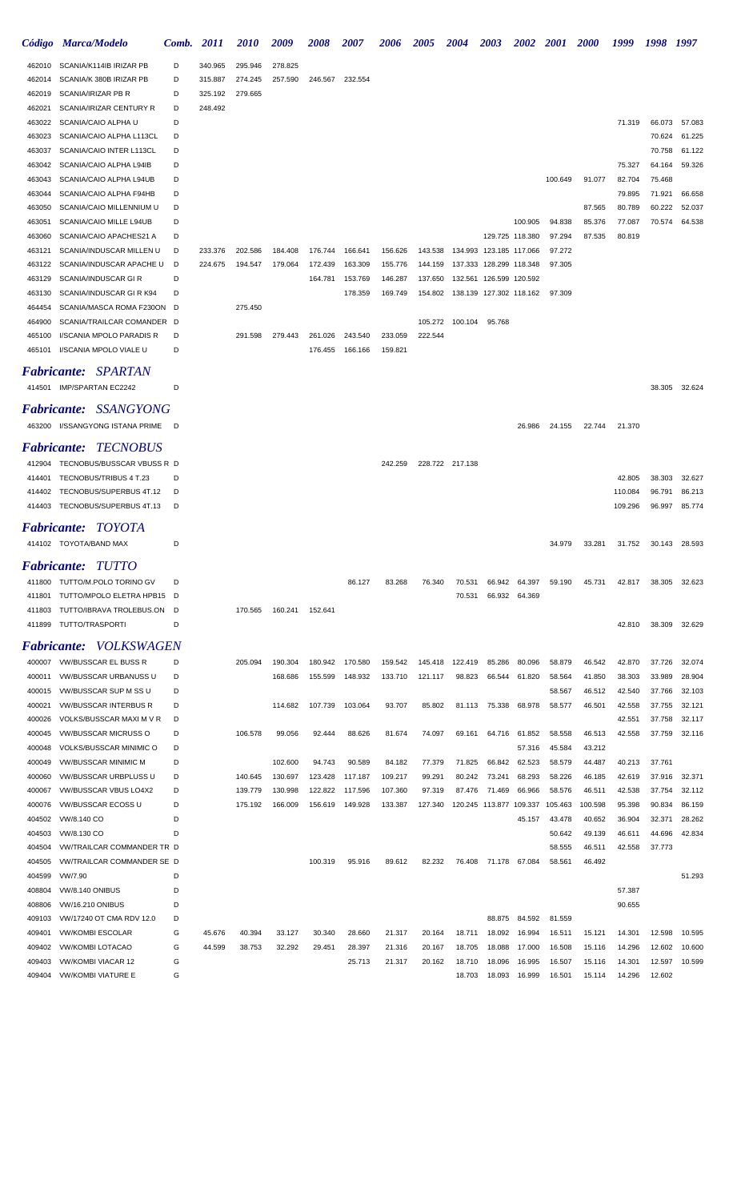| Código | Marca/Modelo | Comb. | 2011 | 2010 | 2009 | 2008 | 2007 | 2006 | 2005 | 2004 | 2003 | 2002 | 2001 | 2000 | 1999 | 1998 | 1997 |
|---|---|---|---|---|---|---|---|---|---|---|---|---|---|---|---|---|---|
| 462010 | SCANIA/K114IB IRIZAR PB | D | 340.965 | 295.946 | 278.825 | | | | | | | | | | | | |
| 462014 | SCANIA/K 380B IRIZAR PB | D | 315.887 | 274.245 | 257.590 | 246.567 | 232.554 | | | | | | | | | | |
| 462019 | SCANIA/IRIZAR PB R | D | 325.192 | 279.665 | | | | | | | | | | | | | |
| 462021 | SCANIA/IRIZAR CENTURY R | D | 248.492 | | | | | | | | | | | | | | |
| 463022 | SCANIA/CAIO ALPHA U | D | | | | | | | | | | | | | 71.319 | 66.073 | 57.083 |
| 463023 | SCANIA/CAIO ALPHA L113CL | D | | | | | | | | | | | | | | 70.624 | 61.225 |
| 463037 | SCANIA/CAIO INTER L113CL | D | | | | | | | | | | | | | | 70.758 | 61.122 |
| 463042 | SCANIA/CAIO ALPHA L94IB | D | | | | | | | | | | | | | 75.327 | 64.164 | 59.326 |
| 463043 | SCANIA/CAIO ALPHA L94UB | D | | | | | | | | | | | 100.649 | 91.077 | 82.704 | 75.468 | |
| 463044 | SCANIA/CAIO ALPHA F94HB | D | | | | | | | | | | | | | 79.895 | 71.921 | 66.658 |
| 463050 | SCANIA/CAIO MILLENNIUM U | D | | | | | | | | | | | | 87.565 | 80.789 | 60.222 | 52.037 |
| 463051 | SCANIA/CAIO MILLE L94UB | D | | | | | | | | | | 100.905 | 94.838 | 85.376 | 77.087 | 70.574 | 64.538 |
| 463060 | SCANIA/CAIO APACHES21 A | D | | | | | | | | | 129.725 | 118.380 | 97.294 | 87.535 | 80.819 | | |
| 463121 | SCANIA/INDUSCAR MILLEN U | D | 233.376 | 202.586 | 184.408 | 176.744 | 166.641 | 156.626 | 143.538 | 134.993 | 123.185 | 117.066 | 97.272 | | | | |
| 463122 | SCANIA/INDUSCAR APACHE U | D | 224.675 | 194.547 | 179.064 | 172.439 | 163.309 | 155.776 | 144.159 | 137.333 | 128.299 | 118.348 | 97.305 | | | | |
| 463129 | SCANIA/INDUSCAR GI R | D | | | | 164.781 | 153.769 | 146.287 | 137.650 | 132.561 | 126.599 | 120.592 | | | | | |
| 463130 | SCANIA/INDUSCAR GI R K94 | D | | | | | 178.359 | 169.749 | 154.802 | 138.139 | 127.302 | 118.162 | 97.309 | | | | |
| 464454 | SCANIA/MASCA ROMA F230ON | D | | 275.450 | | | | | | | | | | | | | |
| 464900 | SCANIA/TRAILCAR COMANDER | D | | | | | | | 105.272 | 100.104 | 95.768 | | | | | | |
| 465100 | I/SCANIA MPOLO PARADIS R | D | | 291.598 | 279.443 | 261.026 | 243.540 | 233.059 | 222.544 | | | | | | | | |
| 465101 | I/SCANIA MPOLO VIALE U | D | | | | 176.455 | 166.166 | 159.821 | | | | | | | | | |

## *Fabricante: SPARTAN*

| Código | Marca/Modelo | Comb. | 2011 | 2010 | 2009 | 2008 | 2007 | 2006 | 2005 | 2004 | 2003 | 2002 | 2001 | 2000 | 1999 | 1998 | 1997 |
|---|---|---|---|---|---|---|---|---|---|---|---|---|---|---|---|---|---|
| 414501 | IMP/SPARTAN EC2242 | D | | | | | | | | | | | | | | 38.305 | 32.624 |

## *Fabricante: SSANGYONG*

| Código | Marca/Modelo | Comb. | 2011 | 2010 | 2009 | 2008 | 2007 | 2006 | 2005 | 2004 | 2003 | 2002 | 2001 | 2000 | 1999 | 1998 | 1997 |
|---|---|---|---|---|---|---|---|---|---|---|---|---|---|---|---|---|---|
| 463200 | I/SSANGYONG ISTANA PRIME | D | | | | | | | | | | 26.986 | 24.155 | 22.744 | 21.370 | | |

## *Fabricante: TECNOBUS*

| Código | Marca/Modelo | Comb. | 2011 | 2010 | 2009 | 2008 | 2007 | 2006 | 2005 | 2004 | 2003 | 2002 | 2001 | 2000 | 1999 | 1998 | 1997 |
|---|---|---|---|---|---|---|---|---|---|---|---|---|---|---|---|---|---|
| 412904 | TECNOBUS/BUSSCAR VBUSS R | D | | | | | | 242.259 | 228.722 | 217.138 | | | | | | | |
| 414401 | TECNOBUS/TRIBUS 4 T.23 | D | | | | | | | | | | | | | 42.805 | 38.303 | 32.627 |
| 414402 | TECNOBUS/SUPERBUS 4T.12 | D | | | | | | | | | | | | | 110.084 | 96.791 | 86.213 |
| 414403 | TECNOBUS/SUPERBUS 4T.13 | D | | | | | | | | | | | | | 109.296 | 96.997 | 85.774 |

## *Fabricante: TOYOTA*

| Código | Marca/Modelo | Comb. | 2011 | 2010 | 2009 | 2008 | 2007 | 2006 | 2005 | 2004 | 2003 | 2002 | 2001 | 2000 | 1999 | 1998 | 1997 |
|---|---|---|---|---|---|---|---|---|---|---|---|---|---|---|---|---|---|
| 414102 | TOYOTA/BAND MAX | D | | | | | | | | | | | 34.979 | 33.281 | 31.752 | 30.143 | 28.593 |

## *Fabricante: TUTTO*

| Código | Marca/Modelo | Comb. | 2011 | 2010 | 2009 | 2008 | 2007 | 2006 | 2005 | 2004 | 2003 | 2002 | 2001 | 2000 | 1999 | 1998 | 1997 |
|---|---|---|---|---|---|---|---|---|---|---|---|---|---|---|---|---|---|
| 411800 | TUTTO/M.POLO TORINO GV | D | | | | | 86.127 | 83.268 | 76.340 | 70.531 | 66.942 | 64.397 | 59.190 | 45.731 | 42.817 | 38.305 | 32.623 |
| 411801 | TUTTO/MPOLO ELETRA HPB15 | D | | | | | | | | 70.531 | 66.932 | 64.369 | | | | | |
| 411803 | TUTTO/IBRAVA TROLEBUS.ON | D | | 170.565 | 160.241 | 152.641 | | | | | | | | | | | |
| 411899 | TUTTO/TRASPORTI | D | | | | | | | | | | | | | 42.810 | 38.309 | 32.629 |

## *Fabricante: VOLKSWAGEN*

| Código | Marca/Modelo | Comb. | 2011 | 2010 | 2009 | 2008 | 2007 | 2006 | 2005 | 2004 | 2003 | 2002 | 2001 | 2000 | 1999 | 1998 | 1997 |
|---|---|---|---|---|---|---|---|---|---|---|---|---|---|---|---|---|---|
| 400007 | VW/BUSSCAR EL BUSS R | D | | 205.094 | 190.304 | 180.942 | 170.580 | 159.542 | 145.418 | 122.419 | 85.286 | 80.096 | 58.879 | 46.542 | 42.870 | 37.726 | 32.074 |
| 400011 | VW/BUSSCAR URBANUSS U | D | | | 168.686 | 155.599 | 148.932 | 133.710 | 121.117 | 98.823 | 66.544 | 61.820 | 58.564 | 41.850 | 38.303 | 33.989 | 28.904 |
| 400015 | VW/BUSSCAR SUP M SS U | D | | | | | | | | | | | 58.567 | 46.512 | 42.540 | 37.766 | 32.103 |
| 400021 | VW/BUSSCAR INTERBUS R | D | | | 114.682 | 107.739 | 103.064 | 93.707 | 85.802 | 81.113 | 75.338 | 68.978 | 58.577 | 46.501 | 42.558 | 37.755 | 32.121 |
| 400026 | VOLKS/BUSSCAR MAXI M V R | D | | | | | | | | | | | | | 42.551 | 37.758 | 32.117 |
| 400045 | VW/BUSSCAR MICRUSS O | D | | 106.578 | 99.056 | 92.444 | 88.626 | 81.674 | 74.097 | 69.161 | 64.716 | 61.852 | 58.558 | 46.513 | 42.558 | 37.759 | 32.116 |
| 400048 | VOLKS/BUSSCAR MINIMIC O | D | | | | | | | | | | 57.316 | 45.584 | 43.212 | | | |
| 400049 | VW/BUSSCAR MINIMIC M | D | | | 102.600 | 94.743 | 90.589 | 84.182 | 77.379 | 71.825 | 66.842 | 62.523 | 58.579 | 44.487 | 40.213 | 37.761 | |
| 400060 | VW/BUSSCAR URBPLUSS U | D | | 140.645 | 130.697 | 123.428 | 117.187 | 109.217 | 99.291 | 80.242 | 73.241 | 68.293 | 58.226 | 46.185 | 42.619 | 37.916 | 32.371 |
| 400067 | VW/BUSSCAR VBUS LO4X2 | D | | 139.779 | 130.998 | 122.822 | 117.596 | 107.360 | 97.319 | 87.476 | 71.469 | 66.966 | 58.576 | 46.511 | 42.538 | 37.754 | 32.112 |
| 400076 | VW/BUSSCAR ECOSS U | D | | 175.192 | 166.009 | 156.619 | 149.928 | 133.387 | 127.340 | 120.245 | 113.877 | 109.337 | 105.463 | 100.598 | 95.398 | 90.834 | 86.159 |
| 404502 | VW/8.140 CO | D | | | | | | | | | | 45.157 | 43.478 | 40.652 | 36.904 | 32.371 | 28.262 |
| 404503 | VW/8.130 CO | D | | | | | | | | | | | 50.642 | 49.139 | 46.611 | 44.696 | 42.834 |
| 404504 | VW/TRAILCAR COMMANDER TR | D | | | | | | | | | | | 58.555 | 46.511 | 42.558 | 37.773 | |
| 404505 | VW/TRAILCAR COMMANDER SE | D | | | | 100.319 | 95.916 | 89.612 | 82.232 | 76.408 | 71.178 | 67.084 | 58.561 | 46.492 | | | |
| 404599 | VW/7.90 | D | | | | | | | | | | | | | | | 51.293 |
| 408804 | VW/8.140 ONIBUS | D | | | | | | | | | | | | | 57.387 | | |
| 408806 | VW/16.210 ONIBUS | D | | | | | | | | | | | | | 90.655 | | |
| 409103 | VW/17240 OT CMA RDV 12.0 | D | | | | | | | | | 88.875 | 84.592 | 81.559 | | | | |
| 409401 | VW/KOMBI ESCOLAR | G | 45.676 | 40.394 | 33.127 | 30.340 | 28.660 | 21.317 | 20.164 | 18.711 | 18.092 | 16.994 | 16.511 | 15.121 | 14.301 | 12.598 | 10.595 |
| 409402 | VW/KOMBI LOTACAO | G | 44.599 | 38.753 | 32.292 | 29.451 | 28.397 | 21.316 | 20.167 | 18.705 | 18.088 | 17.000 | 16.508 | 15.116 | 14.296 | 12.602 | 10.600 |
| 409403 | VW/KOMBI VIACAR 12 | G | | | | | 25.713 | 21.317 | 20.162 | 18.710 | 18.096 | 16.995 | 16.507 | 15.116 | 14.301 | 12.597 | 10.599 |
| 409404 | VW/KOMBI VIATURE E | G | | | | | | | | 18.703 | 18.093 | 16.999 | 16.501 | 15.114 | 14.296 | 12.602 | |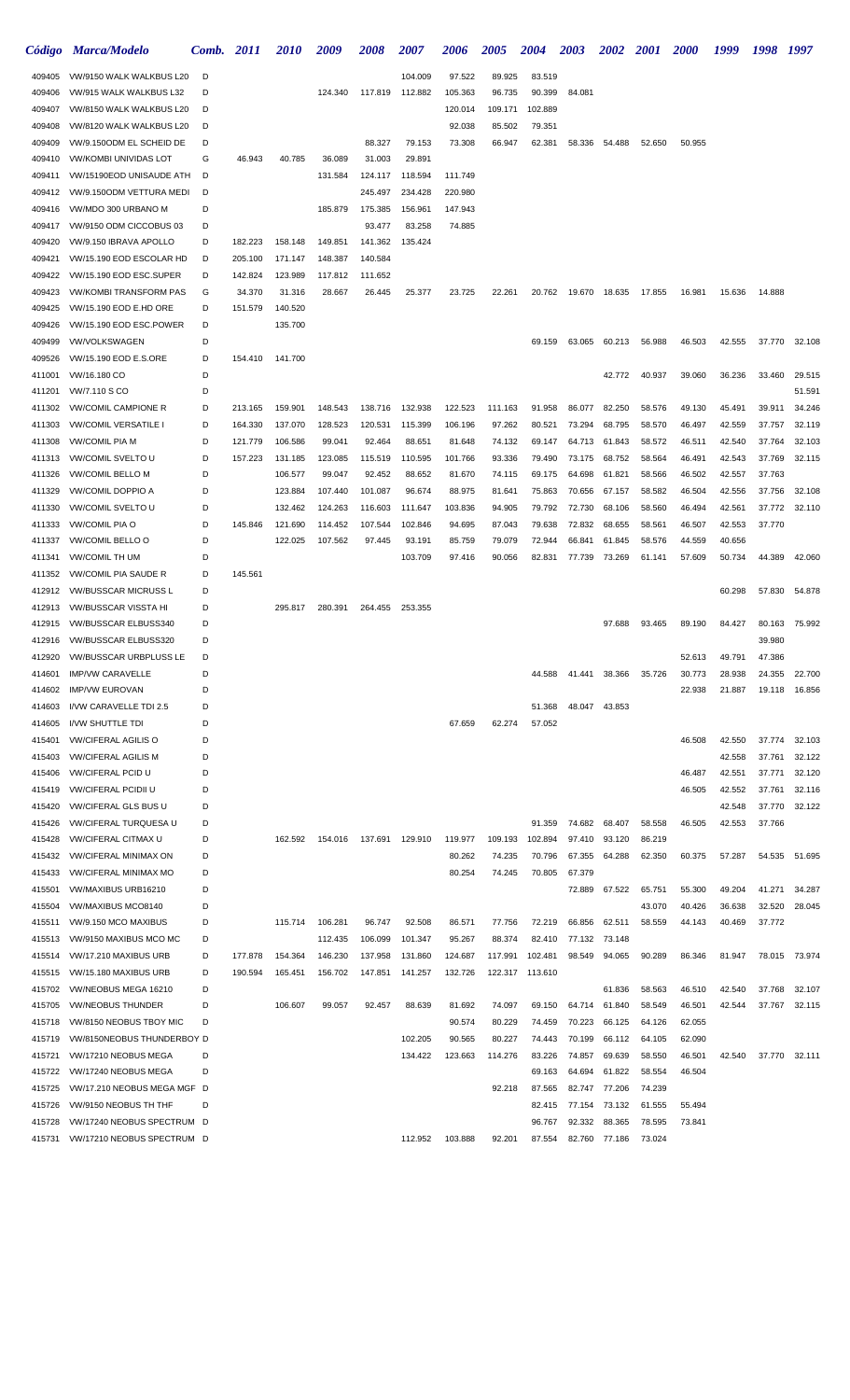| Código | Marca/Modelo | Comb. | 2011 | 2010 | 2009 | 2008 | 2007 | 2006 | 2005 | 2004 | 2003 | 2002 | 2001 | 2000 | 1999 | 1998 | 1997 |
|---|---|---|---|---|---|---|---|---|---|---|---|---|---|---|---|---|---|
| 409405 | VW/9150 WALK WALKBUS L20 | D | | | | | 104.009 | 97.522 | 89.925 | 83.519 | | | | | | | |
| 409406 | VW/915 WALK WALKBUS L32 | D | | | 124.340 | 117.819 | 112.882 | 105.363 | 96.735 | 90.399 | 84.081 | | | | | | |
| 409407 | VW/8150 WALK WALKBUS L20 | D | | | | | | 120.014 | 109.171 | 102.889 | | | | | | | |
| 409408 | VW/8120 WALK WALKBUS L20 | D | | | | | | 92.038 | 85.502 | 79.351 | | | | | | | |
| 409409 | VW/9.150ODM EL SCHEID DE | D | | | | 88.327 | 79.153 | 73.308 | 66.947 | 62.381 | 58.336 | 54.488 | 52.650 | 50.955 | | | |
| 409410 | VW/KOMBI UNIVIDAS LOT | G | 46.943 | 40.785 | 36.089 | 31.003 | 29.891 | | | | | | | | | | |
| 409411 | VW/15190EOD UNISAUDE ATH | D | | | 131.584 | 124.117 | 118.594 | 111.749 | | | | | | | | | |
| 409412 | VW/9.150ODM VETTURA MEDI | D | | | | 245.497 | 234.428 | 220.980 | | | | | | | | | |
| 409416 | VW/MDO 300 URBANO M | D | | | 185.879 | 175.385 | 156.961 | 147.943 | | | | | | | | | |
| 409417 | VW/9150 ODM CICCOBUS 03 | D | | | | 93.477 | 83.258 | 74.885 | | | | | | | | | |
| 409420 | VW/9.150 IBRAVA APOLLO | D | 182.223 | 158.148 | 149.851 | 141.362 | 135.424 | | | | | | | | | | |
| 409421 | VW/15.190 EOD ESCOLAR HD | D | 205.100 | 171.147 | 148.387 | 140.584 | | | | | | | | | | | |
| 409422 | VW/15.190 EOD ESC.SUPER | D | 142.824 | 123.989 | 117.812 | 111.652 | | | | | | | | | | | |
| 409423 | VW/KOMBI TRANSFORM PAS | G | 34.370 | 31.316 | 28.667 | 26.445 | 25.377 | 23.725 | 22.261 | 20.762 | 19.670 | 18.635 | 17.855 | 16.981 | 15.636 | 14.888 | |
| 409425 | VW/15.190 EOD E.HD ORE | D | 151.579 | 140.520 | | | | | | | | | | | | | |
| 409426 | VW/15.190 EOD ESC.POWER | D | | 135.700 | | | | | | | | | | | | | |
| 409499 | VW/VOLKSWAGEN | D | | | | | | | | 69.159 | 63.065 | 60.213 | 56.988 | 46.503 | 42.555 | 37.770 | 32.108 |
| 409526 | VW/15.190 EOD E.S.ORE | D | 154.410 | 141.700 | | | | | | | | | | | | | |
| 411001 | VW/16.180 CO | D | | | | | | | | | | 42.772 | 40.937 | 39.060 | 36.236 | 33.460 | 29.515 |
| 411201 | VW/7.110 S CO | D | | | | | | | | | | | | | | | 51.591 |
| 411302 | VW/COMIL CAMPIONE R | D | 213.165 | 159.901 | 148.543 | 138.716 | 132.938 | 122.523 | 111.163 | 91.958 | 86.077 | 82.250 | 58.576 | 49.130 | 45.491 | 39.911 | 34.246 |
| 411303 | VW/COMIL VERSATILE I | D | 164.330 | 137.070 | 128.523 | 120.531 | 115.399 | 106.196 | 97.262 | 80.521 | 73.294 | 68.795 | 58.570 | 46.497 | 42.559 | 37.757 | 32.119 |
| 411308 | VW/COMIL PIA M | D | 121.779 | 106.586 | 99.041 | 92.464 | 88.651 | 81.648 | 74.132 | 69.147 | 64.713 | 61.843 | 58.572 | 46.511 | 42.540 | 37.764 | 32.103 |
| 411313 | VW/COMIL SVELTO U | D | 157.223 | 131.185 | 123.085 | 115.519 | 110.595 | 101.766 | 93.336 | 79.490 | 73.175 | 68.752 | 58.564 | 46.491 | 42.543 | 37.769 | 32.115 |
| 411326 | VW/COMIL BELLO M | D | | 106.577 | 99.047 | 92.452 | 88.652 | 81.670 | 74.115 | 69.175 | 64.698 | 61.821 | 58.566 | 46.502 | 42.557 | 37.763 | |
| 411329 | VW/COMIL DOPPIO A | D | | 123.884 | 107.440 | 101.087 | 96.674 | 88.975 | 81.641 | 75.863 | 70.656 | 67.157 | 58.582 | 46.504 | 42.556 | 37.756 | 32.108 |
| 411330 | VW/COMIL SVELTO U | D | | 132.462 | 124.263 | 116.603 | 111.647 | 103.836 | 94.905 | 79.792 | 72.730 | 68.106 | 58.560 | 46.494 | 42.561 | 37.772 | 32.110 |
| 411333 | VW/COMIL PIA O | D | 145.846 | 121.690 | 114.452 | 107.544 | 102.846 | 94.695 | 87.043 | 79.638 | 72.832 | 68.655 | 58.561 | 46.507 | 42.553 | 37.770 | |
| 411337 | VW/COMIL BELLO O | D | | 122.025 | 107.562 | 97.445 | 93.191 | 85.759 | 79.079 | 72.944 | 66.841 | 61.845 | 58.576 | 44.559 | 40.656 | | |
| 411341 | VW/COMIL TH UM | D | | | | | 103.709 | 97.416 | 90.056 | 82.831 | 77.739 | 73.269 | 61.141 | 57.609 | 50.734 | 44.389 | 42.060 |
| 411352 | VW/COMIL PIA SAUDE R | D | 145.561 | | | | | | | | | | | | | | |
| 412912 | VW/BUSSCAR MICRUSS L | D | | | | | | | | | | | | | 60.298 | 57.830 | 54.878 |
| 412913 | VW/BUSSCAR VISSTA HI | D | | 295.817 | 280.391 | 264.455 | 253.355 | | | | | | | | | | |
| 412915 | VW/BUSSCAR ELBUSS340 | D | | | | | | | | | | 97.688 | 93.465 | 89.190 | 84.427 | 80.163 | 75.992 |
| 412916 | VW/BUSSCAR ELBUSS320 | D | | | | | | | | | | | | | | 39.980 | |
| 412920 | VW/BUSSCAR URBPLUSS LE | D | | | | | | | | | | | | 52.613 | 49.791 | 47.386 | |
| 414601 | IMP/VW CARAVELLE | D | | | | | | | | 44.588 | 41.441 | 38.366 | 35.726 | 30.773 | 28.938 | 24.355 | 22.700 |
| 414602 | IMP/VW EUROVAN | D | | | | | | | | | | | | 22.938 | 21.887 | 19.118 | 16.856 |
| 414603 | I/VW CARAVELLE TDI 2.5 | D | | | | | | | | 51.368 | 48.047 | 43.853 | | | | | |
| 414605 | I/VW SHUTTLE TDI | D | | | | | | 67.659 | 62.274 | 57.052 | | | | | | | |
| 415401 | VW/CIFERAL AGILIS O | D | | | | | | | | | | | | 46.508 | 42.550 | 37.774 | 32.103 |
| 415403 | VW/CIFERAL AGILIS M | D | | | | | | | | | | | | | 42.558 | 37.761 | 32.122 |
| 415406 | VW/CIFERAL PCID U | D | | | | | | | | | | | | 46.487 | 42.551 | 37.771 | 32.120 |
| 415419 | VW/CIFERAL PCIDII U | D | | | | | | | | | | | | 46.505 | 42.552 | 37.761 | 32.116 |
| 415420 | VW/CIFERAL GLS BUS U | D | | | | | | | | | | | | | 42.548 | 37.770 | 32.122 |
| 415426 | VW/CIFERAL TURQUESA U | D | | | | | | | | 91.359 | 74.682 | 68.407 | 58.558 | 46.505 | 42.553 | 37.766 | |
| 415428 | VW/CIFERAL CITMAX U | D | | 162.592 | 154.016 | 137.691 | 129.910 | 119.977 | 109.193 | 102.894 | 97.410 | 93.120 | 86.219 | | | | |
| 415432 | VW/CIFERAL MINIMAX ON | D | | | | | | 80.262 | 74.235 | 70.796 | 67.355 | 64.288 | 62.350 | 60.375 | 57.287 | 54.535 | 51.695 |
| 415433 | VW/CIFERAL MINIMAX MO | D | | | | | | 80.254 | 74.245 | 70.805 | 67.379 | | | | | | |
| 415501 | VW/MAXIBUS URB16210 | D | | | | | | | | | 72.889 | 67.522 | 65.751 | 55.300 | 49.204 | 41.271 | 34.287 |
| 415504 | VW/MAXIBUS MCO8140 | D | | | | | | | | | | | 43.070 | 40.426 | 36.638 | 32.520 | 28.045 |
| 415511 | VW/9.150 MCO MAXIBUS | D | | 115.714 | 106.281 | 96.747 | 92.508 | 86.571 | 77.756 | 72.219 | 66.856 | 62.511 | 58.559 | 44.143 | 40.469 | 37.772 | |
| 415513 | VW/9150 MAXIBUS MCO MC | D | | | 112.435 | 106.099 | 101.347 | 95.267 | 88.374 | 82.410 | 77.132 | 73.148 | | | | | |
| 415514 | VW/17.210 MAXIBUS URB | D | 177.878 | 154.364 | 146.230 | 137.958 | 131.860 | 124.687 | 117.991 | 102.481 | 98.549 | 94.065 | 90.289 | 86.346 | 81.947 | 78.015 | 73.974 |
| 415515 | VW/15.180 MAXIBUS URB | D | 190.594 | 165.451 | 156.702 | 147.851 | 141.257 | 132.726 | 122.317 | 113.610 | | | | | | | |
| 415702 | VW/NEOBUS MEGA 16210 | D | | | | | | | | | | 61.836 | 58.563 | 46.510 | 42.540 | 37.768 | 32.107 |
| 415705 | VW/NEOBUS THUNDER | D | | 106.607 | 99.057 | 92.457 | 88.639 | 81.692 | 74.097 | 69.150 | 64.714 | 61.840 | 58.549 | 46.501 | 42.544 | 37.767 | 32.115 |
| 415718 | VW/8150 NEOBUS TBOY MIC | D | | | | | | 90.574 | 80.229 | 74.459 | 70.223 | 66.125 | 64.126 | 62.055 | | | |
| 415719 | VW/8150NEOBUS THUNDERBOY | D | | | | | 102.205 | 90.565 | 80.227 | 74.443 | 70.199 | 66.112 | 64.105 | 62.090 | | | |
| 415721 | VW/17210 NEOBUS MEGA | D | | | | | 134.422 | 123.663 | 114.276 | 83.226 | 74.857 | 69.639 | 58.550 | 46.501 | 42.540 | 37.770 | 32.111 |
| 415722 | VW/17240 NEOBUS MEGA | D | | | | | | | | 69.163 | 64.694 | 61.822 | 58.554 | 46.504 | | | |
| 415725 | VW/17.210 NEOBUS MEGA MGF | D | | | | | | | 92.218 | 87.565 | 82.747 | 77.206 | 74.239 | | | | |
| 415726 | VW/9150 NEOBUS TH THF | D | | | | | | | | 82.415 | 77.154 | 73.132 | 61.555 | 55.494 | | | |
| 415728 | VW/17240 NEOBUS SPECTRUM | D | | | | | | | | 96.767 | 92.332 | 88.365 | 78.595 | 73.841 | | | |
| 415731 | VW/17210 NEOBUS SPECTRUM | D | | | | | 112.952 | 103.888 | 92.201 | 87.554 | 82.760 | 77.186 | 73.024 | | | | |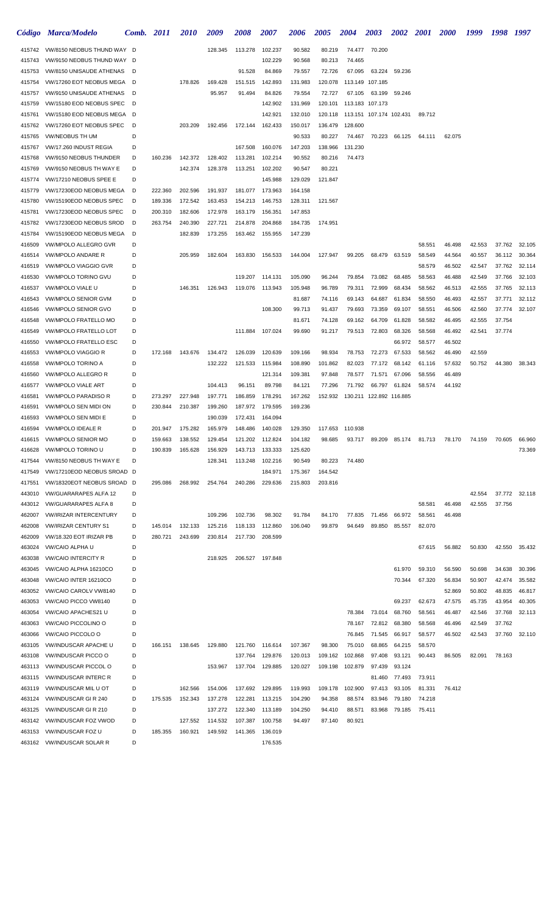| Código | Marca/Modelo | Comb. | 2011 | 2010 | 2009 | 2008 | 2007 | 2006 | 2005 | 2004 | 2003 | 2002 | 2001 | 2000 | 1999 | 1998 | 1997 |
|---|---|---|---|---|---|---|---|---|---|---|---|---|---|---|---|---|---|
| 415742 | VW/8150 NEOBUS THUND WAY | D | | | 128.345 | 113.278 | 102.237 | 90.582 | 80.219 | 74.477 | 70.200 | | | | | | |
| 415743 | VW/9150 NEOBUS THUND WAY | D | | | | | 102.229 | 90.568 | 80.213 | 74.465 | | | | | | | |
| 415753 | VW/8150 UNISAUDE ATHENAS | D | | | | 91.528 | 84.869 | 79.557 | 72.726 | 67.095 | 63.224 | 59.236 | | | | | |
| 415754 | VW/17260 EOT NEOBUS MEGA | D | | 178.826 | 169.428 | 151.515 | 142.893 | 131.983 | 120.078 | 113.149 | 107.185 | | | | | | |
| 415757 | VW/9150 UNISAUDE ATHENAS | D | | | 95.957 | 91.494 | 84.826 | 79.554 | 72.727 | 67.105 | 63.199 | 59.246 | | | | | |
| 415759 | VW/15180 EOD NEOBUS SPEC | D | | | | | 142.902 | 131.969 | 120.101 | 113.183 | 107.173 | | | | | | |
| 415761 | VW/15180 EOD NEOBUS MEGA | D | | | | | 142.921 | 132.010 | 120.118 | 113.151 | 107.174 | 102.431 | 89.712 | | | | |
| 415762 | VW/17260 EOT NEOBUS SPEC | D | | 203.209 | 192.456 | 172.144 | 162.433 | 150.017 | 136.479 | 128.600 | | | | | | | |
| 415765 | VW/NEOBUS TH UM | D | | | | | | 90.533 | 80.227 | 74.467 | 70.223 | 66.125 | 64.111 | 62.075 | | | |
| 415767 | VW/17.260 INDUST REGIA | D | | | | 167.508 | 160.076 | 147.203 | 138.966 | 131.230 | | | | | | | |
| 415768 | VW/9150 NEOBUS THUNDER | D | 160.236 | 142.372 | 128.402 | 113.281 | 102.214 | 90.552 | 80.216 | 74.473 | | | | | | | |
| 415769 | VW/9150 NEOBUS TH WAY E | D | | 142.374 | 128.378 | 113.251 | 102.202 | 90.547 | 80.221 | | | | | | | | |
| 415774 | VW/17210 NEOBUS SPEE E | D | | | | | 145.988 | 129.029 | 121.847 | | | | | | | | |
| 415779 | VW/17230EOD NEOBUS MEGA | D | 222.360 | 202.596 | 191.937 | 181.077 | 173.963 | 164.158 | | | | | | | | | |
| 415780 | VW/15190EOD NEOBUS SPEC | D | 189.336 | 172.542 | 163.453 | 154.213 | 146.753 | 128.311 | 121.567 | | | | | | | | |
| 415781 | VW/17230EOD NEOBUS SPEC | D | 200.310 | 182.606 | 172.978 | 163.179 | 156.351 | 147.853 | | | | | | | | | |
| 415782 | VW/17230EOD NEOBUS SROD | D | 263.754 | 240.390 | 227.721 | 214.878 | 204.868 | 184.735 | 174.951 | | | | | | | | |
| 415784 | VW/15190EOD NEOBUS MEGA | D | | 182.839 | 173.255 | 163.462 | 155.955 | 147.239 | | | | | | | | | |
| 416509 | VW/MPOLO ALLEGRO GVR | D | | | | | | | | | | | 58.551 | 46.498 | 42.553 | 37.762 | 32.105 |
| 416514 | VW/MPOLO ANDARE R | D | | 205.959 | 182.604 | 163.830 | 156.533 | 144.004 | 127.947 | 99.205 | 68.479 | 63.519 | 58.549 | 44.564 | 40.557 | 36.112 | 30.364 |
| 416519 | VW/MPOLO VIAGGIO GVR | D | | | | | | | | | | | 58.579 | 46.502 | 42.547 | 37.762 | 32.114 |
| 416530 | VW/MPOLO TORINO GVU | D | | | | 119.207 | 114.131 | 105.090 | 96.244 | 79.854 | 73.082 | 68.485 | 58.563 | 46.488 | 42.549 | 37.766 | 32.103 |
| 416537 | VW/MPOLO VIALE U | D | | 146.351 | 126.943 | 119.076 | 113.943 | 105.948 | 96.789 | 79.311 | 72.999 | 68.434 | 58.562 | 46.513 | 42.555 | 37.765 | 32.113 |
| 416543 | VW/MPOLO SENIOR GVM | D | | | | | | 81.687 | 74.116 | 69.143 | 64.687 | 61.834 | 58.550 | 46.493 | 42.557 | 37.771 | 32.112 |
| 416546 | VW/MPOLO SENIOR GVO | D | | | | | 108.300 | 99.713 | 91.437 | 79.693 | 73.359 | 69.107 | 58.551 | 46.506 | 42.560 | 37.774 | 32.107 |
| 416548 | VW/MPOLO FRATELLO MO | D | | | | | | 81.671 | 74.128 | 69.162 | 64.709 | 61.828 | 58.582 | 46.495 | 42.555 | 37.754 | |
| 416549 | VW/MPOLO FRATELLO LOT | D | | | | 111.884 | 107.024 | 99.690 | 91.217 | 79.513 | 72.803 | 68.326 | 58.568 | 46.492 | 42.541 | 37.774 | |
| 416550 | VW/MPOLO FRATELLO ESC | D | | | | | | | | | | 66.972 | 58.577 | 46.502 | | | |
| 416553 | VW/MPOLO VIAGGIO R | D | 172.168 | 143.676 | 134.472 | 126.039 | 120.639 | 109.166 | 98.934 | 78.753 | 72.273 | 67.533 | 58.562 | 46.490 | 42.559 | | |
| 416558 | VW/MPOLO TORINO A | D | | | 132.222 | 121.533 | 115.984 | 108.890 | 101.862 | 82.023 | 77.172 | 68.142 | 61.116 | 57.632 | 50.752 | 44.380 | 38.343 |
| 416560 | VW/MPOLO ALLEGRO R | D | | | | | 121.314 | 109.381 | 97.848 | 78.577 | 71.571 | 67.096 | 58.556 | 46.489 | | | |
| 416577 | VW/MPOLO VIALE ART | D | | | 104.413 | 96.151 | 89.798 | 84.121 | 77.296 | 71.792 | 66.797 | 61.824 | 58.574 | 44.192 | | | |
| 416581 | VW/MPOLO PARADISO R | D | 273.297 | 227.948 | 197.771 | 186.859 | 178.291 | 167.262 | 152.932 | 130.211 | 122.892 | 116.885 | | | | | |
| 416591 | VW/MPOLO SEN MIDI ON | D | 230.844 | 210.387 | 199.260 | 187.972 | 179.595 | 169.236 | | | | | | | | | |
| 416593 | VW/MPOLO SEN MIDI E | D | | | 190.039 | 172.431 | 164.094 | | | | | | | | | | |
| 416594 | VW/MPOLO IDEALE R | D | 201.947 | 175.282 | 165.979 | 148.486 | 140.028 | 129.350 | 117.653 | 110.938 | | | | | | | |
| 416615 | VW/MPOLO SENIOR MO | D | 159.663 | 138.552 | 129.454 | 121.202 | 112.824 | 104.182 | 98.685 | 93.717 | 89.209 | 85.174 | 81.713 | 78.170 | 74.159 | 70.605 | 66.960 |
| 416628 | VW/MPOLO TORINO U | D | 190.839 | 165.628 | 156.929 | 143.713 | 133.333 | 125.620 | | | | | | | | | 73.369 |
| 417544 | VW/8150 NEOBUS TH WAY E | D | | | 128.341 | 113.248 | 102.216 | 90.549 | 80.223 | 74.480 | | | | | | | |
| 417549 | VW/17210EOD NEOBUS SROAD | D | | | | | 184.971 | 175.367 | 164.542 | | | | | | | | |
| 417551 | VW/18320EOT NEOBUS SROAD | D | 295.086 | 268.992 | 254.764 | 240.286 | 229.636 | 215.803 | 203.816 | | | | | | | | |
| 443010 | VW/GUARARAPES ALFA 12 | D | | | | | | | | | | | | | 42.554 | 37.772 | 32.118 |
| 443012 | VW/GUARARAPES ALFA 8 | D | | | | | | | | | | | 58.581 | 46.498 | 42.555 | 37.756 | |
| 462007 | VW/IRIZAR INTERCENTURY | D | | | 109.296 | 102.736 | 98.302 | 91.784 | 84.170 | 77.835 | 71.456 | 66.972 | 58.561 | 46.498 | | | |
| 462008 | VW/IRIZAR CENTURY S1 | D | 145.014 | 132.133 | 125.216 | 118.133 | 112.860 | 106.040 | 99.879 | 94.649 | 89.850 | 85.557 | 82.070 | | | | |
| 462009 | VW/18.320 EOT IRIZAR PB | D | 280.721 | 243.699 | 230.814 | 217.730 | 208.599 | | | | | | | | | | |
| 463024 | VW/CAIO ALPHA U | D | | | | | | | | | | | 67.615 | 56.882 | 50.830 | 42.550 | 35.432 |
| 463038 | VW/CAIO INTERCITY R | D | | | 218.925 | 206.527 | 197.848 | | | | | | | | | | |
| 463045 | VW/CAIO ALPHA 16210CO | D | | | | | | | | | | 61.970 | 59.310 | 56.590 | 50.698 | 34.638 | 30.396 |
| 463048 | VW/CAIO INTER 16210CO | D | | | | | | | | | | 70.344 | 67.320 | 56.834 | 50.907 | 42.474 | 35.582 |
| 463052 | VW/CAIO CAROLV VW8140 | D | | | | | | | | | | | | 52.869 | 50.802 | 48.835 | 46.817 |
| 463053 | VW/CAIO PICCO VW8140 | D | | | | | | | | | | 69.237 | 62.673 | 47.575 | 45.735 | 43.954 | 40.305 |
| 463054 | VW/CAIO APACHES21 U | D | | | | | | | | 78.384 | 73.014 | 68.760 | 58.561 | 46.487 | 42.546 | 37.768 | 32.113 |
| 463063 | VW/CAIO PICCOLINO O | D | | | | | | | | 78.167 | 72.812 | 68.380 | 58.568 | 46.496 | 42.549 | 37.762 | |
| 463066 | VW/CAIO PICCOLO O | D | | | | | | | | 76.845 | 71.545 | 66.917 | 58.577 | 46.502 | 42.543 | 37.760 | 32.110 |
| 463105 | VW/INDUSCAR APACHE U | D | 166.151 | 138.645 | 129.880 | 121.760 | 116.614 | 107.367 | 98.300 | 75.010 | 68.865 | 64.215 | 58.570 | | | | |
| 463108 | VW/INDUSCAR PICCO O | D | | | | 137.764 | 129.876 | 120.013 | 109.162 | 102.868 | 97.408 | 93.121 | 90.443 | 86.505 | 82.091 | 78.163 | |
| 463113 | VW/INDUSCAR PICCOL O | D | | | 153.967 | 137.704 | 129.885 | 120.027 | 109.198 | 102.879 | 97.439 | 93.124 | | | | | |
| 463115 | VW/INDUSCAR INTERC R | D | | | | | | | | | 81.460 | 77.493 | 73.911 | | | | |
| 463119 | VW/INDUSCAR MIL U OT | D | | 162.566 | 154.006 | 137.692 | 129.895 | 119.993 | 109.178 | 102.900 | 97.413 | 93.105 | 81.331 | 76.412 | | | |
| 463124 | VW/INDUSCAR GI R 240 | D | 175.535 | 152.343 | 137.278 | 122.281 | 113.215 | 104.290 | 94.358 | 88.574 | 83.946 | 79.180 | 74.218 | | | | |
| 463125 | VW/INDUSCAR GI R 210 | D | | | 137.272 | 122.340 | 113.189 | 104.250 | 94.410 | 88.571 | 83.968 | 79.185 | 75.411 | | | | |
| 463142 | VW/INDUSCAR FOZ VWOD | D | | 127.552 | 114.532 | 107.387 | 100.758 | 94.497 | 87.140 | 80.921 | | | | | | | |
| 463153 | VW/INDUSCAR FOZ U | D | 185.355 | 160.921 | 149.592 | 141.365 | 136.019 | | | | | | | | | | |
| 463162 | VW/INDUSCAR SOLAR R | D | | | | | 176.535 | | | | | | | | | | |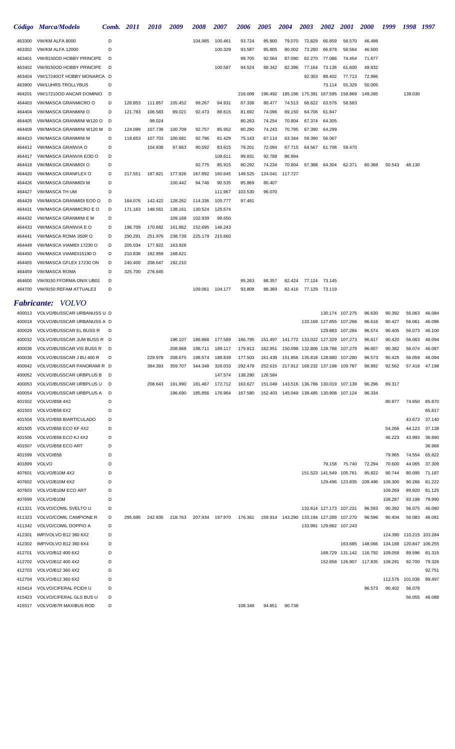| Código | Marca/Modelo | Comb. | 2011 | 2010 | 2009 | 2008 | 2007 | 2006 | 2005 | 2004 | 2003 | 2002 | 2001 | 2000 | 1999 | 1998 | 1997 |
|---|---|---|---|---|---|---|---|---|---|---|---|---|---|---|---|---|---|
| 463300 | VW/KM ALFA 8000 | D | | | | 104.985 | 100.461 | 93.724 | 85.900 | 79.070 | 72.829 | 66.859 | 58.570 | 46.498 | | | |
| 463302 | VW/KM ALFA 12000 | D | | | | | 100.329 | 93.587 | 85.805 | 80.002 | 73.280 | 66.878 | 58.564 | 46.500 | | | |
| 463401 | VW/8150OD HOBBY PRINCIPE | D | | | | | | 99.705 | 92.564 | 87.090 | 82.270 | 77.086 | 74.454 | 71.677 | | | |
| 463402 | VW/9150OD HOBBY PRINCIPE | D | | | | | 100.587 | 94.524 | 88.342 | 82.396 | 77.164 | 73.136 | 61.600 | 49.832 | | | |
| 463404 | VW/17240OT HOBBY MONARCA | D | | | | | | | | | 92.303 | 88.402 | 77.713 | 72.996 | | | |
| 463900 | VW/LUHRS TROLLYBUS | D | | | | | | | | | | 73.114 | 55.329 | 50.005 | | | |
| 464201 | VW/17210OD ANCAR DOMINIO | D | | | | | | 216.009 | 196.492 | 185.196 | 175.391 | 167.595 | 158.869 | 149.265 | | 139.030 | |
| 464403 | VW/MASCA GRANMICRO O | D | 128.853 | 111.857 | 105.452 | 99.267 | 94.931 | 87.338 | 80.477 | 74.513 | 68.622 | 63.576 | 58.583 | | | | |
| 464404 | VW/MASCA GRANMINI O | D | 121.783 | 106.583 | 99.021 | 92.473 | 88.615 | 81.692 | 74.096 | 69.150 | 64.706 | 61.847 | | | | | |
| 464405 | VW/MASCA GRANMINI W120 O | D | | 98.024 | | | | 80.263 | 74.254 | 70.804 | 67.374 | 64.305 | | | | | |
| 464409 | VW/MASCA GRANMINI W120 M | D | 124.099 | 107.739 | 100.709 | 92.757 | 85.952 | 80.290 | 74.243 | 70.795 | 67.390 | 64.299 | | | | | |
| 464410 | VW/MASCA GRANMINI M | D | 118.653 | 107.703 | 100.681 | 92.796 | 81.429 | 75.143 | 67.114 | 63.344 | 59.390 | 56.067 | | | | | |
| 464412 | VW/MASCA GRANVIA O | D | | 104.938 | 97.863 | 90.592 | 83.615 | 79.201 | 72.094 | 67.715 | 64.567 | 61.708 | 59.470 | | | | |
| 464417 | VW/MASCA GRANVIA EOD O | D | | | | | 108.611 | 99.831 | 92.788 | 86.994 | | | | | | | |
| 464418 | VW/MASCA GRANMIDI O | D | | | | 92.775 | 85.915 | 80.292 | 74.234 | 70.804 | 67.388 | 64.304 | 62.371 | 60.368 | 50.543 | 48.130 | |
| 464420 | VW/MASCA GRANFLEX O | D | 217.551 | 187.821 | 177.926 | 167.892 | 160.645 | 149.525 | 124.041 | 117.727 | | | | | | | |
| 464426 | VW/MASCA GRANMIDI M | D | | | 100.442 | 94.746 | 90.535 | 85.869 | 80.407 | | | | | | | | |
| 464427 | VW/MASCA TH UM | D | | | | | 111.967 | 103.530 | 96.070 | | | | | | | | |
| 464429 | VW/MASCA GRANMIDI EOD O | D | 164.076 | 142.422 | 128.262 | 114.336 | 105.777 | 97.481 | | | | | | | | | |
| 464431 | VW/MASCA GRANMICRO E O | D | 171.163 | 148.561 | 138.161 | 130.524 | 125.574 | | | | | | | | | | |
| 464432 | VW/MASCA GRANMINI E M | D | | | 109.168 | 102.939 | 98.650 | | | | | | | | | | |
| 464433 | VW/MASCA GRANVIA E O | D | 196.709 | 170.682 | 161.862 | 152.695 | 146.243 | | | | | | | | | | |
| 464441 | VW/MASCA ROMA 350R O | D | 290.291 | 251.976 | 238.739 | 225.179 | 215.660 | | | | | | | | | | |
| 464449 | VW/MASCA VIAMIDI 17230 O | D | 205.034 | 177.922 | 163.928 | | | | | | | | | | | | |
| 464450 | VW/MASCA VIAMIDI15190 O | D | 210.836 | 182.959 | 168.621 | | | | | | | | | | | | |
| 464455 | VW/MASCA GFLEX 17230 ON | D | 240.400 | 208.647 | 192.210 | | | | | | | | | | | | |
| 464459 | VW/MASCA ROMA | D | 325.700 | 276.845 | | | | | | | | | | | | | |
| 464600 | VW/9150 FFORMA ONIX UB01 | D | | | | | | 95.263 | 88.357 | 82.424 | 77.124 | 73.145 | | | | | |
| 464700 | VW/9150 REFAM ATTUALE3 | D | | | | 109.061 | 104.177 | 93.808 | 88.369 | 82.416 | 77.129 | 73.119 | | | | | |

## *Fabricante: VOLVO*

| Código | Marca/Modelo | Comb. | 2011 | 2010 | 2009 | 2008 | 2007 | 2006 | 2005 | 2004 | 2003 | 2002 | 2001 | 2000 | 1999 | 1998 | 1997 |
|---|---|---|---|---|---|---|---|---|---|---|---|---|---|---|---|---|---|
| 400013 | VOLVO/BUSSCAR URBANUSS U | D | | | | | | | | | | 130.174 | 107.275 | 96.630 | 90.392 | 56.063 | 46.084 |
| 400018 | VOLVO/BUSSCAR URBANUSS A | D | | | | | | | | | 133.169 | 127.855 | 107.266 | 96.616 | 90.427 | 56.061 | 46.096 |
| 400029 | VOLVO/BUSSCAR EL BUSS R | D | | | | | | | | | | 129.883 | 107.284 | 96.574 | 90.405 | 56.073 | 46.100 |
| 400032 | VOLVO/BUSSCAR JUM BUSS R | D | | | 196.107 | 186.868 | 177.589 | 166.795 | 151.497 | 141.772 | 133.022 | 127.329 | 107.273 | 96.617 | 90.420 | 56.063 | 46.094 |
| 400036 | VOLVO/BUSSCAR VIS BUSS R | D | | | 208.868 | 198.711 | 189.117 | 179.813 | 162.951 | 150.098 | 132.806 | 128.788 | 107.279 | 96.607 | 90.382 | 56.074 | 46.087 |
| 400038 | VOLVO/BUSSCAR J BU 400 R | D | | 229.978 | 208.675 | 198.574 | 188.839 | 177.503 | 161.439 | 151.856 | 135.818 | 128.880 | 107.280 | 96.573 | 90.425 | 56.059 | 46.094 |
| 400042 | VOLVO/BUSSCAR PANORAMI R | D | | 384.393 | 359.707 | 344.348 | 326.033 | 292.479 | 252.615 | 217.912 | 168.232 | 137.198 | 109.787 | 98.892 | 92.562 | 57.418 | 47.198 |
| 400052 | VOLVO/BUSSCAR URBPLUS B | D | | | | | 147.574 | 138.280 | 126.584 | | | | | | | | |
| 400053 | VOLVO/BUSSCAR URBPLUS U | D | | 208.643 | 191.990 | 181.467 | 172.712 | 163.627 | 151.049 | 143.516 | 136.786 | 130.019 | 107.139 | 96.296 | 89.317 | | |
| 400054 | VOLVO/BUSSCAR URBPLUS A | D | | | 196.690 | 185.856 | 176.964 | 167.580 | 152.403 | 145.049 | 138.485 | 130.908 | 107.124 | 96.334 | | | |
| 401502 | VOLVO/B58 4X2 | D | | | | | | | | | | | | | 80.877 | 74.650 | 65.870 |
| 401503 | VOLVO/B58 6X2 | D | | | | | | | | | | | | | | | 65.817 |
| 401504 | VOLVO/B58 BIARTICULADO | D | | | | | | | | | | | | | | 43.673 | 37.140 |
| 401505 | VOLVO/B58 ECO KF 4X2 | D | | | | | | | | | | | | | 54.266 | 44.123 | 37.138 |
| 401506 | VOLVO/B58 ECO KJ 4X2 | D | | | | | | | | | | | | | 46.223 | 43.993 | 36.890 |
| 401507 | VOLVO/B58 ECO ART | D | | | | | | | | | | | | | | | 36.968 |
| 401599 | VOLVO/B58 | D | | | | | | | | | | | | | 79.965 | 74.554 | 65.822 |
| 401899 | VOLVO | D | | | | | | | | | | 79.158 | 75.740 | 72.294 | 70.600 | 44.065 | 37.309 |
| 407601 | VOLVO/B10M 4X2 | D | | | | | | | | | 151.523 | 141.549 | 105.761 | 95.822 | 90.744 | 80.095 | 71.187 |
| 407602 | VOLVO/B10M 6X2 | D | | | | | | | | | | 129.496 | 123.835 | 109.496 | 106.300 | 90.266 | 81.222 |
| 407603 | VOLVO/B10M ECO ART | D | | | | | | | | | | | | | 109.269 | 89.920 | 81.125 |
| 407699 | VOLVO/B10M | D | | | | | | | | | | | | | 108.287 | 93.198 | 79.990 |
| 411321 | VOLVO/COMIL SVELTO U | D | | | | | | | | | 132.614 | 127.173 | 107.231 | 96.593 | 90.392 | 56.075 | 46.080 |
| 411323 | VOLVO/COMIL CAMPIONE R | D | 295.695 | 242.935 | 218.763 | 207.934 | 197.970 | 176.361 | 159.914 | 143.290 | 133.194 | 127.289 | 107.270 | 96.596 | 90.404 | 56.083 | 46.081 |
| 411342 | VOLVO/COMIL DOPPIO A | D | | | | | | | | | 133.991 | 129.862 | 107.243 | | | | |
| 412301 | IMP/VOLVO B12 360 6X2 | D | | | | | | | | | | | | | 124.390 | 110.215 | 103.284 |
| 412302 | IMP/VOLVO B12 360 6X4 | D | | | | | | | | | | | 163.685 | 148.066 | 134.188 | 120.847 | 106.255 |
| 412701 | VOLVO/B12 400 6X2 | D | | | | | | | | | | 168.729 | 131.142 | 116.792 | 109.058 | 89.596 | 81.315 |
| 412702 | VOLVO/B12 400 4X2 | D | | | | | | | | | | 152.858 | 126.907 | 117.835 | 108.291 | 92.700 | 79.326 |
| 412703 | VOLVO/B12 360 4X2 | D | | | | | | | | | | | | | | | 92.751 |
| 412704 | VOLVO/B12 360 6X2 | D | | | | | | | | | | | | | 112.576 | 101.036 | 89.497 |
| 415414 | VOLVO/CIFERAL PCIDII U | D | | | | | | | | | | | | 96.573 | 90.402 | 56.078 | |
| 415423 | VOLVO/CIFERAL GLS BUS U | D | | | | | | | | | | | | | | 56.055 | 46.088 |
| 415517 | VOLVO/B7R MAXIBUS ROD | D | | | | | | 108.349 | 94.851 | 90.738 | | | | | | | |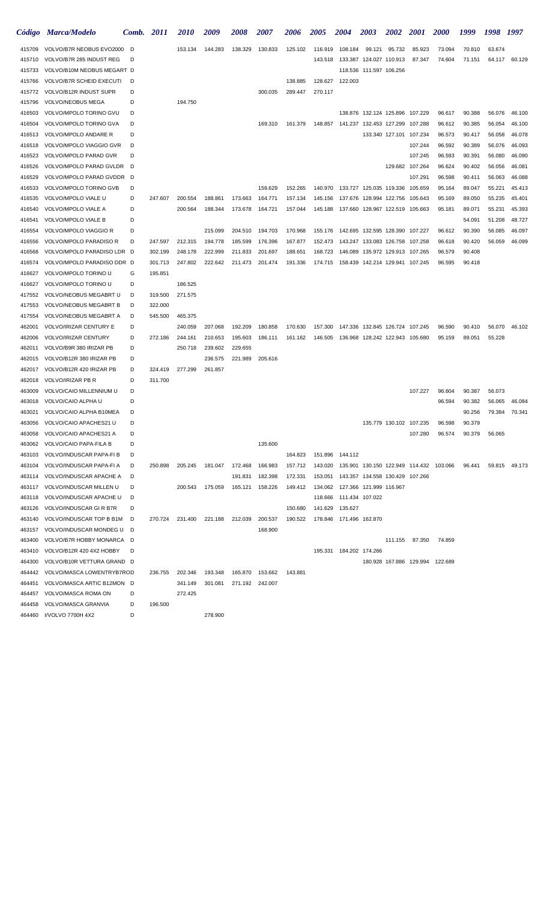| *Código* | *Marca/Modelo* | *Comb.* | *2011* | *2010* | *2009* | *2008* | *2007* | *2006* | *2005* | *2004* | *2003* | *2002* | *2001* | *2000* | *1999* | *1998* | *1997* |
|---|---|---|---|---|---|---|---|---|---|---|---|---|---|---|---|---|---|
| 415709 | VOLVO/B7R NEOBUS EVO2000 | D | | 153.134 | 144.283 | 138.329 | 130.833 | 125.102 | 116.919 | 108.184 | 99.121 | 95.732 | 85.923 | 73.094 | 70.810 | 63.674 | |
| 415710 | VOLVO/B7R 285 INDUST REG | D | | | | | | | 143.518 | 133.387 | 124.027 | 110.913 | 87.347 | 74.604 | 71.151 | 64.117 | 60.129 |
| 415733 | VOLVO/B10M NEOBUS MEGART | D | | | | | | | | 118.536 | 111.597 | 106.256 | | | | | |
| 415766 | VOLVO/B7R SCHEID EXECUTI | D | | | | | | 138.885 | 128.627 | 122.003 | | | | | | | |
| 415772 | VOLVO/B12R INDUST SUPR | D | | | | | 300.035 | 289.447 | 270.117 | | | | | | | | |
| 415796 | VOLVO/NEOBUS MEGA | D | | 194.750 | | | | | | | | | | | | | |
| 416503 | VOLVO/MPOLO TORINO GVU | D | | | | | | | | 138.876 | 132.124 | 125.896 | 107.229 | 96.617 | 90.388 | 56.076 | 46.100 |
| 416504 | VOLVO/MPOLO TORINO GVA | D | | | | | 169.310 | 161.379 | 148.857 | 141.237 | 132.453 | 127.299 | 107.288 | 96.612 | 90.385 | 56.054 | 46.100 |
| 416513 | VOLVO/MPOLO ANDARE R | D | | | | | | | | | 133.340 | 127.101 | 107.234 | 96.573 | 90.417 | 56.058 | 46.078 |
| 416518 | VOLVO/MPOLO VIAGGIO GVR | D | | | | | | | | | | | 107.244 | 96.592 | 90.389 | 56.076 | 46.093 |
| 416523 | VOLVO/MPOLO PARAD GVR | D | | | | | | | | | | | 107.245 | 96.593 | 90.391 | 56.080 | 46.090 |
| 416526 | VOLVO/MPOLO PARAD GVLDR | D | | | | | | | | | | 129.682 | 107.264 | 96.624 | 90.402 | 56.056 | 46.081 |
| 416529 | VOLVO/MPOLO PARAD GVDDR | D | | | | | | | | | | | 107.291 | 96.598 | 90.411 | 56.063 | 46.088 |
| 416533 | VOLVO/MPOLO TORINO GVB | D | | | | | 159.629 | 152.265 | 140.970 | 133.727 | 125.035 | 119.336 | 105.659 | 95.164 | 89.047 | 55.221 | 45.413 |
| 416535 | VOLVO/MPOLO VIALE U | D | 247.607 | 200.554 | 188.861 | 173.663 | 164.771 | 157.134 | 145.156 | 137.676 | 128.994 | 122.756 | 105.643 | 95.169 | 89.050 | 55.235 | 45.401 |
| 416540 | VOLVO/MPOLO VIALE A | D | | 200.564 | 188.344 | 173.678 | 164.721 | 157.044 | 145.188 | 137.660 | 128.967 | 122.519 | 105.663 | 95.181 | 89.071 | 55.231 | 45.393 |
| 416541 | VOLVO/MPOLO VIALE B | D | | | | | | | | | | | | | 54.091 | 51.208 | 48.727 |
| 416554 | VOLVO/MPOLO VIAGGIO R | D | | | 215.099 | 204.510 | 194.703 | 170.968 | 155.176 | 142.695 | 132.595 | 128.390 | 107.227 | 96.612 | 90.390 | 56.085 | 46.097 |
| 416556 | VOLVO/MPOLO PARADISO R | D | 247.597 | 212.315 | 194.778 | 185.599 | 176.396 | 167.877 | 152.473 | 143.247 | 133.083 | 126.758 | 107.258 | 96.618 | 90.420 | 56.059 | 46.099 |
| 416568 | VOLVO/MPOLO PARADISO LDR | D | 302.199 | 248.178 | 222.999 | 211.833 | 201.697 | 188.651 | 168.723 | 146.089 | 135.972 | 129.913 | 107.265 | 96.579 | 90.408 | | |
| 416574 | VOLVO/MPOLO PARADISO DDR | D | 301.713 | 247.802 | 222.642 | 211.473 | 201.474 | 191.336 | 174.715 | 158.439 | 142.214 | 129.941 | 107.245 | 96.595 | 90.418 | | |
| 416627 | VOLVO/MPOLO TORINO U | G | 195.851 | | | | | | | | | | | | | | |
| 416627 | VOLVO/MPOLO TORINO U | D | | 186.525 | | | | | | | | | | | | | |
| 417552 | VOLVO/NEOBUS MEGABRT U | D | 319.500 | 271.575 | | | | | | | | | | | | | |
| 417553 | VOLVO/NEOBUS MEGABRT B | D | 322.000 | | | | | | | | | | | | | | |
| 417554 | VOLVO/NEOBUS MEGABRT A | D | 545.500 | 465.375 | | | | | | | | | | | | | |
| 462001 | VOLVO/IRIZAR CENTURY E | D | | 240.059 | 207.068 | 192.209 | 180.858 | 170.630 | 157.300 | 147.336 | 132.845 | 126.724 | 107.245 | 96.590 | 90.410 | 56.070 | 46.102 |
| 462006 | VOLVO/IRIZAR CENTURY | D | 272.186 | 244.161 | 210.653 | 195.603 | 186.111 | 161.162 | 146.505 | 136.968 | 128.242 | 122.943 | 105.680 | 95.159 | 89.051 | 55.228 | |
| 462011 | VOLVO/B9R 380 IRIZAR PB | D | | 250.718 | 239.602 | 229.655 | | | | | | | | | | | |
| 462015 | VOLVO/B12R 380 IRIZAR PB | D | | | 236.575 | 221.989 | 205.616 | | | | | | | | | | |
| 462017 | VOLVO/B12R 420 IRIZAR PB | D | 324.419 | 277.299 | 261.857 | | | | | | | | | | | | |
| 462018 | VOLVO/IRIZAR PB R | D | 311.700 | | | | | | | | | | | | | | |
| 463009 | VOLVO/CAIO MILLENNIUM U | D | | | | | | | | | | | 107.227 | 96.604 | 90.387 | 56.073 | |
| 463018 | VOLVO/CAIO ALPHA U | D | | | | | | | | | | | | 96.594 | 90.382 | 56.065 | 46.084 |
| 463021 | VOLVO/CAIO ALPHA B10MEA | D | | | | | | | | | | | | | 90.256 | 79.384 | 70.341 |
| 463056 | VOLVO/CAIO APACHES21 U | D | | | | | | | | | 135.779 | 130.102 | 107.235 | 96.598 | 90.379 | | |
| 463058 | VOLVO/CAIO APACHES21 A | D | | | | | | | | | | | 107.280 | 96.574 | 90.379 | 56.065 | |
| 463062 | VOLVO/CAIO PAPA-FILA B | D | | | | | 135.600 | | | | | | | | | | |
| 463103 | VOLVO/INDUSCAR PAPA-FI B | D | | | | | | 164.823 | 151.896 | 144.112 | | | | | | | |
| 463104 | VOLVO/INDUSCAR PAPA-FI A | D | 250.898 | 205.245 | 181.047 | 172.468 | 166.983 | 157.712 | 143.020 | 135.901 | 130.150 | 122.949 | 114.432 | 103.066 | 96.441 | 59.815 | 49.173 |
| 463114 | VOLVO/INDUSCAR APACHE A | D | | | | 191.831 | 182.398 | 172.331 | 153.051 | 143.357 | 134.558 | 130.429 | 107.266 | | | | |
| 463117 | VOLVO/INDUSCAR MILLEN U | D | | 200.543 | 175.059 | 165.121 | 158.226 | 149.412 | 134.062 | 127.366 | 121.999 | 116.967 | | | | | |
| 463118 | VOLVO/INDUSCAR APACHE U | D | | | | | | | 118.666 | 111.434 | 107.022 | | | | | | |
| 463126 | VOLVO/INDUSCAR GI R B7R | D | | | | | | 150.680 | 141.629 | 135.627 | | | | | | | |
| 463140 | VOLVO/INDUSCAR TOP B B1M | D | 270.724 | 231.400 | 221.188 | 212.039 | 200.537 | 190.522 | 178.846 | 171.496 | 162.870 | | | | | | |
| 463157 | VOLVO/INDUSCAR MONDEG U | D | | | | | 168.900 | | | | | | | | | | |
| 463400 | VOLVO/B7R HOBBY MONARCA | D | | | | | | | | | | 111.155 | 87.350 | 74.859 | | | |
| 463410 | VOLVO/B12R 420 4X2 HOBBY | D | | | | | | | 195.331 | 184.202 | 174.266 | | | | | | |
| 464300 | VOLVO/B10R VETTURA GRAND | D | | | | | | | | | 180.928 | 167.886 | 129.994 | 122.689 | | | |
| 464442 | VOLVO/MASCA LOWENTRYB7ROD | | 236.755 | 202.346 | 193.348 | 165.870 | 153.662 | 143.881 | | | | | | | | | |
| 464451 | VOLVO/MASCA ARTIC B12MON | D | | 341.149 | 301.081 | 271.192 | 242.007 | | | | | | | | | | |
| 464457 | VOLVO/MASCA ROMA ON | D | | 272.425 | | | | | | | | | | | | | |
| 464458 | VOLVO/MASCA GRANVIA | D | 196.500 | | | | | | | | | | | | | | |
| 464460 | I/VOLVO 7700H 4X2 | D | | | 278.900 | | | | | | | | | | | | |